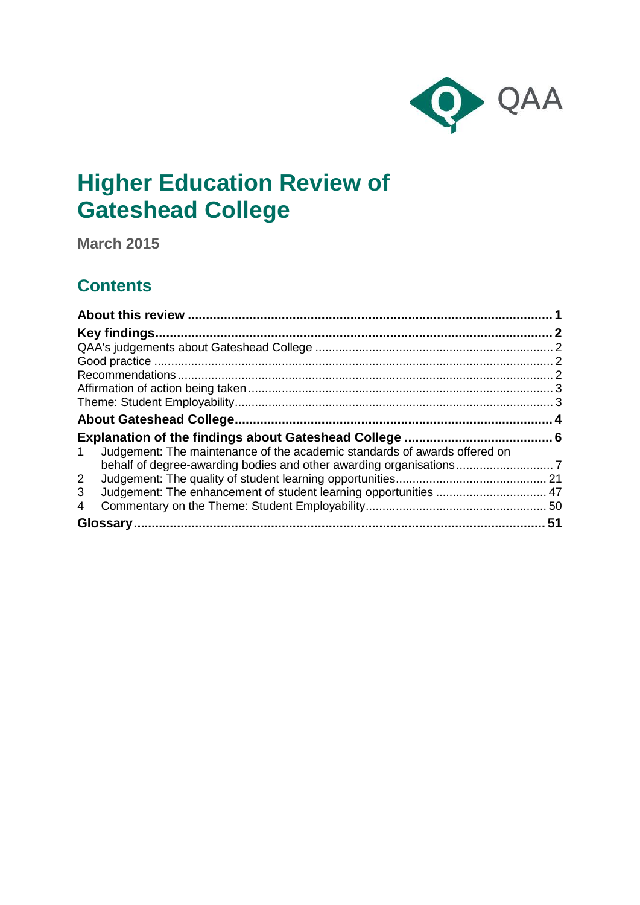# Higher Education Review of Gateshead College

**March 2015**

## Contents

**About this review** ..... **1**

**Key findings** ..... **2**

QAA's judgements about Gateshead College ..... 2

Good practice ..... 2

Recommendations ..... 2

Affirmation of action being taken ..... 3

Theme: Student Employability ..... 3

**About Gateshead College** ..... **4**

**Explanation of the findings about Gateshead College** ..... **6**

1 Judgement: The maintenance of the academic standards of awards offered on behalf of degree-awarding bodies and other awarding organisations ..... 7

2 Judgement: The quality of student learning opportunities ..... 21

3 Judgement: The enhancement of student learning opportunities ..... 47

4 Commentary on the Theme: Student Employability ..... 50

**Glossary** ..... **51**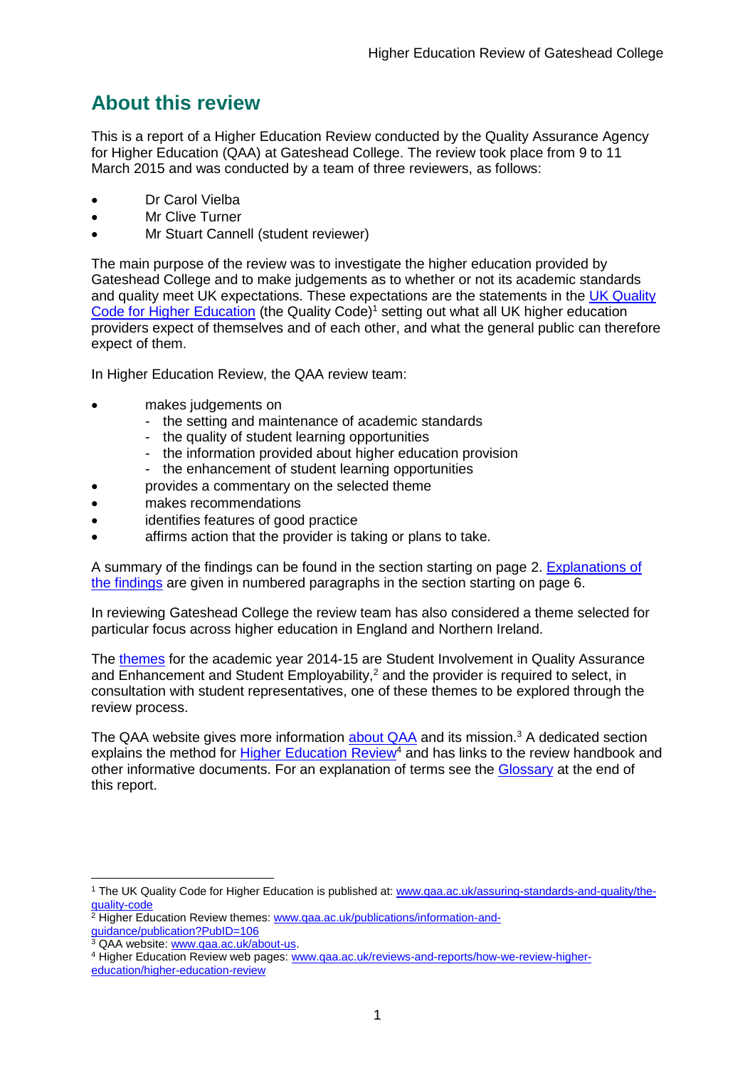## About this review

This is a report of a Higher Education Review conducted by the Quality Assurance Agency for Higher Education (QAA) at Gateshead College. The review took place from 9 to 11 March 2015 and was conducted by a team of three reviewers, as follows:

- Dr Carol Vielba
- Mr Clive Turner
- Mr Stuart Cannell (student reviewer)

The main purpose of the review was to investigate the higher education provided by Gateshead College and to make judgements as to whether or not its academic standards and quality meet UK expectations. These expectations are the statements in the UK Quality Code for Higher Education (the Quality Code)[1] setting out what all UK higher education providers expect of themselves and of each other, and what the general public can therefore expect of them.

In Higher Education Review, the QAA review team:

- makes judgements on
  - the setting and maintenance of academic standards
  - the quality of student learning opportunities
  - the information provided about higher education provision
  - the enhancement of student learning opportunities
- provides a commentary on the selected theme
- makes recommendations
- identifies features of good practice
- affirms action that the provider is taking or plans to take.

A summary of the findings can be found in the section starting on page 2. Explanations of the findings are given in numbered paragraphs in the section starting on page 6.

In reviewing Gateshead College the review team has also considered a theme selected for particular focus across higher education in England and Northern Ireland.

The themes for the academic year 2014-15 are Student Involvement in Quality Assurance and Enhancement and Student Employability,[2] and the provider is required to select, in consultation with student representatives, one of these themes to be explored through the review process.

The QAA website gives more information about QAA and its mission.[3] A dedicated section explains the method for Higher Education Review[4] and has links to the review handbook and other informative documents. For an explanation of terms see the Glossary at the end of this report.

---

[1] The UK Quality Code for Higher Education is published at: www.qaa.ac.uk/assuring-standards-and-quality/the-quality-code

[2] Higher Education Review themes: www.qaa.ac.uk/publications/information-and-guidance/publication?PubID=106

[3] QAA website: www.qaa.ac.uk/about-us.

[4] Higher Education Review web pages: www.qaa.ac.uk/reviews-and-reports/how-we-review-higher-education/higher-education-review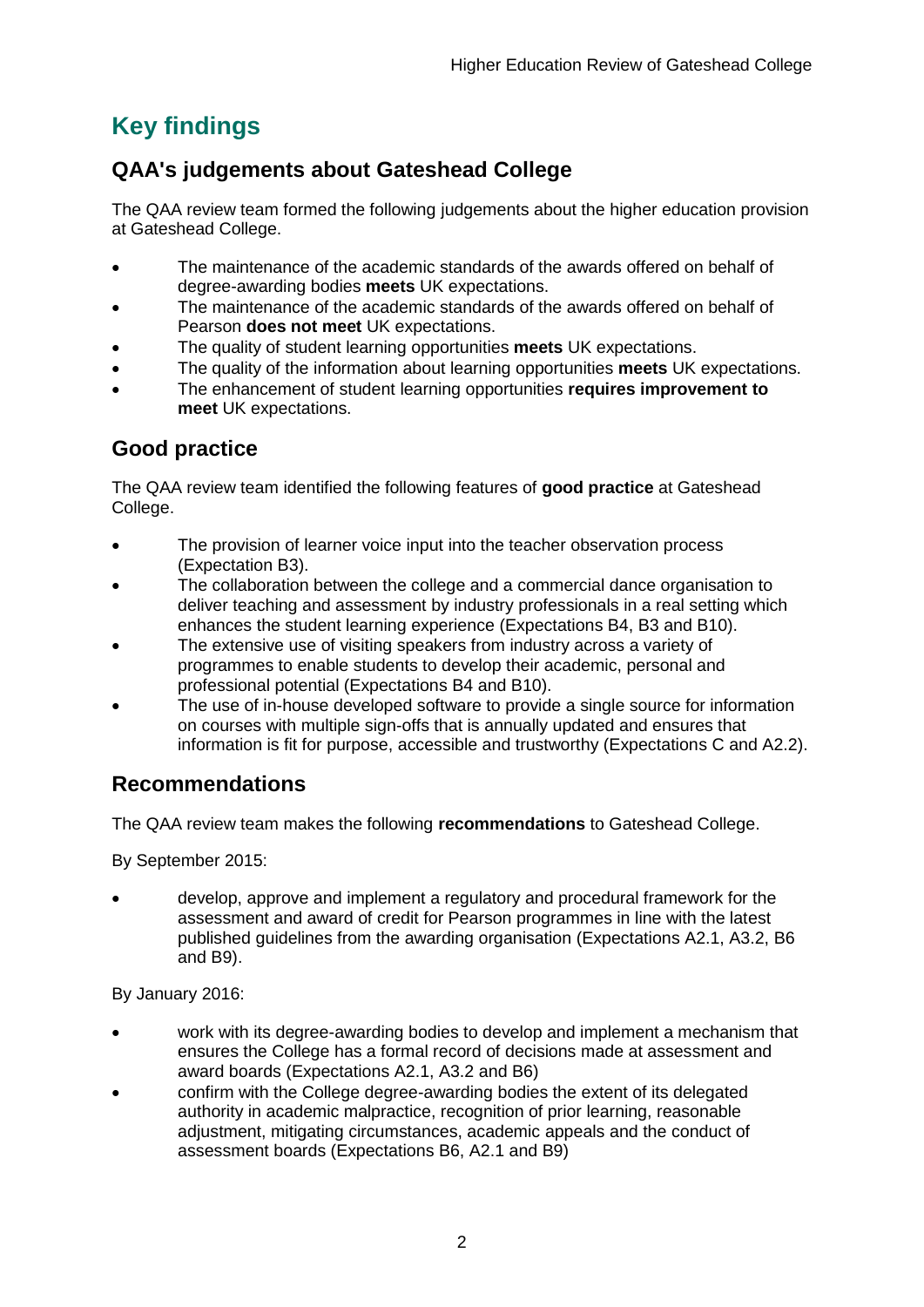# Key findings

## QAA's judgements about Gateshead College

The QAA review team formed the following judgements about the higher education provision at Gateshead College.

- The maintenance of the academic standards of the awards offered on behalf of degree-awarding bodies **meets** UK expectations.
- The maintenance of the academic standards of the awards offered on behalf of Pearson **does not meet** UK expectations.
- The quality of student learning opportunities **meets** UK expectations.
- The quality of the information about learning opportunities **meets** UK expectations.
- The enhancement of student learning opportunities **requires improvement to meet** UK expectations.

## Good practice

The QAA review team identified the following features of **good practice** at Gateshead College.

- The provision of learner voice input into the teacher observation process (Expectation B3).
- The collaboration between the college and a commercial dance organisation to deliver teaching and assessment by industry professionals in a real setting which enhances the student learning experience (Expectations B4, B3 and B10).
- The extensive use of visiting speakers from industry across a variety of programmes to enable students to develop their academic, personal and professional potential (Expectations B4 and B10).
- The use of in-house developed software to provide a single source for information on courses with multiple sign-offs that is annually updated and ensures that information is fit for purpose, accessible and trustworthy (Expectations C and A2.2).

## Recommendations

The QAA review team makes the following **recommendations** to Gateshead College.

By September 2015:

- develop, approve and implement a regulatory and procedural framework for the assessment and award of credit for Pearson programmes in line with the latest published guidelines from the awarding organisation (Expectations A2.1, A3.2, B6 and B9).

By January 2016:

- work with its degree-awarding bodies to develop and implement a mechanism that ensures the College has a formal record of decisions made at assessment and award boards (Expectations A2.1, A3.2 and B6)
- confirm with the College degree-awarding bodies the extent of its delegated authority in academic malpractice, recognition of prior learning, reasonable adjustment, mitigating circumstances, academic appeals and the conduct of assessment boards (Expectations B6, A2.1 and B9)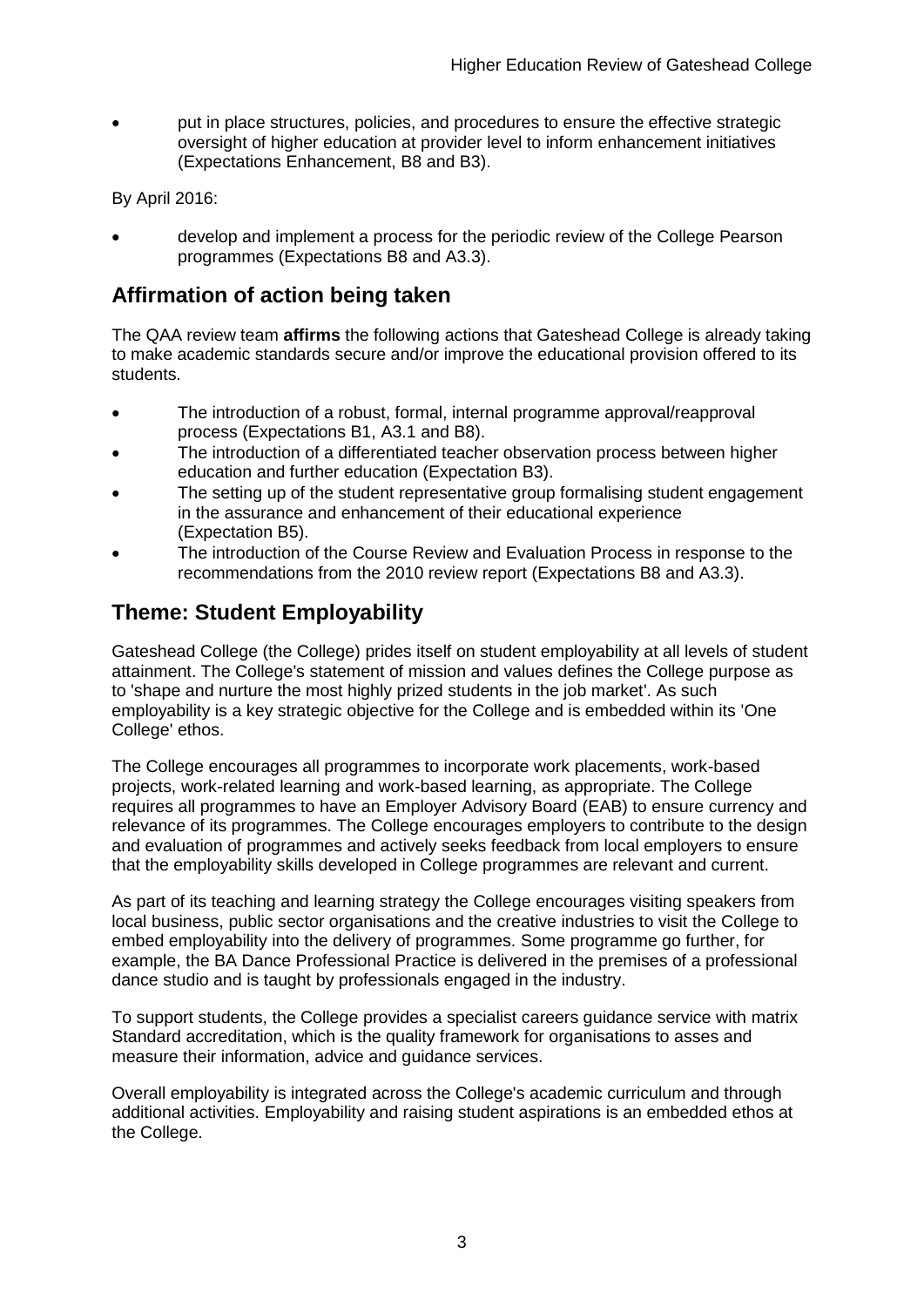- put in place structures, policies, and procedures to ensure the effective strategic oversight of higher education at provider level to inform enhancement initiatives (Expectations Enhancement, B8 and B3).

By April 2016:

- develop and implement a process for the periodic review of the College Pearson programmes (Expectations B8 and A3.3).

## Affirmation of action being taken

The QAA review team **affirms** the following actions that Gateshead College is already taking to make academic standards secure and/or improve the educational provision offered to its students.

- The introduction of a robust, formal, internal programme approval/reapproval process (Expectations B1, A3.1 and B8).
- The introduction of a differentiated teacher observation process between higher education and further education (Expectation B3).
- The setting up of the student representative group formalising student engagement in the assurance and enhancement of their educational experience (Expectation B5).
- The introduction of the Course Review and Evaluation Process in response to the recommendations from the 2010 review report (Expectations B8 and A3.3).

## Theme: Student Employability

Gateshead College (the College) prides itself on student employability at all levels of student attainment. The College's statement of mission and values defines the College purpose as to 'shape and nurture the most highly prized students in the job market'. As such employability is a key strategic objective for the College and is embedded within its 'One College' ethos.

The College encourages all programmes to incorporate work placements, work-based projects, work-related learning and work-based learning, as appropriate. The College requires all programmes to have an Employer Advisory Board (EAB) to ensure currency and relevance of its programmes. The College encourages employers to contribute to the design and evaluation of programmes and actively seeks feedback from local employers to ensure that the employability skills developed in College programmes are relevant and current.

As part of its teaching and learning strategy the College encourages visiting speakers from local business, public sector organisations and the creative industries to visit the College to embed employability into the delivery of programmes. Some programme go further, for example, the BA Dance Professional Practice is delivered in the premises of a professional dance studio and is taught by professionals engaged in the industry.

To support students, the College provides a specialist careers guidance service with matrix Standard accreditation, which is the quality framework for organisations to asses and measure their information, advice and guidance services.

Overall employability is integrated across the College's academic curriculum and through additional activities. Employability and raising student aspirations is an embedded ethos at the College.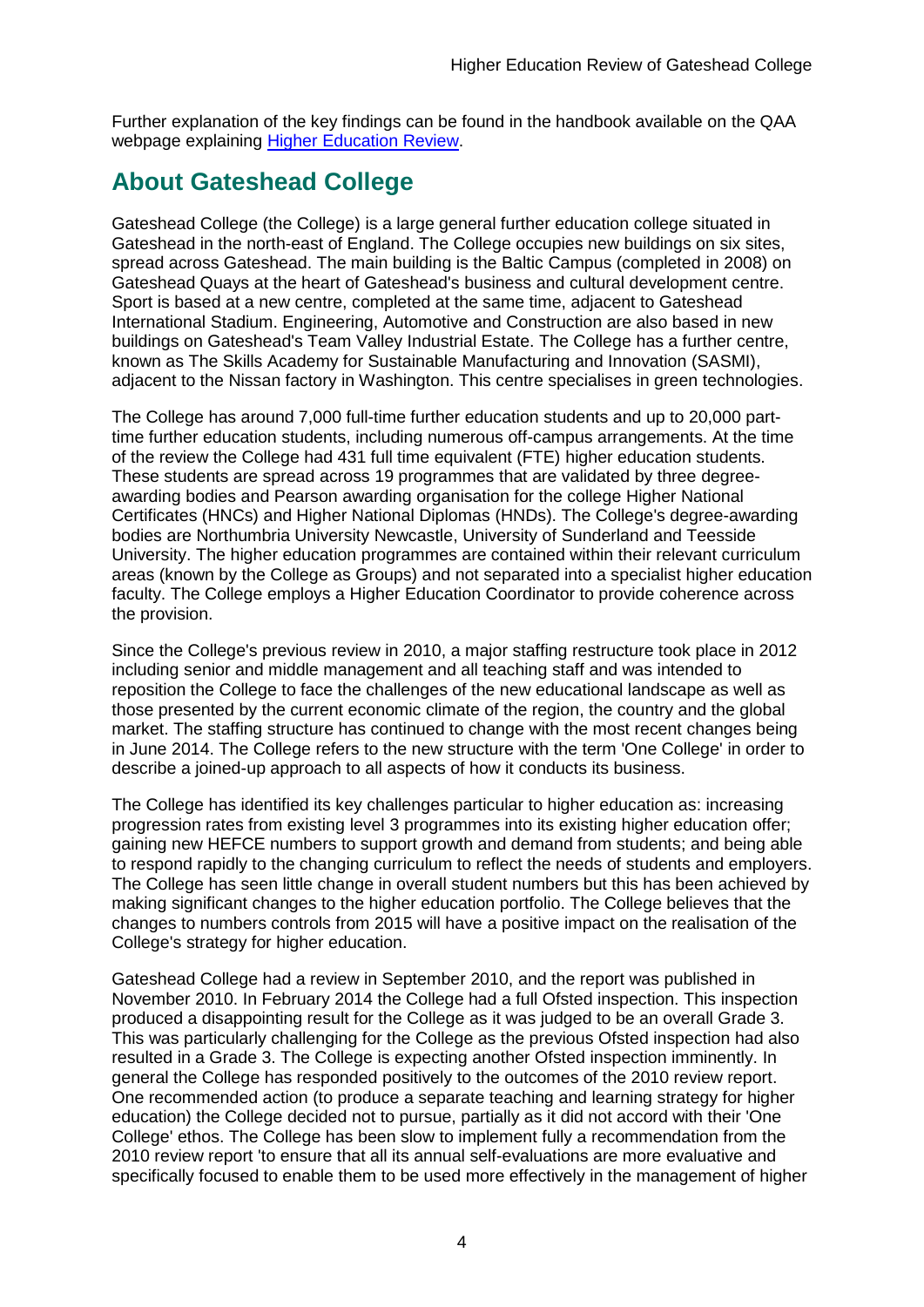Further explanation of the key findings can be found in the handbook available on the QAA webpage explaining [Higher Education Review](http://www.qaa.ac.uk/reviews-and-reports/how-we-review-higher-education/higher-education-review).

## About Gateshead College

Gateshead College (the College) is a large general further education college situated in Gateshead in the north-east of England. The College occupies new buildings on six sites, spread across Gateshead. The main building is the Baltic Campus (completed in 2008) on Gateshead Quays at the heart of Gateshead's business and cultural development centre. Sport is based at a new centre, completed at the same time, adjacent to Gateshead International Stadium. Engineering, Automotive and Construction are also based in new buildings on Gateshead's Team Valley Industrial Estate. The College has a further centre, known as The Skills Academy for Sustainable Manufacturing and Innovation (SASMI), adjacent to the Nissan factory in Washington. This centre specialises in green technologies.

The College has around 7,000 full-time further education students and up to 20,000 part-time further education students, including numerous off-campus arrangements. At the time of the review the College had 431 full time equivalent (FTE) higher education students. These students are spread across 19 programmes that are validated by three degree-awarding bodies and Pearson awarding organisation for the college Higher National Certificates (HNCs) and Higher National Diplomas (HNDs). The College's degree-awarding bodies are Northumbria University Newcastle, University of Sunderland and Teesside University. The higher education programmes are contained within their relevant curriculum areas (known by the College as Groups) and not separated into a specialist higher education faculty. The College employs a Higher Education Coordinator to provide coherence across the provision.

Since the College's previous review in 2010, a major staffing restructure took place in 2012 including senior and middle management and all teaching staff and was intended to reposition the College to face the challenges of the new educational landscape as well as those presented by the current economic climate of the region, the country and the global market. The staffing structure has continued to change with the most recent changes being in June 2014. The College refers to the new structure with the term 'One College' in order to describe a joined-up approach to all aspects of how it conducts its business.

The College has identified its key challenges particular to higher education as: increasing progression rates from existing level 3 programmes into its existing higher education offer; gaining new HEFCE numbers to support growth and demand from students; and being able to respond rapidly to the changing curriculum to reflect the needs of students and employers. The College has seen little change in overall student numbers but this has been achieved by making significant changes to the higher education portfolio. The College believes that the changes to numbers controls from 2015 will have a positive impact on the realisation of the College's strategy for higher education.

Gateshead College had a review in September 2010, and the report was published in November 2010. In February 2014 the College had a full Ofsted inspection. This inspection produced a disappointing result for the College as it was judged to be an overall Grade 3. This was particularly challenging for the College as the previous Ofsted inspection had also resulted in a Grade 3. The College is expecting another Ofsted inspection imminently. In general the College has responded positively to the outcomes of the 2010 review report. One recommended action (to produce a separate teaching and learning strategy for higher education) the College decided not to pursue, partially as it did not accord with their 'One College' ethos. The College has been slow to implement fully a recommendation from the 2010 review report 'to ensure that all its annual self-evaluations are more evaluative and specifically focused to enable them to be used more effectively in the management of higher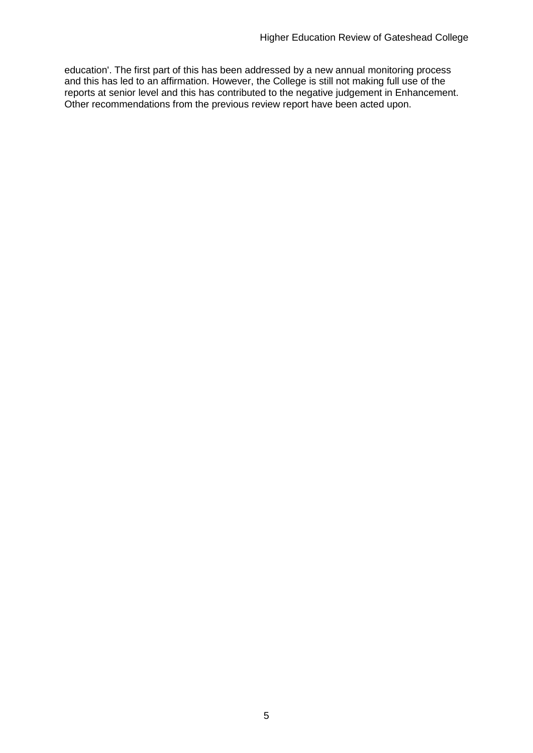education'. The first part of this has been addressed by a new annual monitoring process and this has led to an affirmation. However, the College is still not making full use of the reports at senior level and this has contributed to the negative judgement in Enhancement. Other recommendations from the previous review report have been acted upon.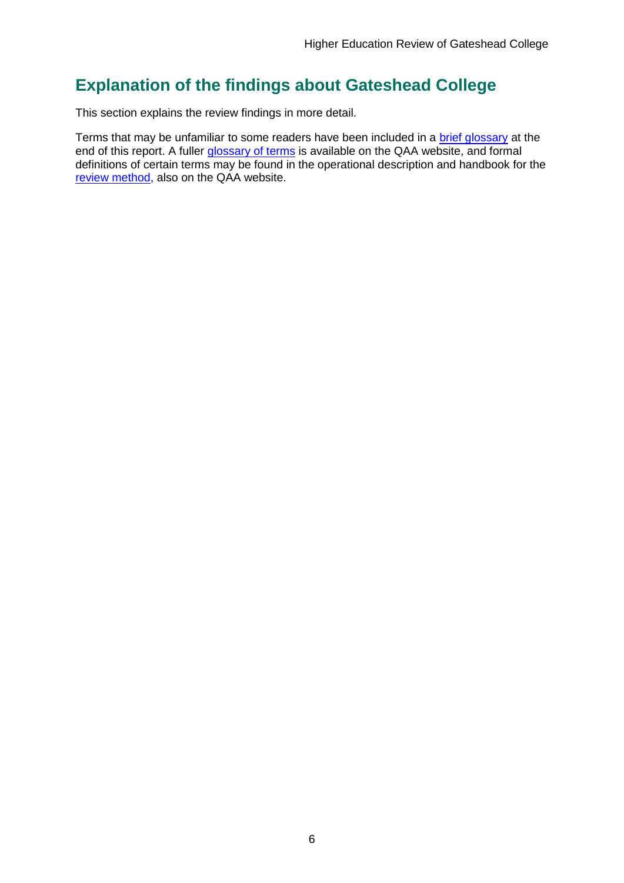## Explanation of the findings about Gateshead College

This section explains the review findings in more detail.

Terms that may be unfamiliar to some readers have been included in a brief glossary at the end of this report. A fuller glossary of terms is available on the QAA website, and formal definitions of certain terms may be found in the operational description and handbook for the review method, also on the QAA website.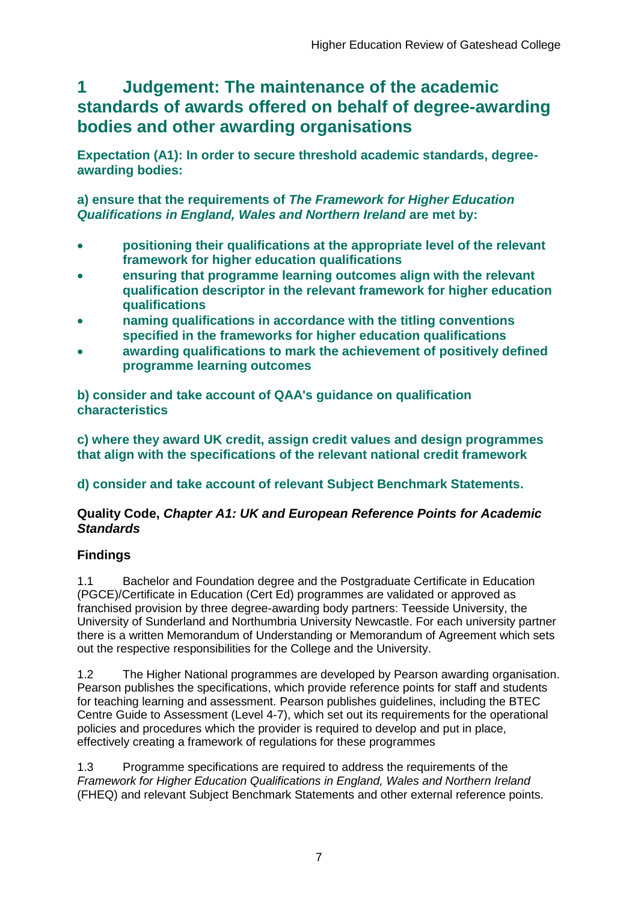# 1 Judgement: The maintenance of the academic standards of awards offered on behalf of degree-awarding bodies and other awarding organisations

**Expectation (A1): In order to secure threshold academic standards, degree-awarding bodies:**

**a) ensure that the requirements of *The Framework for Higher Education Qualifications in England, Wales and Northern Ireland* are met by:**

- **positioning their qualifications at the appropriate level of the relevant framework for higher education qualifications**
- **ensuring that programme learning outcomes align with the relevant qualification descriptor in the relevant framework for higher education qualifications**
- **naming qualifications in accordance with the titling conventions specified in the frameworks for higher education qualifications**
- **awarding qualifications to mark the achievement of positively defined programme learning outcomes**

**b) consider and take account of QAA's guidance on qualification characteristics**

**c) where they award UK credit, assign credit values and design programmes that align with the specifications of the relevant national credit framework**

**d) consider and take account of relevant Subject Benchmark Statements.**

**Quality Code, *Chapter A1: UK and European Reference Points for Academic Standards***

### Findings

1.1 Bachelor and Foundation degree and the Postgraduate Certificate in Education (PGCE)/Certificate in Education (Cert Ed) programmes are validated or approved as franchised provision by three degree-awarding body partners: Teesside University, the University of Sunderland and Northumbria University Newcastle. For each university partner there is a written Memorandum of Understanding or Memorandum of Agreement which sets out the respective responsibilities for the College and the University.

1.2 The Higher National programmes are developed by Pearson awarding organisation. Pearson publishes the specifications, which provide reference points for staff and students for teaching learning and assessment. Pearson publishes guidelines, including the BTEC Centre Guide to Assessment (Level 4-7), which set out its requirements for the operational policies and procedures which the provider is required to develop and put in place, effectively creating a framework of regulations for these programmes

1.3 Programme specifications are required to address the requirements of the *Framework for Higher Education Qualifications in England, Wales and Northern Ireland* (FHEQ) and relevant Subject Benchmark Statements and other external reference points.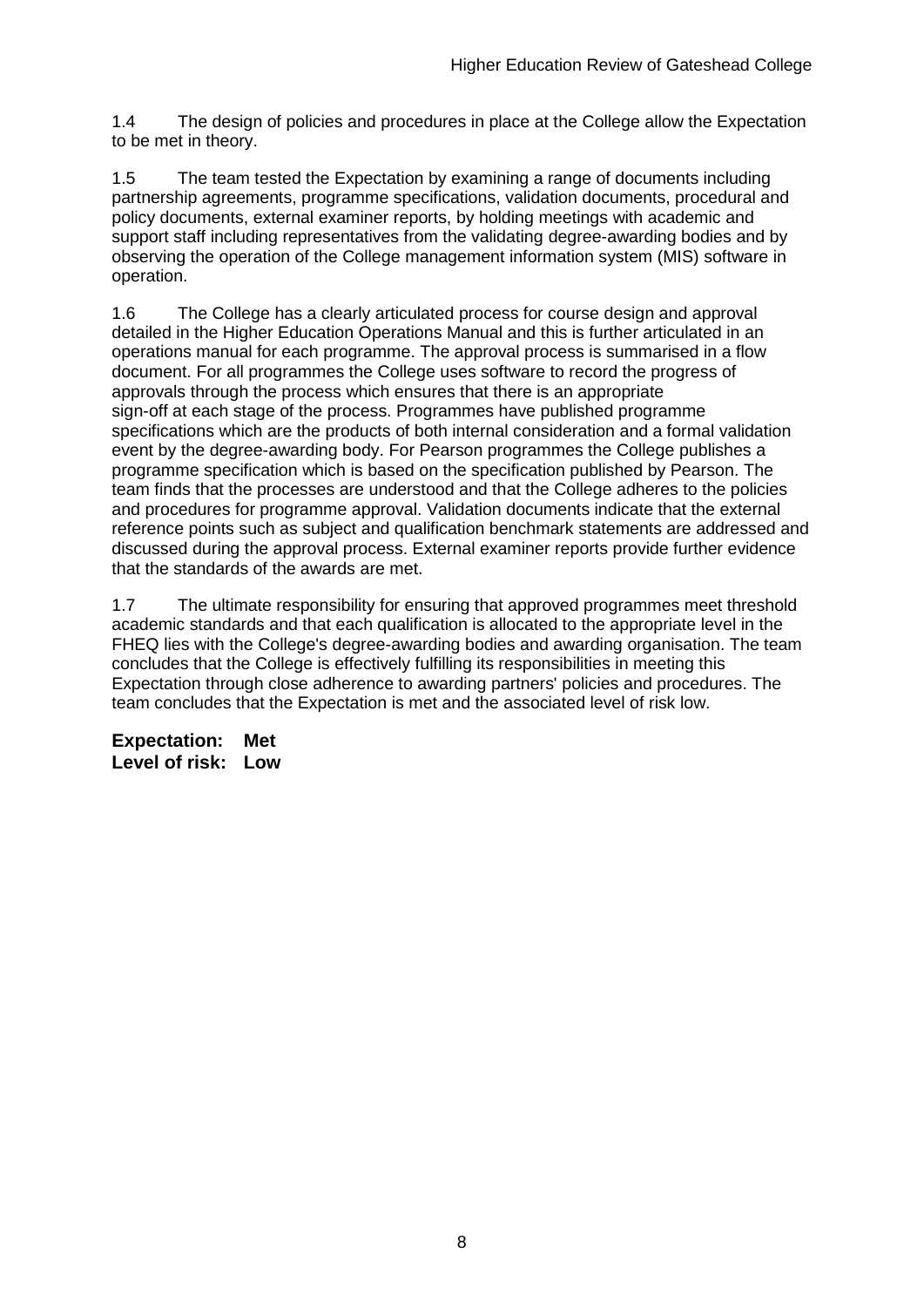1.4 The design of policies and procedures in place at the College allow the Expectation to be met in theory.

1.5 The team tested the Expectation by examining a range of documents including partnership agreements, programme specifications, validation documents, procedural and policy documents, external examiner reports, by holding meetings with academic and support staff including representatives from the validating degree-awarding bodies and by observing the operation of the College management information system (MIS) software in operation.

1.6 The College has a clearly articulated process for course design and approval detailed in the Higher Education Operations Manual and this is further articulated in an operations manual for each programme. The approval process is summarised in a flow document. For all programmes the College uses software to record the progress of approvals through the process which ensures that there is an appropriate sign-off at each stage of the process. Programmes have published programme specifications which are the products of both internal consideration and a formal validation event by the degree-awarding body. For Pearson programmes the College publishes a programme specification which is based on the specification published by Pearson. The team finds that the processes are understood and that the College adheres to the policies and procedures for programme approval. Validation documents indicate that the external reference points such as subject and qualification benchmark statements are addressed and discussed during the approval process. External examiner reports provide further evidence that the standards of the awards are met.

1.7 The ultimate responsibility for ensuring that approved programmes meet threshold academic standards and that each qualification is allocated to the appropriate level in the FHEQ lies with the College's degree-awarding bodies and awarding organisation. The team concludes that the College is effectively fulfilling its responsibilities in meeting this Expectation through close adherence to awarding partners' policies and procedures. The team concludes that the Expectation is met and the associated level of risk low.

**Expectation: Met**
**Level of risk: Low**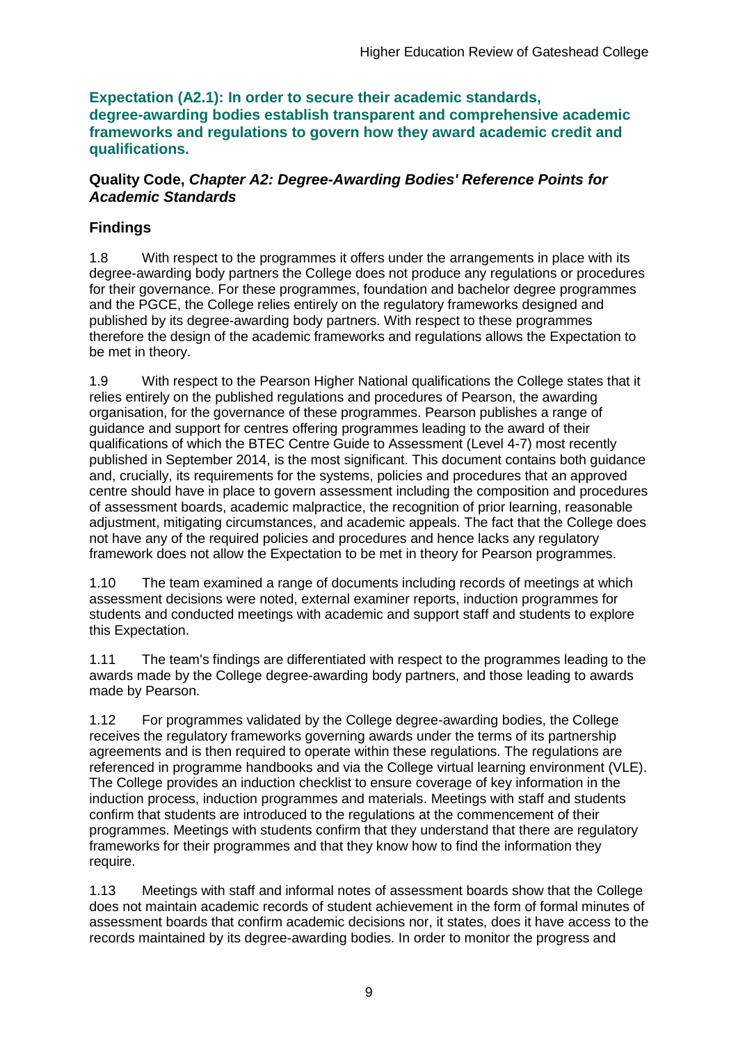**Expectation (A2.1): In order to secure their academic standards, degree-awarding bodies establish transparent and comprehensive academic frameworks and regulations to govern how they award academic credit and qualifications.**

**Quality Code, *Chapter A2: Degree-Awarding Bodies' Reference Points for Academic Standards***

## Findings

1.8 With respect to the programmes it offers under the arrangements in place with its degree-awarding body partners the College does not produce any regulations or procedures for their governance. For these programmes, foundation and bachelor degree programmes and the PGCE, the College relies entirely on the regulatory frameworks designed and published by its degree-awarding body partners. With respect to these programmes therefore the design of the academic frameworks and regulations allows the Expectation to be met in theory.

1.9 With respect to the Pearson Higher National qualifications the College states that it relies entirely on the published regulations and procedures of Pearson, the awarding organisation, for the governance of these programmes. Pearson publishes a range of guidance and support for centres offering programmes leading to the award of their qualifications of which the BTEC Centre Guide to Assessment (Level 4-7) most recently published in September 2014, is the most significant. This document contains both guidance and, crucially, its requirements for the systems, policies and procedures that an approved centre should have in place to govern assessment including the composition and procedures of assessment boards, academic malpractice, the recognition of prior learning, reasonable adjustment, mitigating circumstances, and academic appeals. The fact that the College does not have any of the required policies and procedures and hence lacks any regulatory framework does not allow the Expectation to be met in theory for Pearson programmes.

1.10 The team examined a range of documents including records of meetings at which assessment decisions were noted, external examiner reports, induction programmes for students and conducted meetings with academic and support staff and students to explore this Expectation.

1.11 The team's findings are differentiated with respect to the programmes leading to the awards made by the College degree-awarding body partners, and those leading to awards made by Pearson.

1.12 For programmes validated by the College degree-awarding bodies, the College receives the regulatory frameworks governing awards under the terms of its partnership agreements and is then required to operate within these regulations. The regulations are referenced in programme handbooks and via the College virtual learning environment (VLE). The College provides an induction checklist to ensure coverage of key information in the induction process, induction programmes and materials. Meetings with staff and students confirm that students are introduced to the regulations at the commencement of their programmes. Meetings with students confirm that they understand that there are regulatory frameworks for their programmes and that they know how to find the information they require.

1.13 Meetings with staff and informal notes of assessment boards show that the College does not maintain academic records of student achievement in the form of formal minutes of assessment boards that confirm academic decisions nor, it states, does it have access to the records maintained by its degree-awarding bodies. In order to monitor the progress and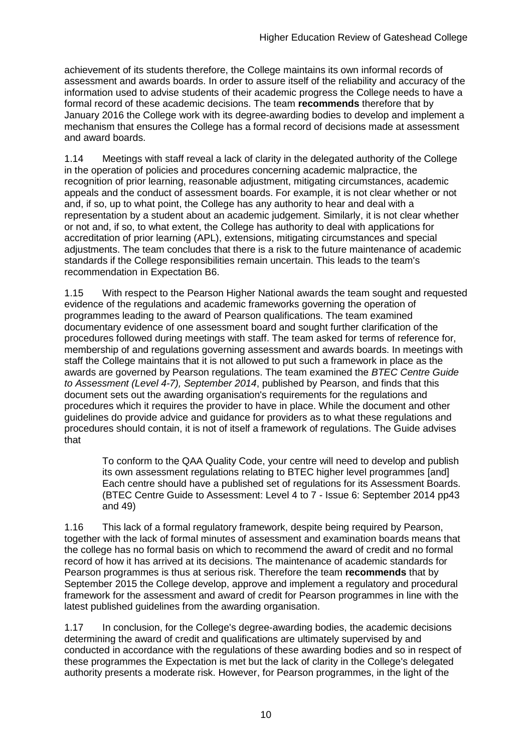achievement of its students therefore, the College maintains its own informal records of assessment and awards boards. In order to assure itself of the reliability and accuracy of the information used to advise students of their academic progress the College needs to have a formal record of these academic decisions. The team **recommends** therefore that by January 2016 the College work with its degree-awarding bodies to develop and implement a mechanism that ensures the College has a formal record of decisions made at assessment and award boards.

1.14 Meetings with staff reveal a lack of clarity in the delegated authority of the College in the operation of policies and procedures concerning academic malpractice, the recognition of prior learning, reasonable adjustment, mitigating circumstances, academic appeals and the conduct of assessment boards. For example, it is not clear whether or not and, if so, up to what point, the College has any authority to hear and deal with a representation by a student about an academic judgement. Similarly, it is not clear whether or not and, if so, to what extent, the College has authority to deal with applications for accreditation of prior learning (APL), extensions, mitigating circumstances and special adjustments. The team concludes that there is a risk to the future maintenance of academic standards if the College responsibilities remain uncertain. This leads to the team's recommendation in Expectation B6.

1.15 With respect to the Pearson Higher National awards the team sought and requested evidence of the regulations and academic frameworks governing the operation of programmes leading to the award of Pearson qualifications. The team examined documentary evidence of one assessment board and sought further clarification of the procedures followed during meetings with staff. The team asked for terms of reference for, membership of and regulations governing assessment and awards boards. In meetings with staff the College maintains that it is not allowed to put such a framework in place as the awards are governed by Pearson regulations. The team examined the *BTEC Centre Guide to Assessment (Level 4-7), September 2014*, published by Pearson, and finds that this document sets out the awarding organisation's requirements for the regulations and procedures which it requires the provider to have in place. While the document and other guidelines do provide advice and guidance for providers as to what these regulations and procedures should contain, it is not of itself a framework of regulations. The Guide advises that

> To conform to the QAA Quality Code, your centre will need to develop and publish its own assessment regulations relating to BTEC higher level programmes [and] Each centre should have a published set of regulations for its Assessment Boards. (BTEC Centre Guide to Assessment: Level 4 to 7 - Issue 6: September 2014 pp43 and 49)

1.16 This lack of a formal regulatory framework, despite being required by Pearson, together with the lack of formal minutes of assessment and examination boards means that the college has no formal basis on which to recommend the award of credit and no formal record of how it has arrived at its decisions. The maintenance of academic standards for Pearson programmes is thus at serious risk. Therefore the team **recommends** that by September 2015 the College develop, approve and implement a regulatory and procedural framework for the assessment and award of credit for Pearson programmes in line with the latest published guidelines from the awarding organisation.

1.17 In conclusion, for the College's degree-awarding bodies, the academic decisions determining the award of credit and qualifications are ultimately supervised by and conducted in accordance with the regulations of these awarding bodies and so in respect of these programmes the Expectation is met but the lack of clarity in the College's delegated authority presents a moderate risk. However, for Pearson programmes, in the light of the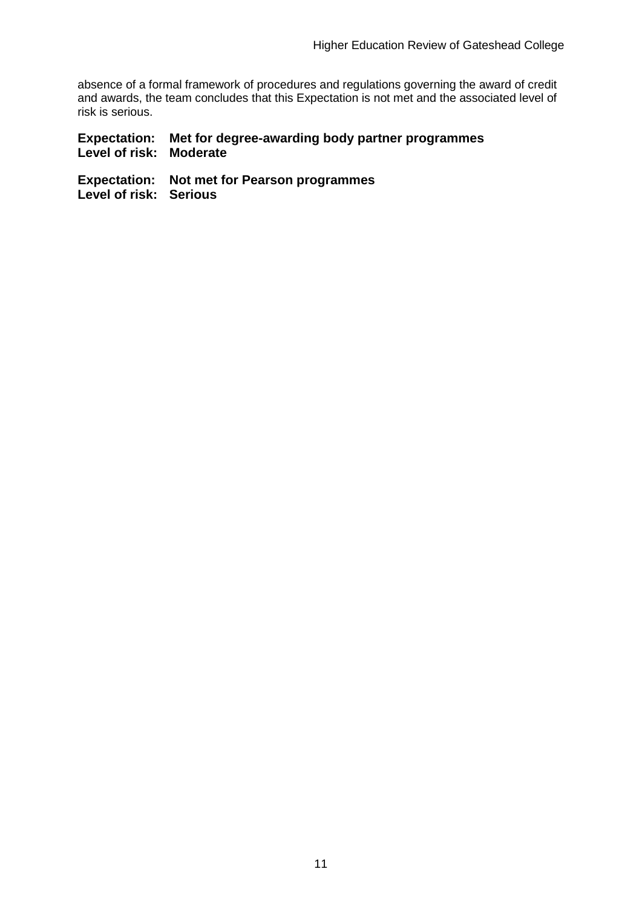absence of a formal framework of procedures and regulations governing the award of credit and awards, the team concludes that this Expectation is not met and the associated level of risk is serious.

**Expectation: Met for degree-awarding body partner programmes**
**Level of risk: Moderate**

**Expectation: Not met for Pearson programmes**
**Level of risk: Serious**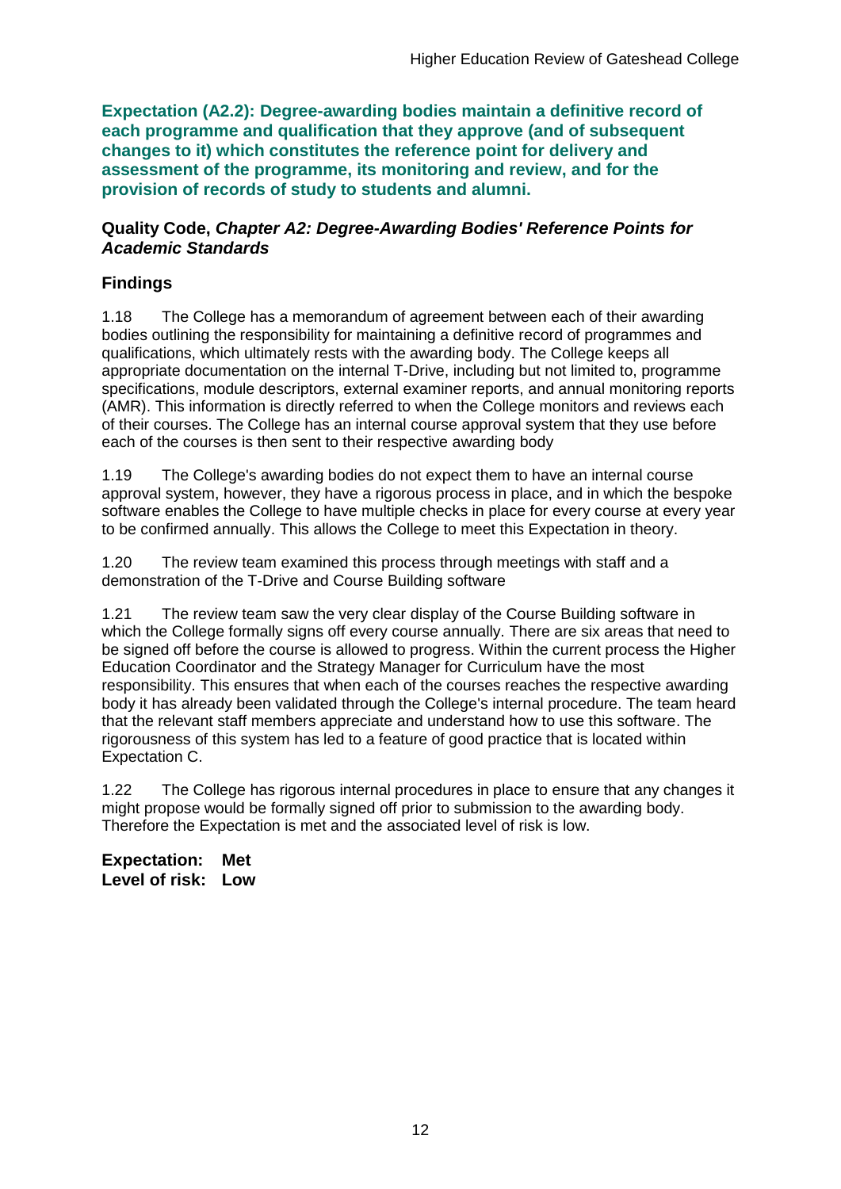**Expectation (A2.2): Degree-awarding bodies maintain a definitive record of each programme and qualification that they approve (and of subsequent changes to it) which constitutes the reference point for delivery and assessment of the programme, its monitoring and review, and for the provision of records of study to students and alumni.**

**Quality Code, *Chapter A2: Degree-Awarding Bodies' Reference Points for Academic Standards***

## Findings

1.18 The College has a memorandum of agreement between each of their awarding bodies outlining the responsibility for maintaining a definitive record of programmes and qualifications, which ultimately rests with the awarding body. The College keeps all appropriate documentation on the internal T-Drive, including but not limited to, programme specifications, module descriptors, external examiner reports, and annual monitoring reports (AMR). This information is directly referred to when the College monitors and reviews each of their courses. The College has an internal course approval system that they use before each of the courses is then sent to their respective awarding body

1.19 The College's awarding bodies do not expect them to have an internal course approval system, however, they have a rigorous process in place, and in which the bespoke software enables the College to have multiple checks in place for every course at every year to be confirmed annually. This allows the College to meet this Expectation in theory.

1.20 The review team examined this process through meetings with staff and a demonstration of the T-Drive and Course Building software

1.21 The review team saw the very clear display of the Course Building software in which the College formally signs off every course annually. There are six areas that need to be signed off before the course is allowed to progress. Within the current process the Higher Education Coordinator and the Strategy Manager for Curriculum have the most responsibility. This ensures that when each of the courses reaches the respective awarding body it has already been validated through the College's internal procedure. The team heard that the relevant staff members appreciate and understand how to use this software. The rigorousness of this system has led to a feature of good practice that is located within Expectation C.

1.22 The College has rigorous internal procedures in place to ensure that any changes it might propose would be formally signed off prior to submission to the awarding body. Therefore the Expectation is met and the associated level of risk is low.

**Expectation: Met**
**Level of risk: Low**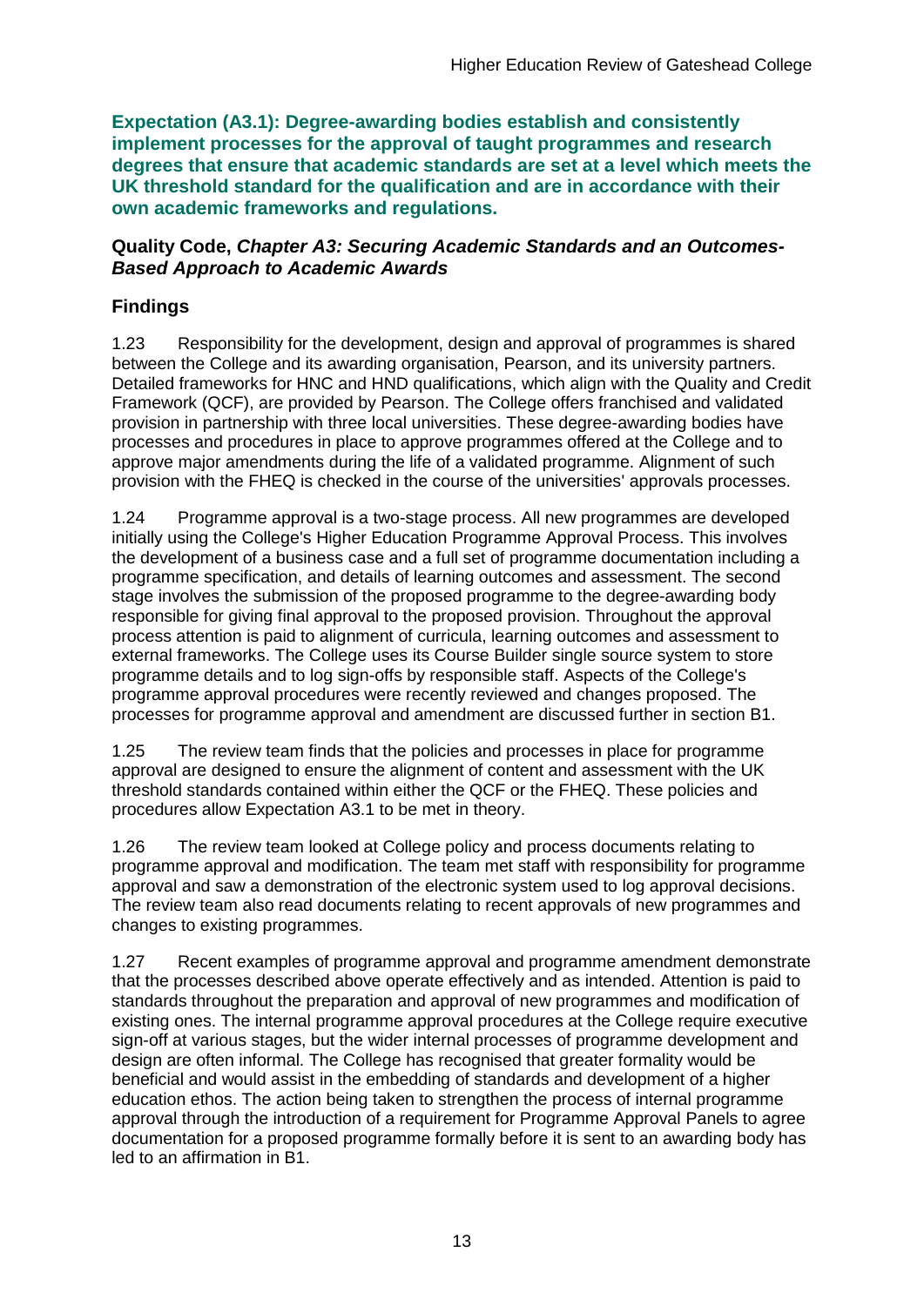**Expectation (A3.1): Degree-awarding bodies establish and consistently implement processes for the approval of taught programmes and research degrees that ensure that academic standards are set at a level which meets the UK threshold standard for the qualification and are in accordance with their own academic frameworks and regulations.**

### Quality Code, *Chapter A3: Securing Academic Standards and an Outcomes-Based Approach to Academic Awards*

## Findings

1.23 Responsibility for the development, design and approval of programmes is shared between the College and its awarding organisation, Pearson, and its university partners. Detailed frameworks for HNC and HND qualifications, which align with the Quality and Credit Framework (QCF), are provided by Pearson. The College offers franchised and validated provision in partnership with three local universities. These degree-awarding bodies have processes and procedures in place to approve programmes offered at the College and to approve major amendments during the life of a validated programme. Alignment of such provision with the FHEQ is checked in the course of the universities' approvals processes.

1.24 Programme approval is a two-stage process. All new programmes are developed initially using the College's Higher Education Programme Approval Process. This involves the development of a business case and a full set of programme documentation including a programme specification, and details of learning outcomes and assessment. The second stage involves the submission of the proposed programme to the degree-awarding body responsible for giving final approval to the proposed provision. Throughout the approval process attention is paid to alignment of curricula, learning outcomes and assessment to external frameworks. The College uses its Course Builder single source system to store programme details and to log sign-offs by responsible staff. Aspects of the College's programme approval procedures were recently reviewed and changes proposed. The processes for programme approval and amendment are discussed further in section B1.

1.25 The review team finds that the policies and processes in place for programme approval are designed to ensure the alignment of content and assessment with the UK threshold standards contained within either the QCF or the FHEQ. These policies and procedures allow Expectation A3.1 to be met in theory.

1.26 The review team looked at College policy and process documents relating to programme approval and modification. The team met staff with responsibility for programme approval and saw a demonstration of the electronic system used to log approval decisions. The review team also read documents relating to recent approvals of new programmes and changes to existing programmes.

1.27 Recent examples of programme approval and programme amendment demonstrate that the processes described above operate effectively and as intended. Attention is paid to standards throughout the preparation and approval of new programmes and modification of existing ones. The internal programme approval procedures at the College require executive sign-off at various stages, but the wider internal processes of programme development and design are often informal. The College has recognised that greater formality would be beneficial and would assist in the embedding of standards and development of a higher education ethos. The action being taken to strengthen the process of internal programme approval through the introduction of a requirement for Programme Approval Panels to agree documentation for a proposed programme formally before it is sent to an awarding body has led to an affirmation in B1.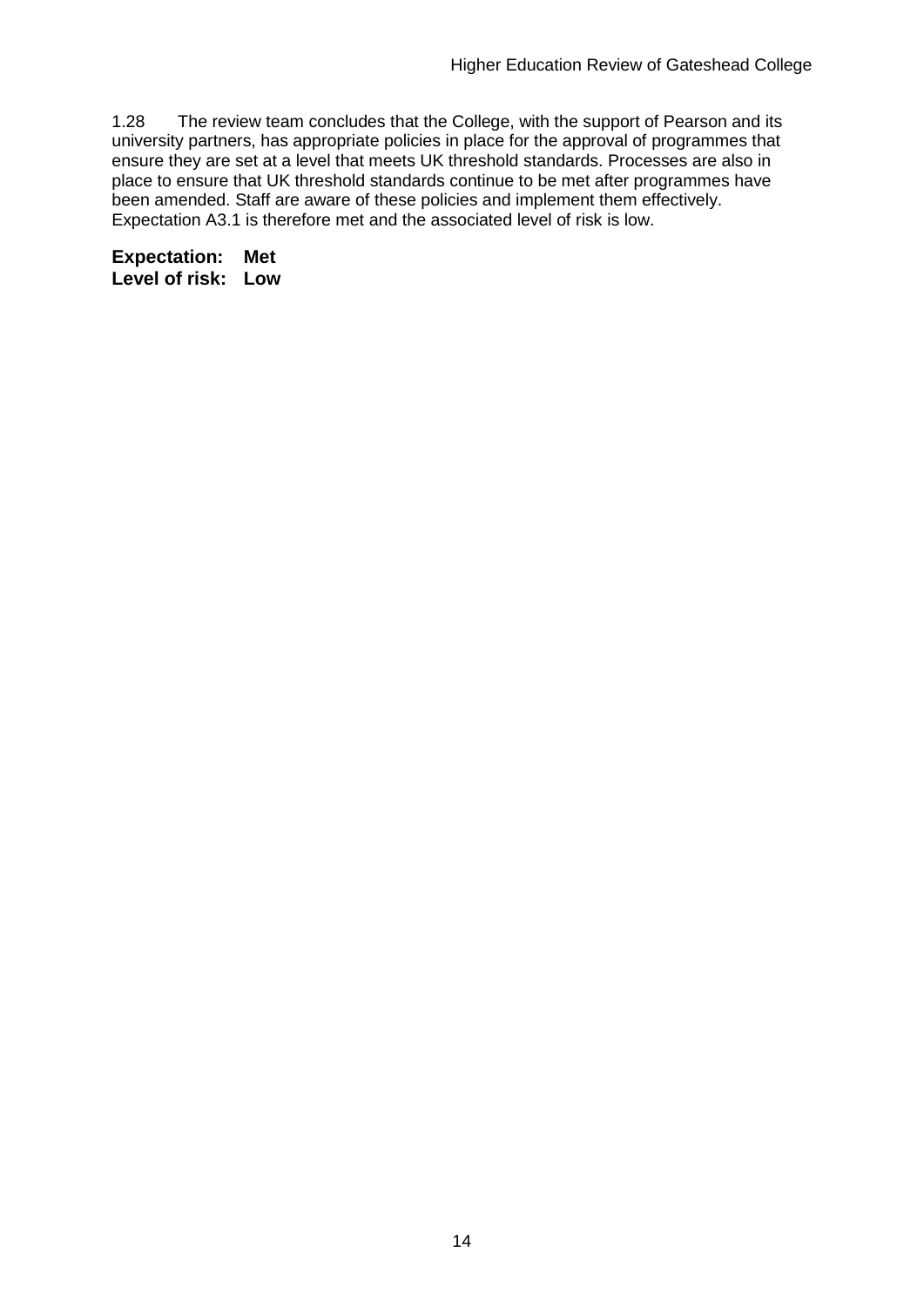1.28 The review team concludes that the College, with the support of Pearson and its university partners, has appropriate policies in place for the approval of programmes that ensure they are set at a level that meets UK threshold standards. Processes are also in place to ensure that UK threshold standards continue to be met after programmes have been amended. Staff are aware of these policies and implement them effectively. Expectation A3.1 is therefore met and the associated level of risk is low.

**Expectation: Met**
**Level of risk: Low**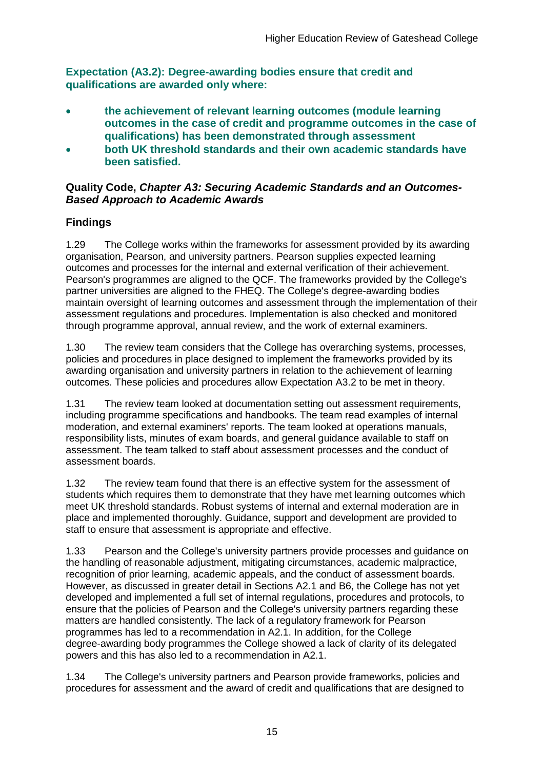**Expectation (A3.2): Degree-awarding bodies ensure that credit and qualifications are awarded only where:**

- **the achievement of relevant learning outcomes (module learning outcomes in the case of credit and programme outcomes in the case of qualifications) has been demonstrated through assessment**
- **both UK threshold standards and their own academic standards have been satisfied.**

**Quality Code,** ***Chapter A3: Securing Academic Standards and an Outcomes-Based Approach to Academic Awards***

## Findings

1.29 The College works within the frameworks for assessment provided by its awarding organisation, Pearson, and university partners. Pearson supplies expected learning outcomes and processes for the internal and external verification of their achievement. Pearson's programmes are aligned to the QCF. The frameworks provided by the College's partner universities are aligned to the FHEQ. The College's degree-awarding bodies maintain oversight of learning outcomes and assessment through the implementation of their assessment regulations and procedures. Implementation is also checked and monitored through programme approval, annual review, and the work of external examiners.

1.30 The review team considers that the College has overarching systems, processes, policies and procedures in place designed to implement the frameworks provided by its awarding organisation and university partners in relation to the achievement of learning outcomes. These policies and procedures allow Expectation A3.2 to be met in theory.

1.31 The review team looked at documentation setting out assessment requirements, including programme specifications and handbooks. The team read examples of internal moderation, and external examiners' reports. The team looked at operations manuals, responsibility lists, minutes of exam boards, and general guidance available to staff on assessment. The team talked to staff about assessment processes and the conduct of assessment boards.

1.32 The review team found that there is an effective system for the assessment of students which requires them to demonstrate that they have met learning outcomes which meet UK threshold standards. Robust systems of internal and external moderation are in place and implemented thoroughly. Guidance, support and development are provided to staff to ensure that assessment is appropriate and effective.

1.33 Pearson and the College's university partners provide processes and guidance on the handling of reasonable adjustment, mitigating circumstances, academic malpractice, recognition of prior learning, academic appeals, and the conduct of assessment boards. However, as discussed in greater detail in Sections A2.1 and B6, the College has not yet developed and implemented a full set of internal regulations, procedures and protocols, to ensure that the policies of Pearson and the College's university partners regarding these matters are handled consistently. The lack of a regulatory framework for Pearson programmes has led to a recommendation in A2.1. In addition, for the College degree-awarding body programmes the College showed a lack of clarity of its delegated powers and this has also led to a recommendation in A2.1.

1.34 The College's university partners and Pearson provide frameworks, policies and procedures for assessment and the award of credit and qualifications that are designed to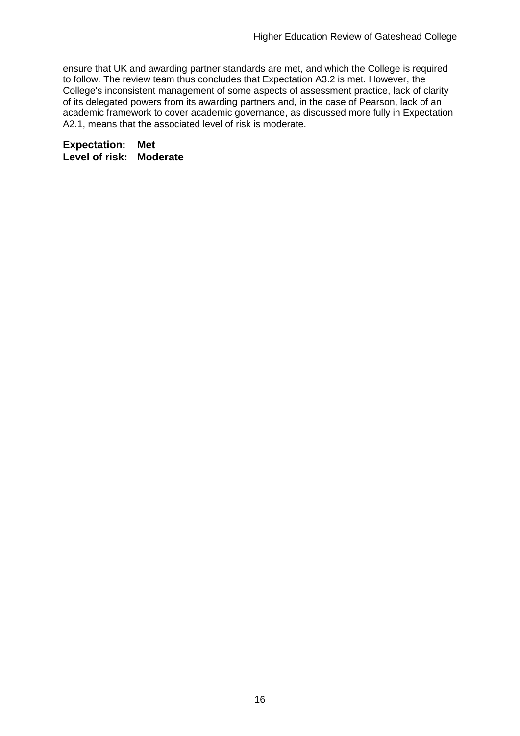ensure that UK and awarding partner standards are met, and which the College is required to follow. The review team thus concludes that Expectation A3.2 is met. However, the College's inconsistent management of some aspects of assessment practice, lack of clarity of its delegated powers from its awarding partners and, in the case of Pearson, lack of an academic framework to cover academic governance, as discussed more fully in Expectation A2.1, means that the associated level of risk is moderate.

**Expectation: Met**
**Level of risk: Moderate**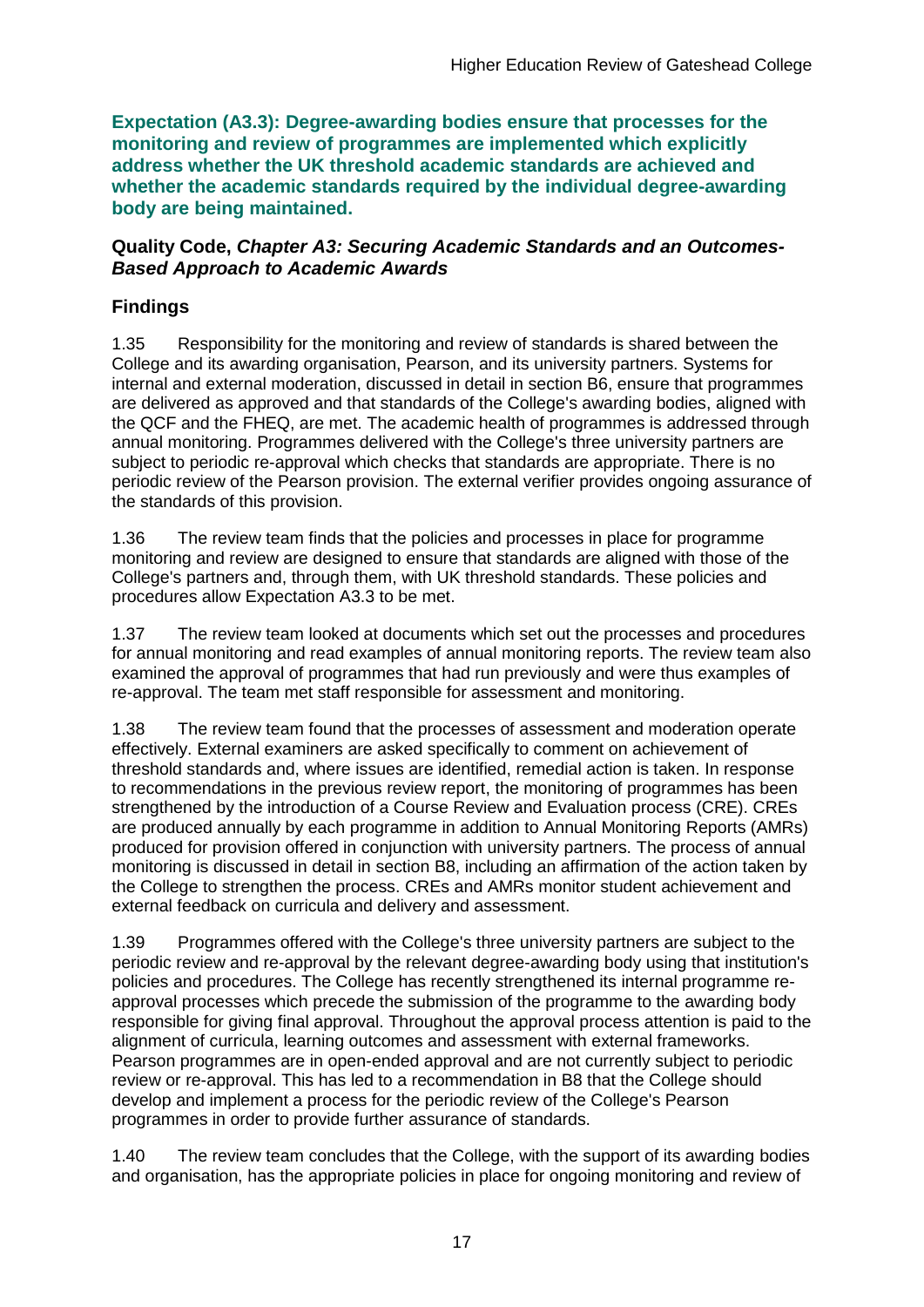**Expectation (A3.3): Degree-awarding bodies ensure that processes for the monitoring and review of programmes are implemented which explicitly address whether the UK threshold academic standards are achieved and whether the academic standards required by the individual degree-awarding body are being maintained.**

**Quality Code, *Chapter A3: Securing Academic Standards and an Outcomes-Based Approach to Academic Awards***

### Findings

1.35 Responsibility for the monitoring and review of standards is shared between the College and its awarding organisation, Pearson, and its university partners. Systems for internal and external moderation, discussed in detail in section B6, ensure that programmes are delivered as approved and that standards of the College's awarding bodies, aligned with the QCF and the FHEQ, are met. The academic health of programmes is addressed through annual monitoring. Programmes delivered with the College's three university partners are subject to periodic re-approval which checks that standards are appropriate. There is no periodic review of the Pearson provision. The external verifier provides ongoing assurance of the standards of this provision.

1.36 The review team finds that the policies and processes in place for programme monitoring and review are designed to ensure that standards are aligned with those of the College's partners and, through them, with UK threshold standards. These policies and procedures allow Expectation A3.3 to be met.

1.37 The review team looked at documents which set out the processes and procedures for annual monitoring and read examples of annual monitoring reports. The review team also examined the approval of programmes that had run previously and were thus examples of re-approval. The team met staff responsible for assessment and monitoring.

1.38 The review team found that the processes of assessment and moderation operate effectively. External examiners are asked specifically to comment on achievement of threshold standards and, where issues are identified, remedial action is taken. In response to recommendations in the previous review report, the monitoring of programmes has been strengthened by the introduction of a Course Review and Evaluation process (CRE). CREs are produced annually by each programme in addition to Annual Monitoring Reports (AMRs) produced for provision offered in conjunction with university partners. The process of annual monitoring is discussed in detail in section B8, including an affirmation of the action taken by the College to strengthen the process. CREs and AMRs monitor student achievement and external feedback on curricula and delivery and assessment.

1.39 Programmes offered with the College's three university partners are subject to the periodic review and re-approval by the relevant degree-awarding body using that institution's policies and procedures. The College has recently strengthened its internal programme re-approval processes which precede the submission of the programme to the awarding body responsible for giving final approval. Throughout the approval process attention is paid to the alignment of curricula, learning outcomes and assessment with external frameworks. Pearson programmes are in open-ended approval and are not currently subject to periodic review or re-approval. This has led to a recommendation in B8 that the College should develop and implement a process for the periodic review of the College's Pearson programmes in order to provide further assurance of standards.

1.40 The review team concludes that the College, with the support of its awarding bodies and organisation, has the appropriate policies in place for ongoing monitoring and review of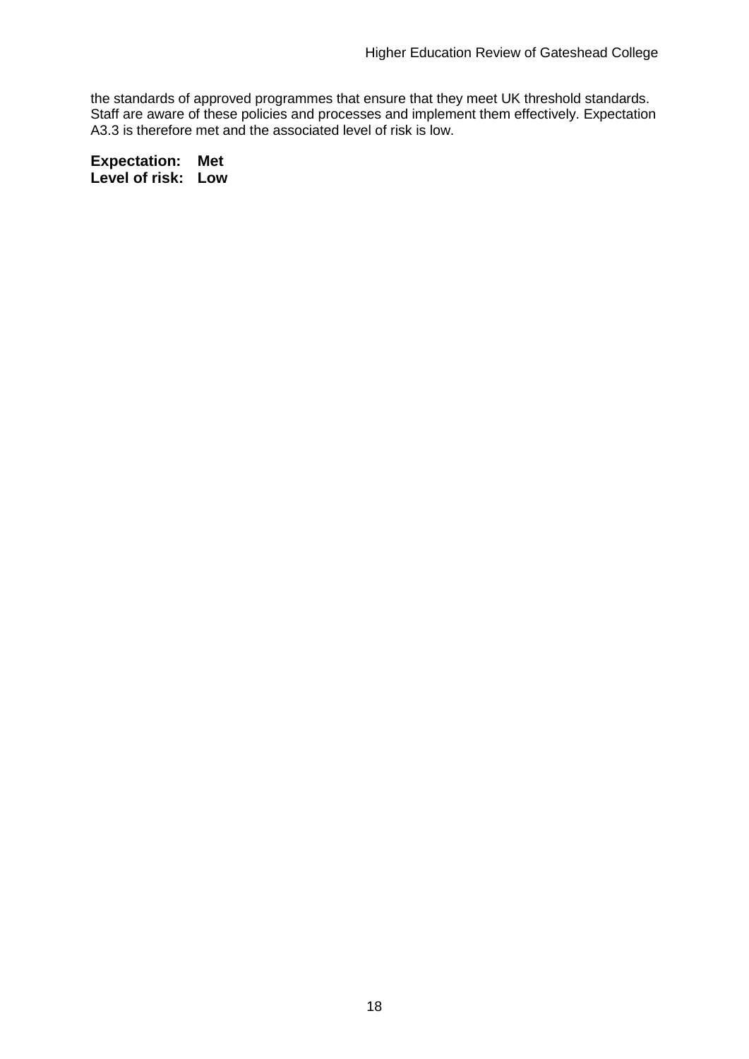the standards of approved programmes that ensure that they meet UK threshold standards. Staff are aware of these policies and processes and implement them effectively. Expectation A3.3 is therefore met and the associated level of risk is low.

**Expectation: Met**
**Level of risk: Low**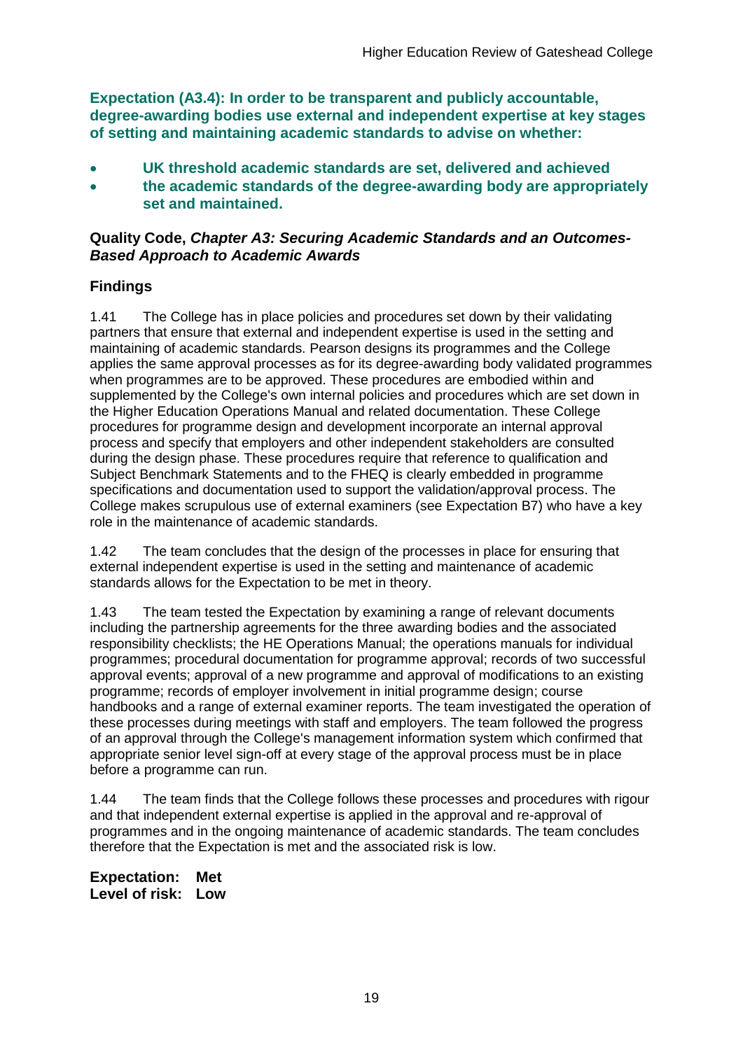**Expectation (A3.4): In order to be transparent and publicly accountable, degree-awarding bodies use external and independent expertise at key stages of setting and maintaining academic standards to advise on whether:**

- **UK threshold academic standards are set, delivered and achieved**
- **the academic standards of the degree-awarding body are appropriately set and maintained.**

**Quality Code, *Chapter A3: Securing Academic Standards and an Outcomes-Based Approach to Academic Awards***

### Findings

1.41 The College has in place policies and procedures set down by their validating partners that ensure that external and independent expertise is used in the setting and maintaining of academic standards. Pearson designs its programmes and the College applies the same approval processes as for its degree-awarding body validated programmes when programmes are to be approved. These procedures are embodied within and supplemented by the College's own internal policies and procedures which are set down in the Higher Education Operations Manual and related documentation. These College procedures for programme design and development incorporate an internal approval process and specify that employers and other independent stakeholders are consulted during the design phase. These procedures require that reference to qualification and Subject Benchmark Statements and to the FHEQ is clearly embedded in programme specifications and documentation used to support the validation/approval process. The College makes scrupulous use of external examiners (see Expectation B7) who have a key role in the maintenance of academic standards.

1.42 The team concludes that the design of the processes in place for ensuring that external independent expertise is used in the setting and maintenance of academic standards allows for the Expectation to be met in theory.

1.43 The team tested the Expectation by examining a range of relevant documents including the partnership agreements for the three awarding bodies and the associated responsibility checklists; the HE Operations Manual; the operations manuals for individual programmes; procedural documentation for programme approval; records of two successful approval events; approval of a new programme and approval of modifications to an existing programme; records of employer involvement in initial programme design; course handbooks and a range of external examiner reports. The team investigated the operation of these processes during meetings with staff and employers. The team followed the progress of an approval through the College's management information system which confirmed that appropriate senior level sign-off at every stage of the approval process must be in place before a programme can run.

1.44 The team finds that the College follows these processes and procedures with rigour and that independent external expertise is applied in the approval and re-approval of programmes and in the ongoing maintenance of academic standards. The team concludes therefore that the Expectation is met and the associated risk is low.

**Expectation: Met**
**Level of risk: Low**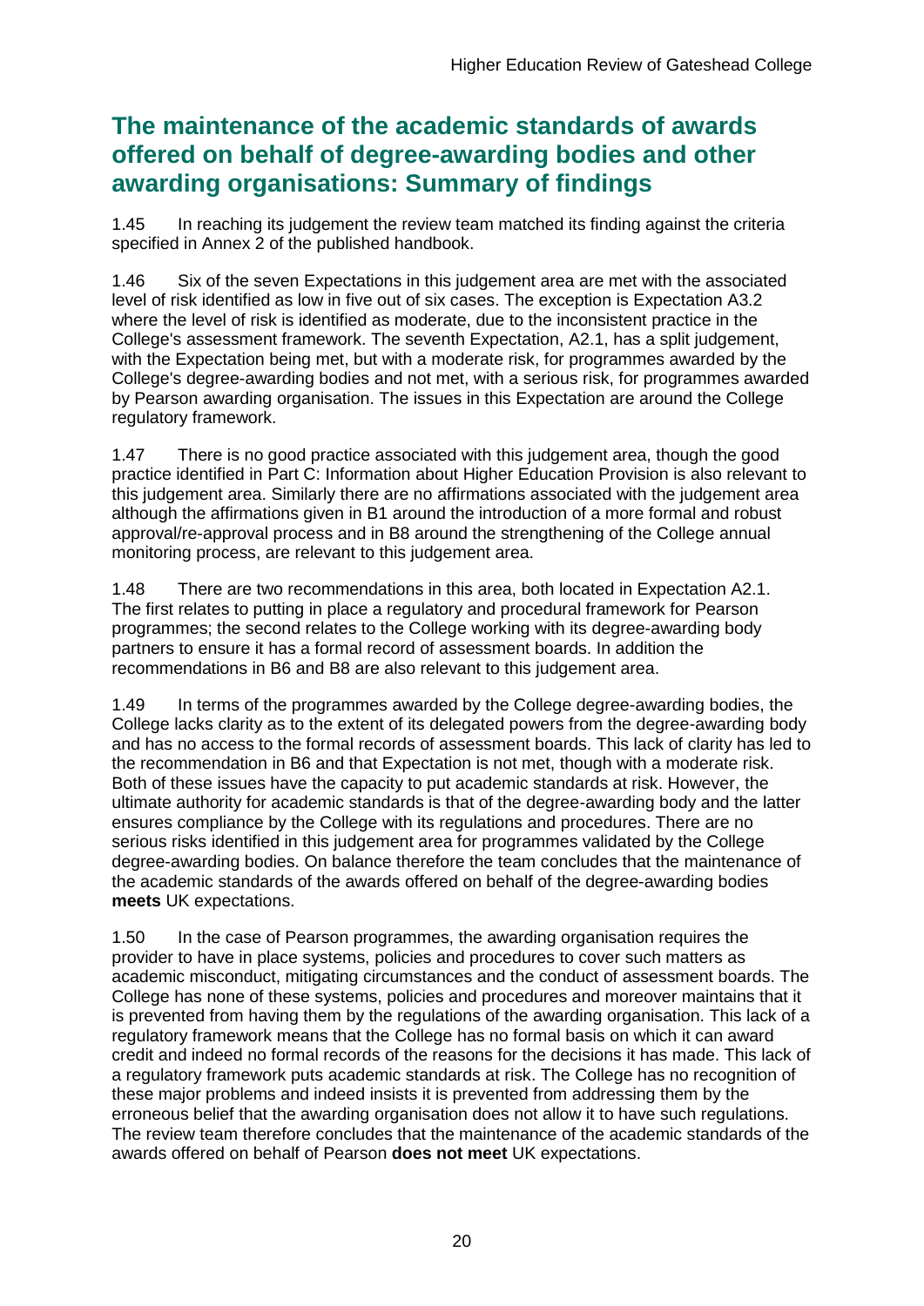## The maintenance of the academic standards of awards offered on behalf of degree-awarding bodies and other awarding organisations: Summary of findings

1.45 In reaching its judgement the review team matched its finding against the criteria specified in Annex 2 of the published handbook.

1.46 Six of the seven Expectations in this judgement area are met with the associated level of risk identified as low in five out of six cases. The exception is Expectation A3.2 where the level of risk is identified as moderate, due to the inconsistent practice in the College's assessment framework. The seventh Expectation, A2.1, has a split judgement, with the Expectation being met, but with a moderate risk, for programmes awarded by the College's degree-awarding bodies and not met, with a serious risk, for programmes awarded by Pearson awarding organisation. The issues in this Expectation are around the College regulatory framework.

1.47 There is no good practice associated with this judgement area, though the good practice identified in Part C: Information about Higher Education Provision is also relevant to this judgement area. Similarly there are no affirmations associated with the judgement area although the affirmations given in B1 around the introduction of a more formal and robust approval/re-approval process and in B8 around the strengthening of the College annual monitoring process, are relevant to this judgement area.

1.48 There are two recommendations in this area, both located in Expectation A2.1. The first relates to putting in place a regulatory and procedural framework for Pearson programmes; the second relates to the College working with its degree-awarding body partners to ensure it has a formal record of assessment boards. In addition the recommendations in B6 and B8 are also relevant to this judgement area.

1.49 In terms of the programmes awarded by the College degree-awarding bodies, the College lacks clarity as to the extent of its delegated powers from the degree-awarding body and has no access to the formal records of assessment boards. This lack of clarity has led to the recommendation in B6 and that Expectation is not met, though with a moderate risk. Both of these issues have the capacity to put academic standards at risk. However, the ultimate authority for academic standards is that of the degree-awarding body and the latter ensures compliance by the College with its regulations and procedures. There are no serious risks identified in this judgement area for programmes validated by the College degree-awarding bodies. On balance therefore the team concludes that the maintenance of the academic standards of the awards offered on behalf of the degree-awarding bodies **meets** UK expectations.

1.50 In the case of Pearson programmes, the awarding organisation requires the provider to have in place systems, policies and procedures to cover such matters as academic misconduct, mitigating circumstances and the conduct of assessment boards. The College has none of these systems, policies and procedures and moreover maintains that it is prevented from having them by the regulations of the awarding organisation. This lack of a regulatory framework means that the College has no formal basis on which it can award credit and indeed no formal records of the reasons for the decisions it has made. This lack of a regulatory framework puts academic standards at risk. The College has no recognition of these major problems and indeed insists it is prevented from addressing them by the erroneous belief that the awarding organisation does not allow it to have such regulations. The review team therefore concludes that the maintenance of the academic standards of the awards offered on behalf of Pearson **does not meet** UK expectations.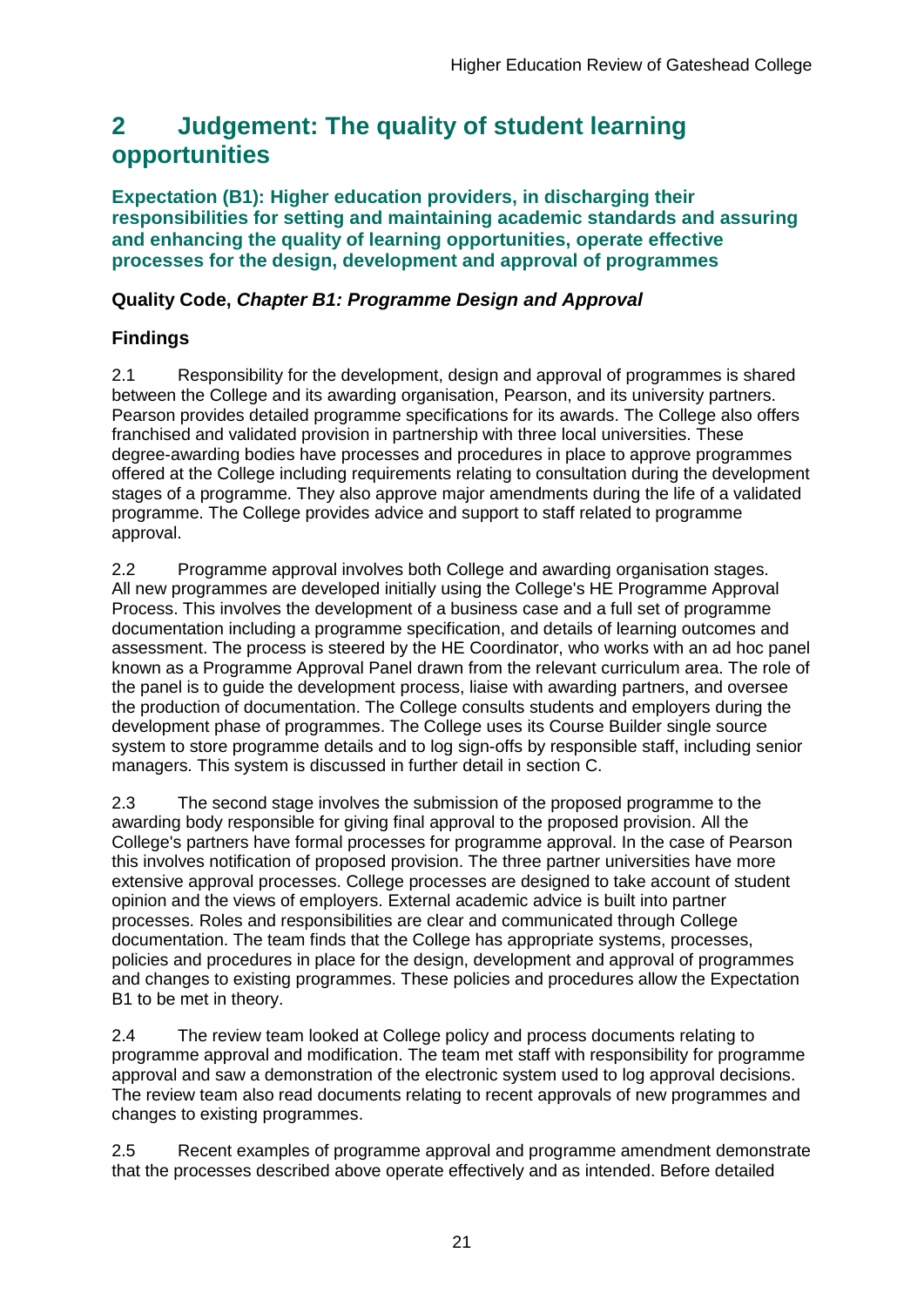# 2 Judgement: The quality of student learning opportunities

**Expectation (B1): Higher education providers, in discharging their responsibilities for setting and maintaining academic standards and assuring and enhancing the quality of learning opportunities, operate effective processes for the design, development and approval of programmes**

### Quality Code, *Chapter B1: Programme Design and Approval*

### Findings

2.1 Responsibility for the development, design and approval of programmes is shared between the College and its awarding organisation, Pearson, and its university partners. Pearson provides detailed programme specifications for its awards. The College also offers franchised and validated provision in partnership with three local universities. These degree-awarding bodies have processes and procedures in place to approve programmes offered at the College including requirements relating to consultation during the development stages of a programme. They also approve major amendments during the life of a validated programme. The College provides advice and support to staff related to programme approval.

2.2 Programme approval involves both College and awarding organisation stages. All new programmes are developed initially using the College's HE Programme Approval Process. This involves the development of a business case and a full set of programme documentation including a programme specification, and details of learning outcomes and assessment. The process is steered by the HE Coordinator, who works with an ad hoc panel known as a Programme Approval Panel drawn from the relevant curriculum area. The role of the panel is to guide the development process, liaise with awarding partners, and oversee the production of documentation. The College consults students and employers during the development phase of programmes. The College uses its Course Builder single source system to store programme details and to log sign-offs by responsible staff, including senior managers. This system is discussed in further detail in section C.

2.3 The second stage involves the submission of the proposed programme to the awarding body responsible for giving final approval to the proposed provision. All the College's partners have formal processes for programme approval. In the case of Pearson this involves notification of proposed provision. The three partner universities have more extensive approval processes. College processes are designed to take account of student opinion and the views of employers. External academic advice is built into partner processes. Roles and responsibilities are clear and communicated through College documentation. The team finds that the College has appropriate systems, processes, policies and procedures in place for the design, development and approval of programmes and changes to existing programmes. These policies and procedures allow the Expectation B1 to be met in theory.

2.4 The review team looked at College policy and process documents relating to programme approval and modification. The team met staff with responsibility for programme approval and saw a demonstration of the electronic system used to log approval decisions. The review team also read documents relating to recent approvals of new programmes and changes to existing programmes.

2.5 Recent examples of programme approval and programme amendment demonstrate that the processes described above operate effectively and as intended. Before detailed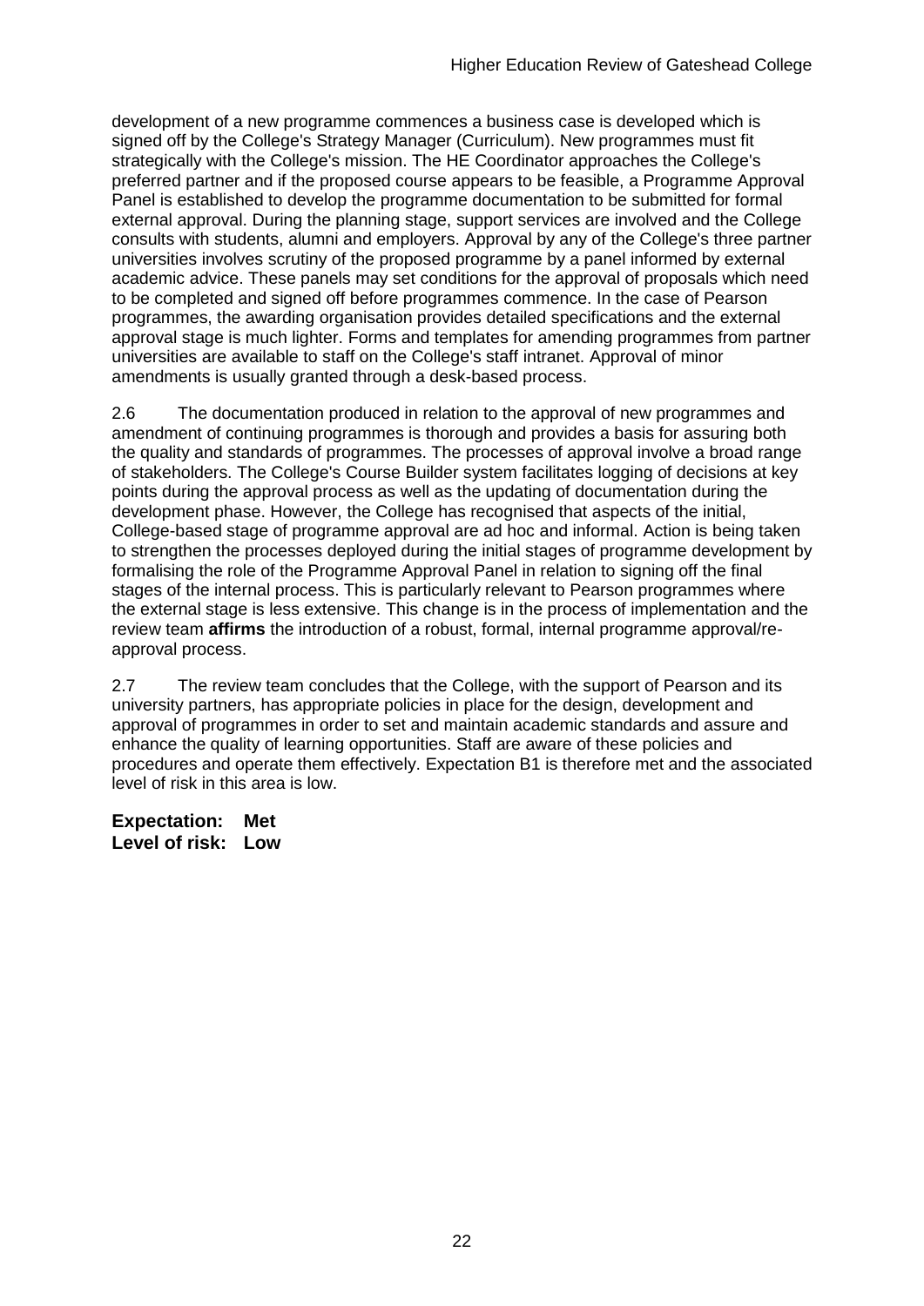development of a new programme commences a business case is developed which is signed off by the College's Strategy Manager (Curriculum). New programmes must fit strategically with the College's mission. The HE Coordinator approaches the College's preferred partner and if the proposed course appears to be feasible, a Programme Approval Panel is established to develop the programme documentation to be submitted for formal external approval. During the planning stage, support services are involved and the College consults with students, alumni and employers. Approval by any of the College's three partner universities involves scrutiny of the proposed programme by a panel informed by external academic advice. These panels may set conditions for the approval of proposals which need to be completed and signed off before programmes commence. In the case of Pearson programmes, the awarding organisation provides detailed specifications and the external approval stage is much lighter. Forms and templates for amending programmes from partner universities are available to staff on the College's staff intranet. Approval of minor amendments is usually granted through a desk-based process.

2.6 The documentation produced in relation to the approval of new programmes and amendment of continuing programmes is thorough and provides a basis for assuring both the quality and standards of programmes. The processes of approval involve a broad range of stakeholders. The College's Course Builder system facilitates logging of decisions at key points during the approval process as well as the updating of documentation during the development phase. However, the College has recognised that aspects of the initial, College-based stage of programme approval are ad hoc and informal. Action is being taken to strengthen the processes deployed during the initial stages of programme development by formalising the role of the Programme Approval Panel in relation to signing off the final stages of the internal process. This is particularly relevant to Pearson programmes where the external stage is less extensive. This change is in the process of implementation and the review team **affirms** the introduction of a robust, formal, internal programme approval/re-approval process.

2.7 The review team concludes that the College, with the support of Pearson and its university partners, has appropriate policies in place for the design, development and approval of programmes in order to set and maintain academic standards and assure and enhance the quality of learning opportunities. Staff are aware of these policies and procedures and operate them effectively. Expectation B1 is therefore met and the associated level of risk in this area is low.

**Expectation: Met**
**Level of risk: Low**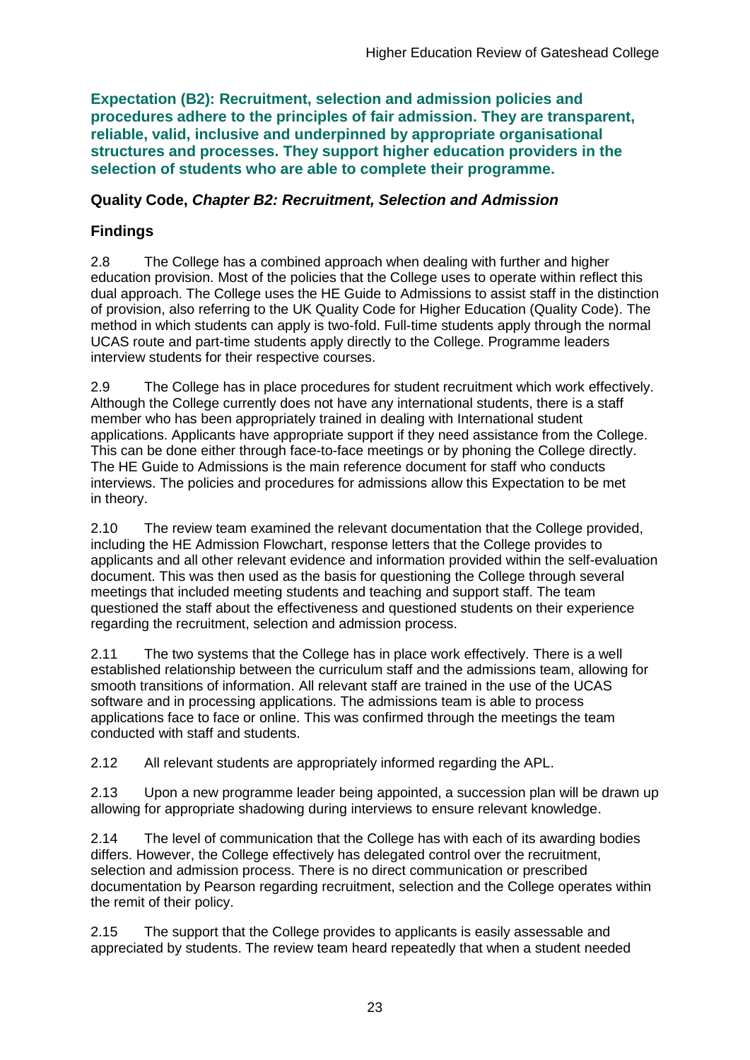**Expectation (B2): Recruitment, selection and admission policies and procedures adhere to the principles of fair admission. They are transparent, reliable, valid, inclusive and underpinned by appropriate organisational structures and processes. They support higher education providers in the selection of students who are able to complete their programme.**

### Quality Code, *Chapter B2: Recruitment, Selection and Admission*

### Findings

2.8 The College has a combined approach when dealing with further and higher education provision. Most of the policies that the College uses to operate within reflect this dual approach. The College uses the HE Guide to Admissions to assist staff in the distinction of provision, also referring to the UK Quality Code for Higher Education (Quality Code). The method in which students can apply is two-fold. Full-time students apply through the normal UCAS route and part-time students apply directly to the College. Programme leaders interview students for their respective courses.

2.9 The College has in place procedures for student recruitment which work effectively. Although the College currently does not have any international students, there is a staff member who has been appropriately trained in dealing with International student applications. Applicants have appropriate support if they need assistance from the College. This can be done either through face-to-face meetings or by phoning the College directly. The HE Guide to Admissions is the main reference document for staff who conducts interviews. The policies and procedures for admissions allow this Expectation to be met in theory.

2.10 The review team examined the relevant documentation that the College provided, including the HE Admission Flowchart, response letters that the College provides to applicants and all other relevant evidence and information provided within the self-evaluation document. This was then used as the basis for questioning the College through several meetings that included meeting students and teaching and support staff. The team questioned the staff about the effectiveness and questioned students on their experience regarding the recruitment, selection and admission process.

2.11 The two systems that the College has in place work effectively. There is a well established relationship between the curriculum staff and the admissions team, allowing for smooth transitions of information. All relevant staff are trained in the use of the UCAS software and in processing applications. The admissions team is able to process applications face to face or online. This was confirmed through the meetings the team conducted with staff and students.

2.12 All relevant students are appropriately informed regarding the APL.

2.13 Upon a new programme leader being appointed, a succession plan will be drawn up allowing for appropriate shadowing during interviews to ensure relevant knowledge.

2.14 The level of communication that the College has with each of its awarding bodies differs. However, the College effectively has delegated control over the recruitment, selection and admission process. There is no direct communication or prescribed documentation by Pearson regarding recruitment, selection and the College operates within the remit of their policy.

2.15 The support that the College provides to applicants is easily assessable and appreciated by students. The review team heard repeatedly that when a student needed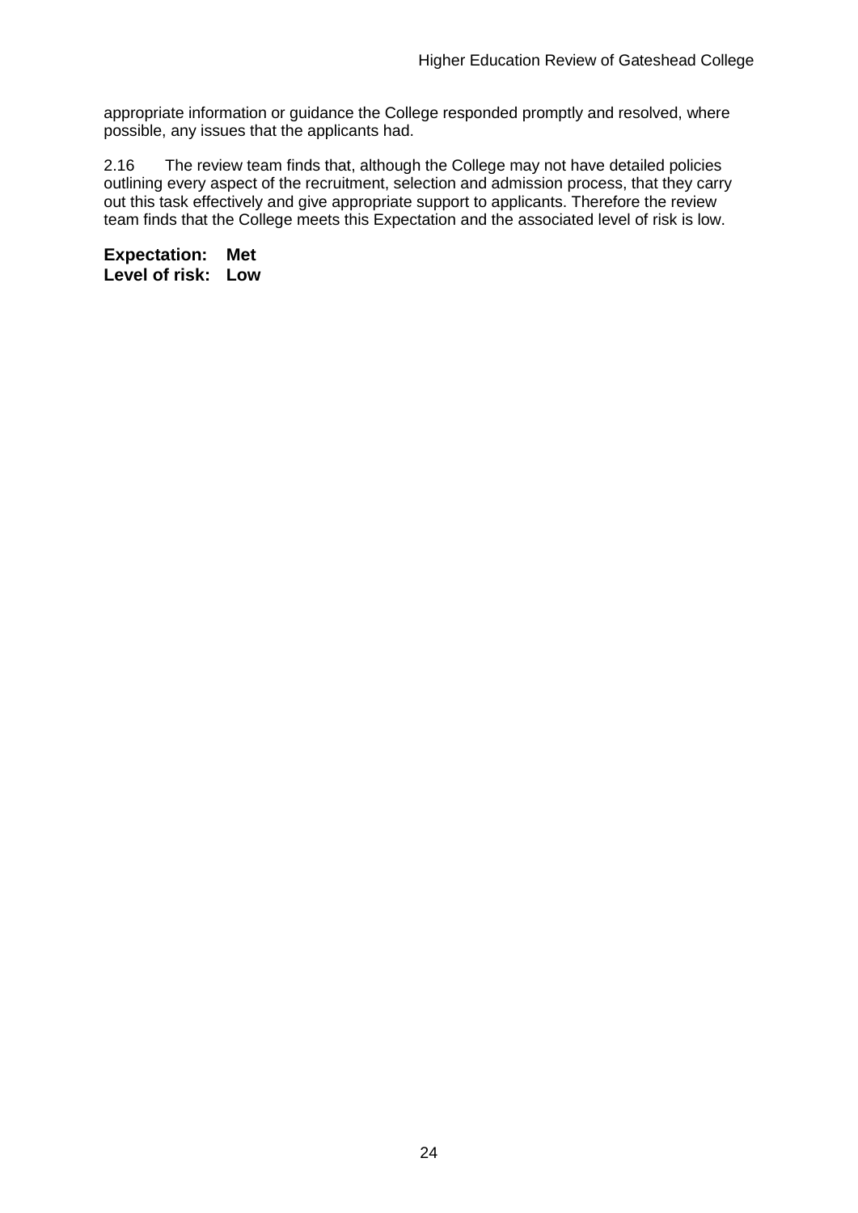appropriate information or guidance the College responded promptly and resolved, where possible, any issues that the applicants had.

2.16 The review team finds that, although the College may not have detailed policies outlining every aspect of the recruitment, selection and admission process, that they carry out this task effectively and give appropriate support to applicants. Therefore the review team finds that the College meets this Expectation and the associated level of risk is low.

**Expectation: Met**
**Level of risk: Low**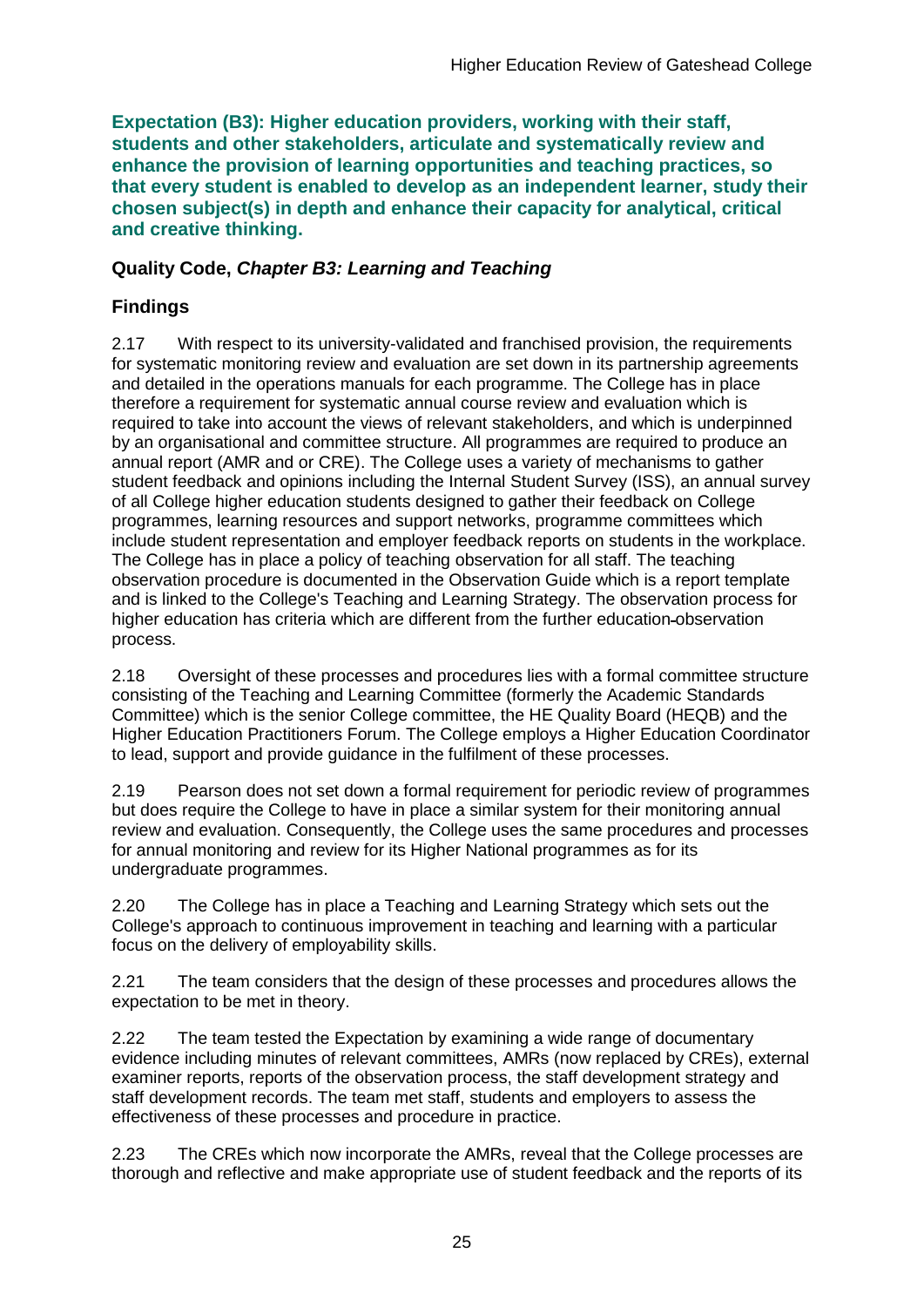**Expectation (B3): Higher education providers, working with their staff, students and other stakeholders, articulate and systematically review and enhance the provision of learning opportunities and teaching practices, so that every student is enabled to develop as an independent learner, study their chosen subject(s) in depth and enhance their capacity for analytical, critical and creative thinking.**

## Quality Code, *Chapter B3: Learning and Teaching*

## Findings

2.17 With respect to its university-validated and franchised provision, the requirements for systematic monitoring review and evaluation are set down in its partnership agreements and detailed in the operations manuals for each programme. The College has in place therefore a requirement for systematic annual course review and evaluation which is required to take into account the views of relevant stakeholders, and which is underpinned by an organisational and committee structure. All programmes are required to produce an annual report (AMR and or CRE). The College uses a variety of mechanisms to gather student feedback and opinions including the Internal Student Survey (ISS), an annual survey of all College higher education students designed to gather their feedback on College programmes, learning resources and support networks, programme committees which include student representation and employer feedback reports on students in the workplace. The College has in place a policy of teaching observation for all staff. The teaching observation procedure is documented in the Observation Guide which is a report template and is linked to the College's Teaching and Learning Strategy. The observation process for higher education has criteria which are different from the further education observation process.

2.18 Oversight of these processes and procedures lies with a formal committee structure consisting of the Teaching and Learning Committee (formerly the Academic Standards Committee) which is the senior College committee, the HE Quality Board (HEQB) and the Higher Education Practitioners Forum. The College employs a Higher Education Coordinator to lead, support and provide guidance in the fulfilment of these processes.

2.19 Pearson does not set down a formal requirement for periodic review of programmes but does require the College to have in place a similar system for their monitoring annual review and evaluation. Consequently, the College uses the same procedures and processes for annual monitoring and review for its Higher National programmes as for its undergraduate programmes.

2.20 The College has in place a Teaching and Learning Strategy which sets out the College's approach to continuous improvement in teaching and learning with a particular focus on the delivery of employability skills.

2.21 The team considers that the design of these processes and procedures allows the expectation to be met in theory.

2.22 The team tested the Expectation by examining a wide range of documentary evidence including minutes of relevant committees, AMRs (now replaced by CREs), external examiner reports, reports of the observation process, the staff development strategy and staff development records. The team met staff, students and employers to assess the effectiveness of these processes and procedure in practice.

2.23 The CREs which now incorporate the AMRs, reveal that the College processes are thorough and reflective and make appropriate use of student feedback and the reports of its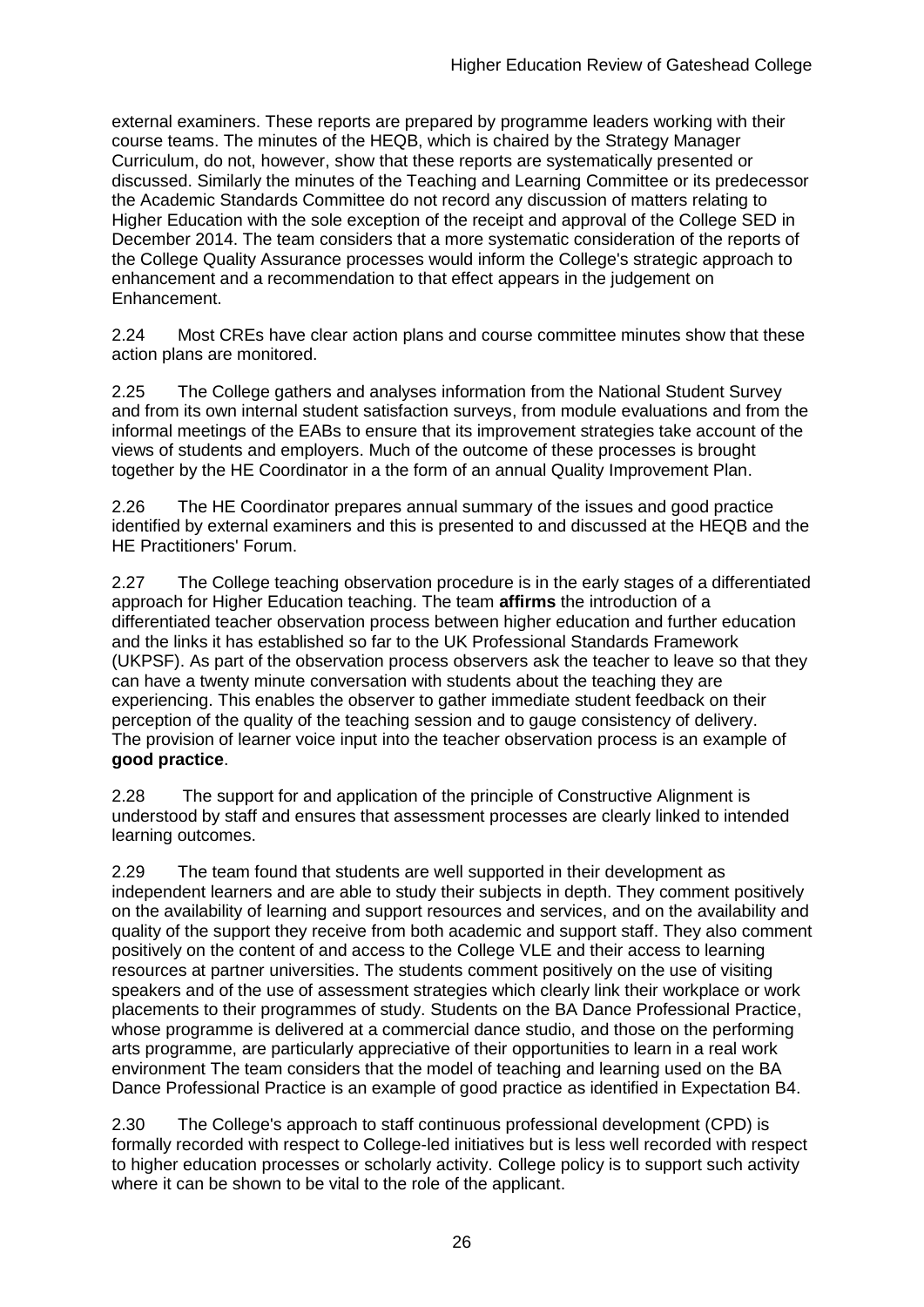external examiners. These reports are prepared by programme leaders working with their course teams. The minutes of the HEQB, which is chaired by the Strategy Manager Curriculum, do not, however, show that these reports are systematically presented or discussed. Similarly the minutes of the Teaching and Learning Committee or its predecessor the Academic Standards Committee do not record any discussion of matters relating to Higher Education with the sole exception of the receipt and approval of the College SED in December 2014. The team considers that a more systematic consideration of the reports of the College Quality Assurance processes would inform the College's strategic approach to enhancement and a recommendation to that effect appears in the judgement on Enhancement.

2.24 Most CREs have clear action plans and course committee minutes show that these action plans are monitored.

2.25 The College gathers and analyses information from the National Student Survey and from its own internal student satisfaction surveys, from module evaluations and from the informal meetings of the EABs to ensure that its improvement strategies take account of the views of students and employers. Much of the outcome of these processes is brought together by the HE Coordinator in a the form of an annual Quality Improvement Plan.

2.26 The HE Coordinator prepares annual summary of the issues and good practice identified by external examiners and this is presented to and discussed at the HEQB and the HE Practitioners' Forum.

2.27 The College teaching observation procedure is in the early stages of a differentiated approach for Higher Education teaching. The team **affirms** the introduction of a differentiated teacher observation process between higher education and further education and the links it has established so far to the UK Professional Standards Framework (UKPSF). As part of the observation process observers ask the teacher to leave so that they can have a twenty minute conversation with students about the teaching they are experiencing. This enables the observer to gather immediate student feedback on their perception of the quality of the teaching session and to gauge consistency of delivery. The provision of learner voice input into the teacher observation process is an example of **good practice**.

2.28 The support for and application of the principle of Constructive Alignment is understood by staff and ensures that assessment processes are clearly linked to intended learning outcomes.

2.29 The team found that students are well supported in their development as independent learners and are able to study their subjects in depth. They comment positively on the availability of learning and support resources and services, and on the availability and quality of the support they receive from both academic and support staff. They also comment positively on the content of and access to the College VLE and their access to learning resources at partner universities. The students comment positively on the use of visiting speakers and of the use of assessment strategies which clearly link their workplace or work placements to their programmes of study. Students on the BA Dance Professional Practice, whose programme is delivered at a commercial dance studio, and those on the performing arts programme, are particularly appreciative of their opportunities to learn in a real work environment The team considers that the model of teaching and learning used on the BA Dance Professional Practice is an example of good practice as identified in Expectation B4.

2.30 The College's approach to staff continuous professional development (CPD) is formally recorded with respect to College-led initiatives but is less well recorded with respect to higher education processes or scholarly activity. College policy is to support such activity where it can be shown to be vital to the role of the applicant.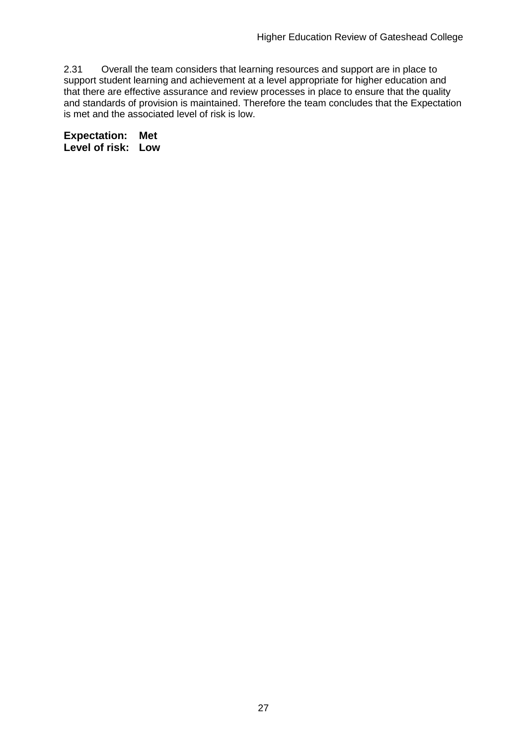2.31 Overall the team considers that learning resources and support are in place to support student learning and achievement at a level appropriate for higher education and that there are effective assurance and review processes in place to ensure that the quality and standards of provision is maintained. Therefore the team concludes that the Expectation is met and the associated level of risk is low.

**Expectation: Met**
**Level of risk: Low**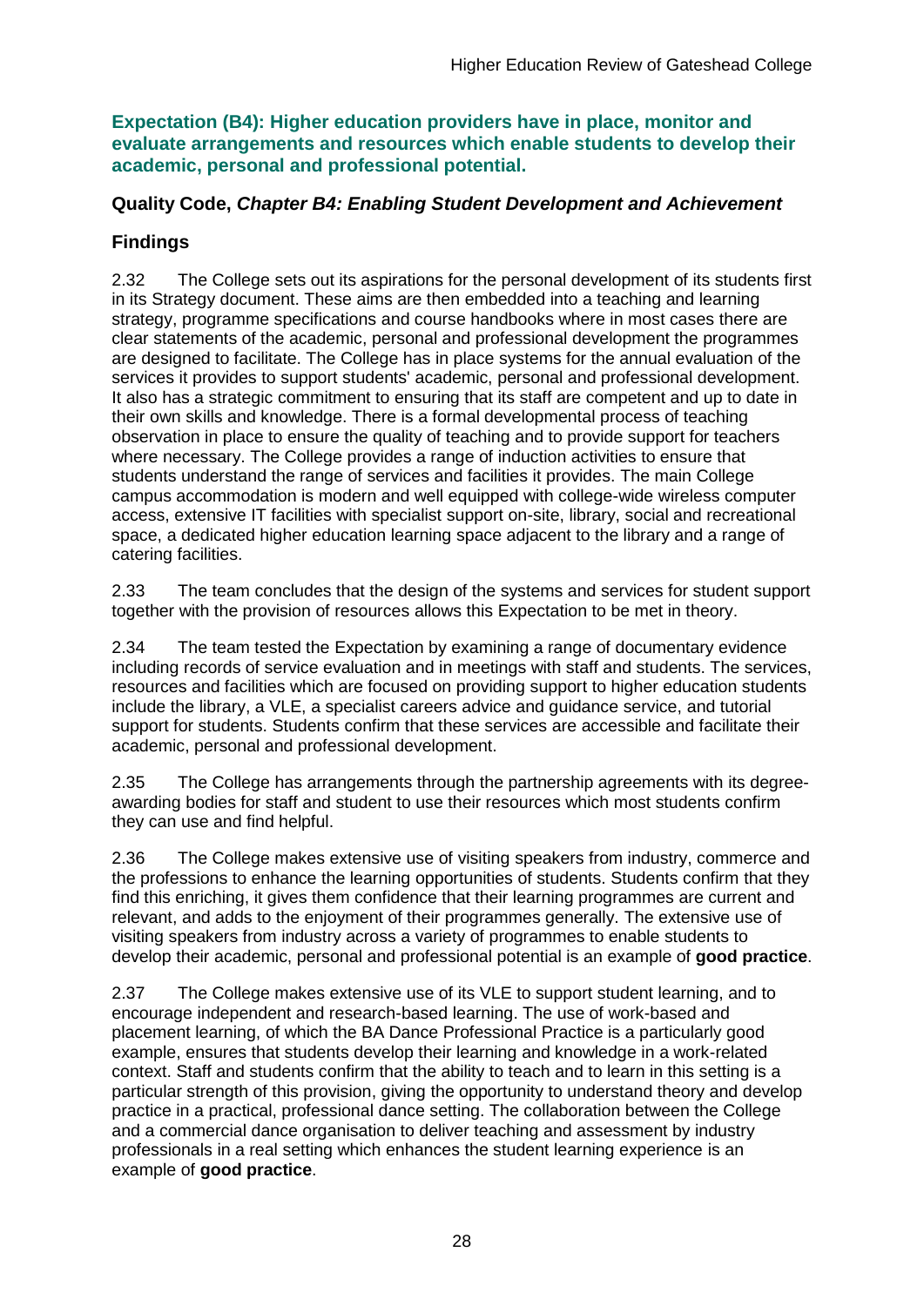### Expectation (B4): Higher education providers have in place, monitor and evaluate arrangements and resources which enable students to develop their academic, personal and professional potential.

### Quality Code, *Chapter B4: Enabling Student Development and Achievement*

### Findings

2.32 The College sets out its aspirations for the personal development of its students first in its Strategy document. These aims are then embedded into a teaching and learning strategy, programme specifications and course handbooks where in most cases there are clear statements of the academic, personal and professional development the programmes are designed to facilitate. The College has in place systems for the annual evaluation of the services it provides to support students' academic, personal and professional development. It also has a strategic commitment to ensuring that its staff are competent and up to date in their own skills and knowledge. There is a formal developmental process of teaching observation in place to ensure the quality of teaching and to provide support for teachers where necessary. The College provides a range of induction activities to ensure that students understand the range of services and facilities it provides. The main College campus accommodation is modern and well equipped with college-wide wireless computer access, extensive IT facilities with specialist support on-site, library, social and recreational space, a dedicated higher education learning space adjacent to the library and a range of catering facilities.

2.33 The team concludes that the design of the systems and services for student support together with the provision of resources allows this Expectation to be met in theory.

2.34 The team tested the Expectation by examining a range of documentary evidence including records of service evaluation and in meetings with staff and students. The services, resources and facilities which are focused on providing support to higher education students include the library, a VLE, a specialist careers advice and guidance service, and tutorial support for students. Students confirm that these services are accessible and facilitate their academic, personal and professional development.

2.35 The College has arrangements through the partnership agreements with its degree-awarding bodies for staff and student to use their resources which most students confirm they can use and find helpful.

2.36 The College makes extensive use of visiting speakers from industry, commerce and the professions to enhance the learning opportunities of students. Students confirm that they find this enriching, it gives them confidence that their learning programmes are current and relevant, and adds to the enjoyment of their programmes generally. The extensive use of visiting speakers from industry across a variety of programmes to enable students to develop their academic, personal and professional potential is an example of **good practice**.

2.37 The College makes extensive use of its VLE to support student learning, and to encourage independent and research-based learning. The use of work-based and placement learning, of which the BA Dance Professional Practice is a particularly good example, ensures that students develop their learning and knowledge in a work-related context. Staff and students confirm that the ability to teach and to learn in this setting is a particular strength of this provision, giving the opportunity to understand theory and develop practice in a practical, professional dance setting. The collaboration between the College and a commercial dance organisation to deliver teaching and assessment by industry professionals in a real setting which enhances the student learning experience is an example of **good practice**.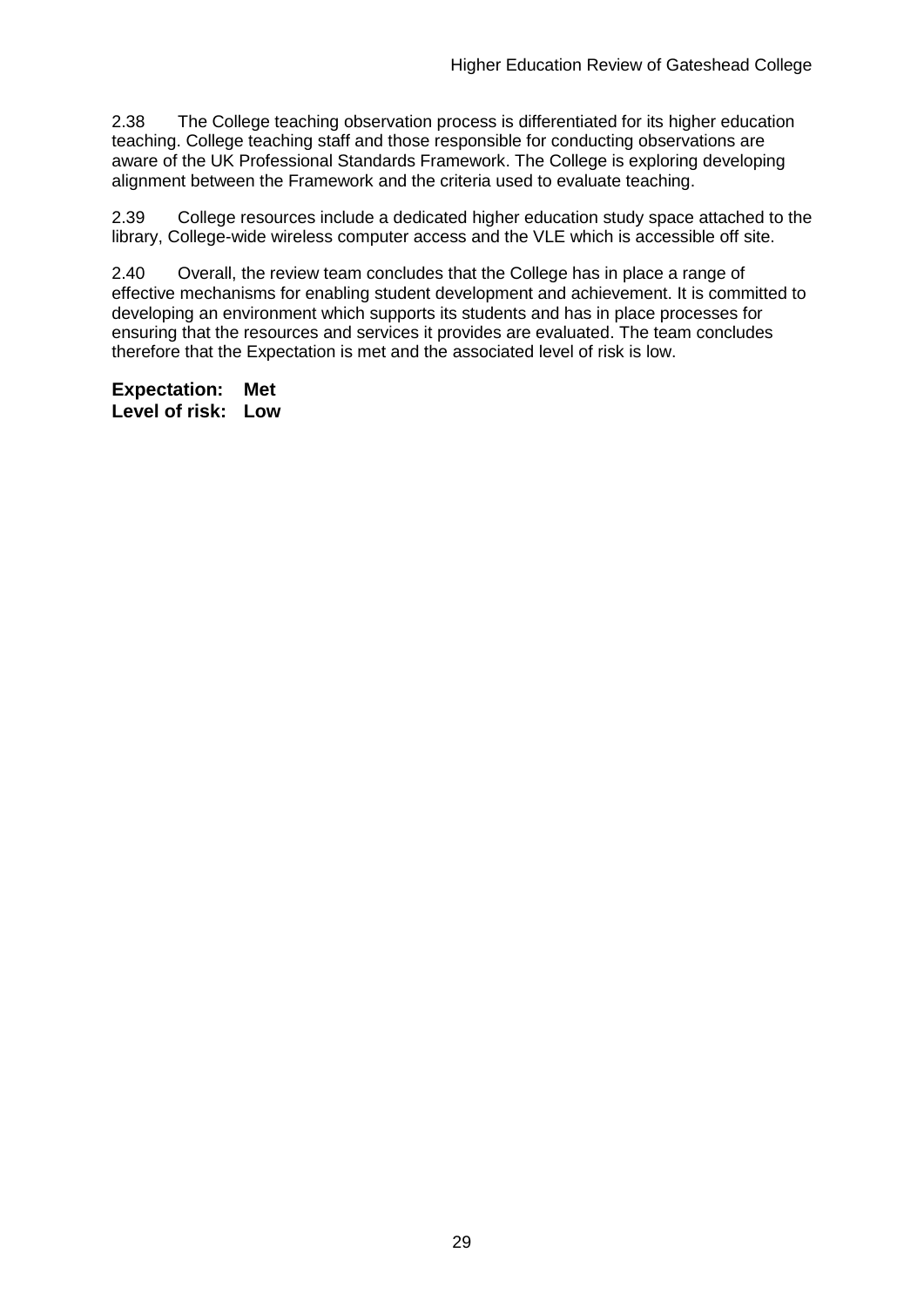2.38 The College teaching observation process is differentiated for its higher education teaching. College teaching staff and those responsible for conducting observations are aware of the UK Professional Standards Framework. The College is exploring developing alignment between the Framework and the criteria used to evaluate teaching.

2.39 College resources include a dedicated higher education study space attached to the library, College-wide wireless computer access and the VLE which is accessible off site.

2.40 Overall, the review team concludes that the College has in place a range of effective mechanisms for enabling student development and achievement. It is committed to developing an environment which supports its students and has in place processes for ensuring that the resources and services it provides are evaluated. The team concludes therefore that the Expectation is met and the associated level of risk is low.

**Expectation: Met**
**Level of risk: Low**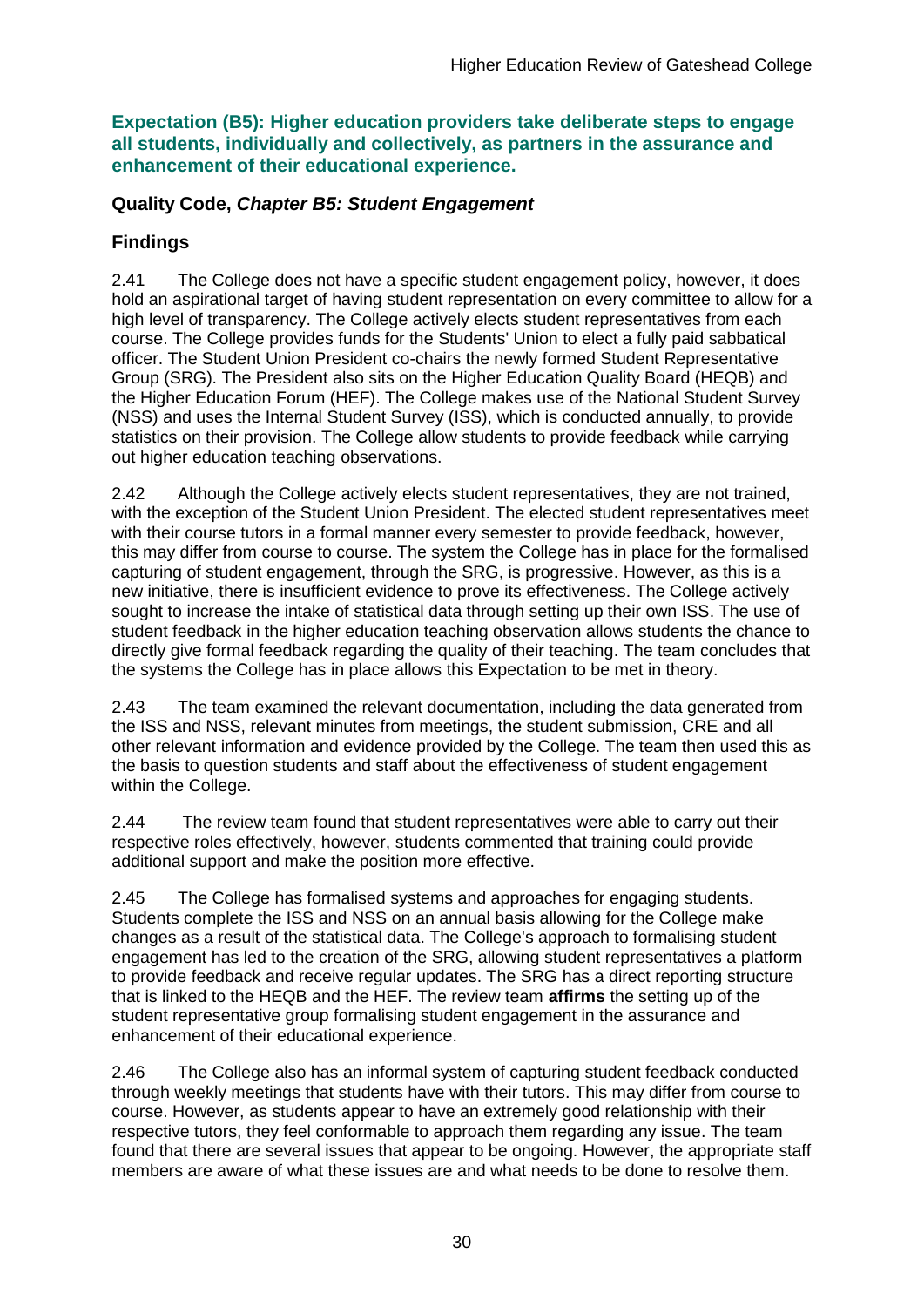## Expectation (B5): Higher education providers take deliberate steps to engage all students, individually and collectively, as partners in the assurance and enhancement of their educational experience.

### Quality Code, *Chapter B5: Student Engagement*

### Findings

2.41 The College does not have a specific student engagement policy, however, it does hold an aspirational target of having student representation on every committee to allow for a high level of transparency. The College actively elects student representatives from each course. The College provides funds for the Students' Union to elect a fully paid sabbatical officer. The Student Union President co-chairs the newly formed Student Representative Group (SRG). The President also sits on the Higher Education Quality Board (HEQB) and the Higher Education Forum (HEF). The College makes use of the National Student Survey (NSS) and uses the Internal Student Survey (ISS), which is conducted annually, to provide statistics on their provision. The College allow students to provide feedback while carrying out higher education teaching observations.

2.42 Although the College actively elects student representatives, they are not trained, with the exception of the Student Union President. The elected student representatives meet with their course tutors in a formal manner every semester to provide feedback, however, this may differ from course to course. The system the College has in place for the formalised capturing of student engagement, through the SRG, is progressive. However, as this is a new initiative, there is insufficient evidence to prove its effectiveness. The College actively sought to increase the intake of statistical data through setting up their own ISS. The use of student feedback in the higher education teaching observation allows students the chance to directly give formal feedback regarding the quality of their teaching. The team concludes that the systems the College has in place allows this Expectation to be met in theory.

2.43 The team examined the relevant documentation, including the data generated from the ISS and NSS, relevant minutes from meetings, the student submission, CRE and all other relevant information and evidence provided by the College. The team then used this as the basis to question students and staff about the effectiveness of student engagement within the College.

2.44 The review team found that student representatives were able to carry out their respective roles effectively, however, students commented that training could provide additional support and make the position more effective.

2.45 The College has formalised systems and approaches for engaging students. Students complete the ISS and NSS on an annual basis allowing for the College make changes as a result of the statistical data. The College's approach to formalising student engagement has led to the creation of the SRG, allowing student representatives a platform to provide feedback and receive regular updates. The SRG has a direct reporting structure that is linked to the HEQB and the HEF. The review team **affirms** the setting up of the student representative group formalising student engagement in the assurance and enhancement of their educational experience.

2.46 The College also has an informal system of capturing student feedback conducted through weekly meetings that students have with their tutors. This may differ from course to course. However, as students appear to have an extremely good relationship with their respective tutors, they feel conformable to approach them regarding any issue. The team found that there are several issues that appear to be ongoing. However, the appropriate staff members are aware of what these issues are and what needs to be done to resolve them.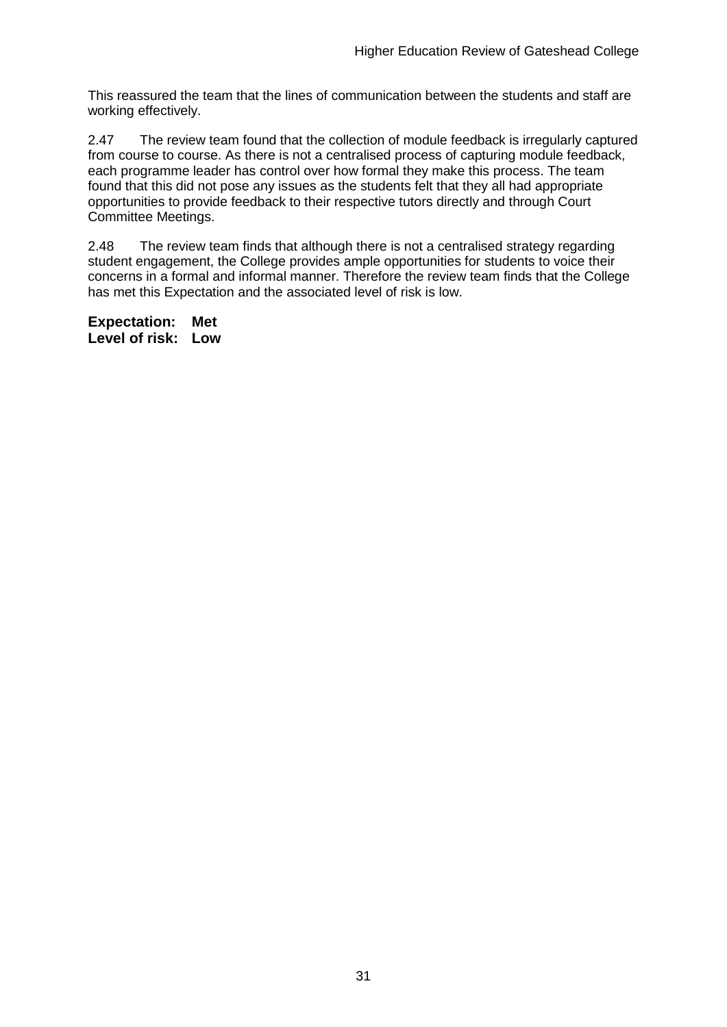This reassured the team that the lines of communication between the students and staff are working effectively.

2.47 The review team found that the collection of module feedback is irregularly captured from course to course. As there is not a centralised process of capturing module feedback, each programme leader has control over how formal they make this process. The team found that this did not pose any issues as the students felt that they all had appropriate opportunities to provide feedback to their respective tutors directly and through Court Committee Meetings.

2.48 The review team finds that although there is not a centralised strategy regarding student engagement, the College provides ample opportunities for students to voice their concerns in a formal and informal manner. Therefore the review team finds that the College has met this Expectation and the associated level of risk is low.

**Expectation: Met**
**Level of risk: Low**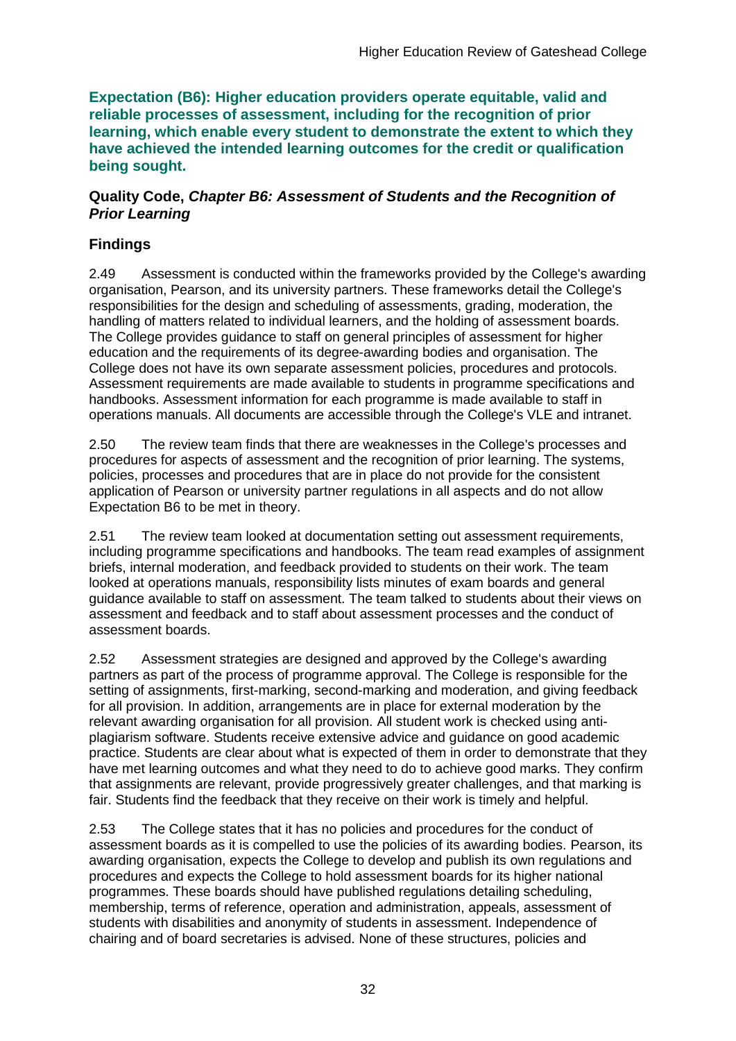**Expectation (B6): Higher education providers operate equitable, valid and reliable processes of assessment, including for the recognition of prior learning, which enable every student to demonstrate the extent to which they have achieved the intended learning outcomes for the credit or qualification being sought.**

**Quality Code, *Chapter B6: Assessment of Students and the Recognition of Prior Learning***

## Findings

2.49 Assessment is conducted within the frameworks provided by the College's awarding organisation, Pearson, and its university partners. These frameworks detail the College's responsibilities for the design and scheduling of assessments, grading, moderation, the handling of matters related to individual learners, and the holding of assessment boards. The College provides guidance to staff on general principles of assessment for higher education and the requirements of its degree-awarding bodies and organisation. The College does not have its own separate assessment policies, procedures and protocols. Assessment requirements are made available to students in programme specifications and handbooks. Assessment information for each programme is made available to staff in operations manuals. All documents are accessible through the College's VLE and intranet.

2.50 The review team finds that there are weaknesses in the College's processes and procedures for aspects of assessment and the recognition of prior learning. The systems, policies, processes and procedures that are in place do not provide for the consistent application of Pearson or university partner regulations in all aspects and do not allow Expectation B6 to be met in theory.

2.51 The review team looked at documentation setting out assessment requirements, including programme specifications and handbooks. The team read examples of assignment briefs, internal moderation, and feedback provided to students on their work. The team looked at operations manuals, responsibility lists minutes of exam boards and general guidance available to staff on assessment. The team talked to students about their views on assessment and feedback and to staff about assessment processes and the conduct of assessment boards.

2.52 Assessment strategies are designed and approved by the College's awarding partners as part of the process of programme approval. The College is responsible for the setting of assignments, first-marking, second-marking and moderation, and giving feedback for all provision. In addition, arrangements are in place for external moderation by the relevant awarding organisation for all provision. All student work is checked using anti-plagiarism software. Students receive extensive advice and guidance on good academic practice. Students are clear about what is expected of them in order to demonstrate that they have met learning outcomes and what they need to do to achieve good marks. They confirm that assignments are relevant, provide progressively greater challenges, and that marking is fair. Students find the feedback that they receive on their work is timely and helpful.

2.53 The College states that it has no policies and procedures for the conduct of assessment boards as it is compelled to use the policies of its awarding bodies. Pearson, its awarding organisation, expects the College to develop and publish its own regulations and procedures and expects the College to hold assessment boards for its higher national programmes. These boards should have published regulations detailing scheduling, membership, terms of reference, operation and administration, appeals, assessment of students with disabilities and anonymity of students in assessment. Independence of chairing and of board secretaries is advised. None of these structures, policies and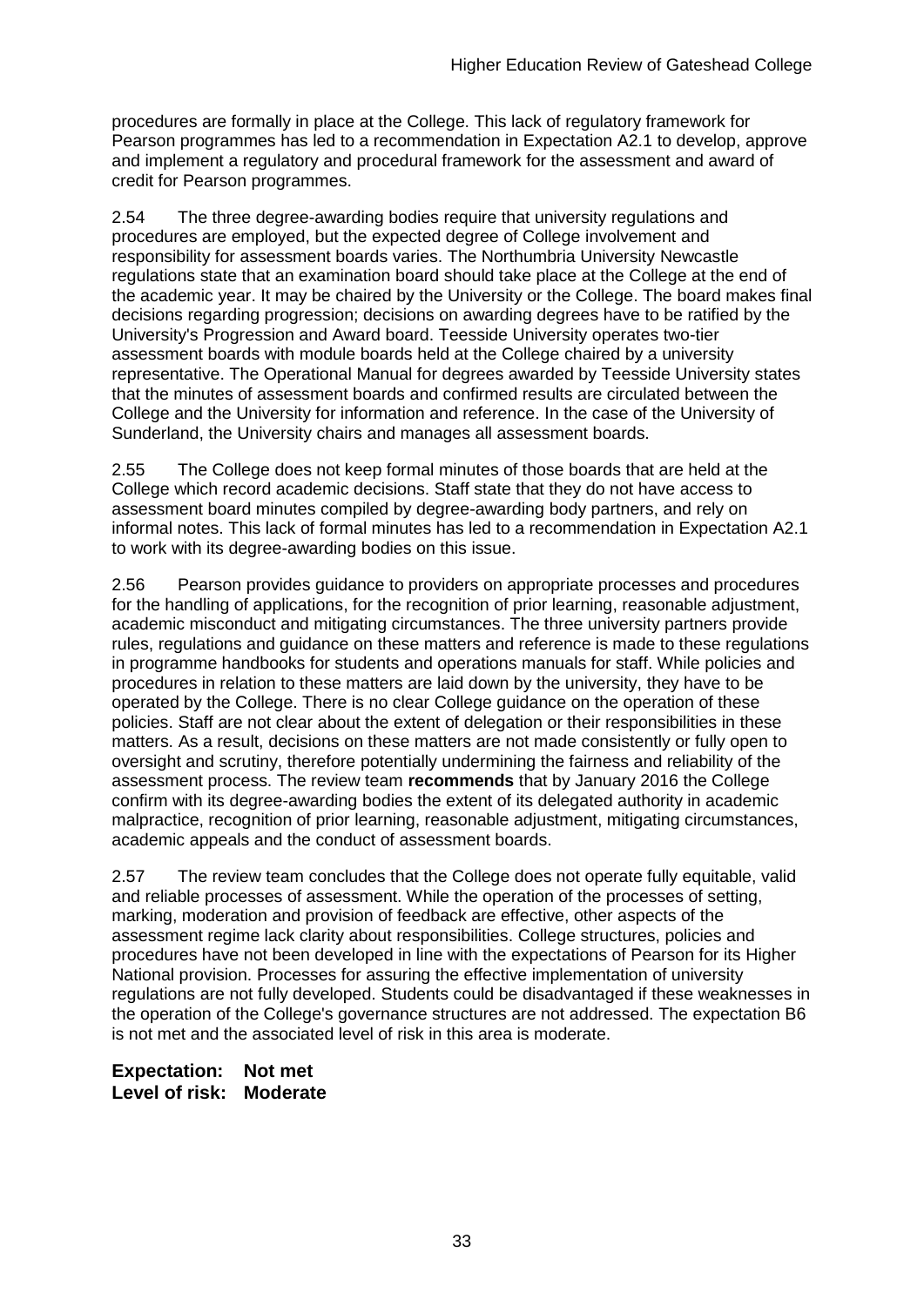procedures are formally in place at the College. This lack of regulatory framework for Pearson programmes has led to a recommendation in Expectation A2.1 to develop, approve and implement a regulatory and procedural framework for the assessment and award of credit for Pearson programmes.

2.54 The three degree-awarding bodies require that university regulations and procedures are employed, but the expected degree of College involvement and responsibility for assessment boards varies. The Northumbria University Newcastle regulations state that an examination board should take place at the College at the end of the academic year. It may be chaired by the University or the College. The board makes final decisions regarding progression; decisions on awarding degrees have to be ratified by the University's Progression and Award board. Teesside University operates two-tier assessment boards with module boards held at the College chaired by a university representative. The Operational Manual for degrees awarded by Teesside University states that the minutes of assessment boards and confirmed results are circulated between the College and the University for information and reference. In the case of the University of Sunderland, the University chairs and manages all assessment boards.

2.55 The College does not keep formal minutes of those boards that are held at the College which record academic decisions. Staff state that they do not have access to assessment board minutes compiled by degree-awarding body partners, and rely on informal notes. This lack of formal minutes has led to a recommendation in Expectation A2.1 to work with its degree-awarding bodies on this issue.

2.56 Pearson provides guidance to providers on appropriate processes and procedures for the handling of applications, for the recognition of prior learning, reasonable adjustment, academic misconduct and mitigating circumstances. The three university partners provide rules, regulations and guidance on these matters and reference is made to these regulations in programme handbooks for students and operations manuals for staff. While policies and procedures in relation to these matters are laid down by the university, they have to be operated by the College. There is no clear College guidance on the operation of these policies. Staff are not clear about the extent of delegation or their responsibilities in these matters. As a result, decisions on these matters are not made consistently or fully open to oversight and scrutiny, therefore potentially undermining the fairness and reliability of the assessment process. The review team **recommends** that by January 2016 the College confirm with its degree-awarding bodies the extent of its delegated authority in academic malpractice, recognition of prior learning, reasonable adjustment, mitigating circumstances, academic appeals and the conduct of assessment boards.

2.57 The review team concludes that the College does not operate fully equitable, valid and reliable processes of assessment. While the operation of the processes of setting, marking, moderation and provision of feedback are effective, other aspects of the assessment regime lack clarity about responsibilities. College structures, policies and procedures have not been developed in line with the expectations of Pearson for its Higher National provision. Processes for assuring the effective implementation of university regulations are not fully developed. Students could be disadvantaged if these weaknesses in the operation of the College's governance structures are not addressed. The expectation B6 is not met and the associated level of risk in this area is moderate.

**Expectation: Not met**
**Level of risk: Moderate**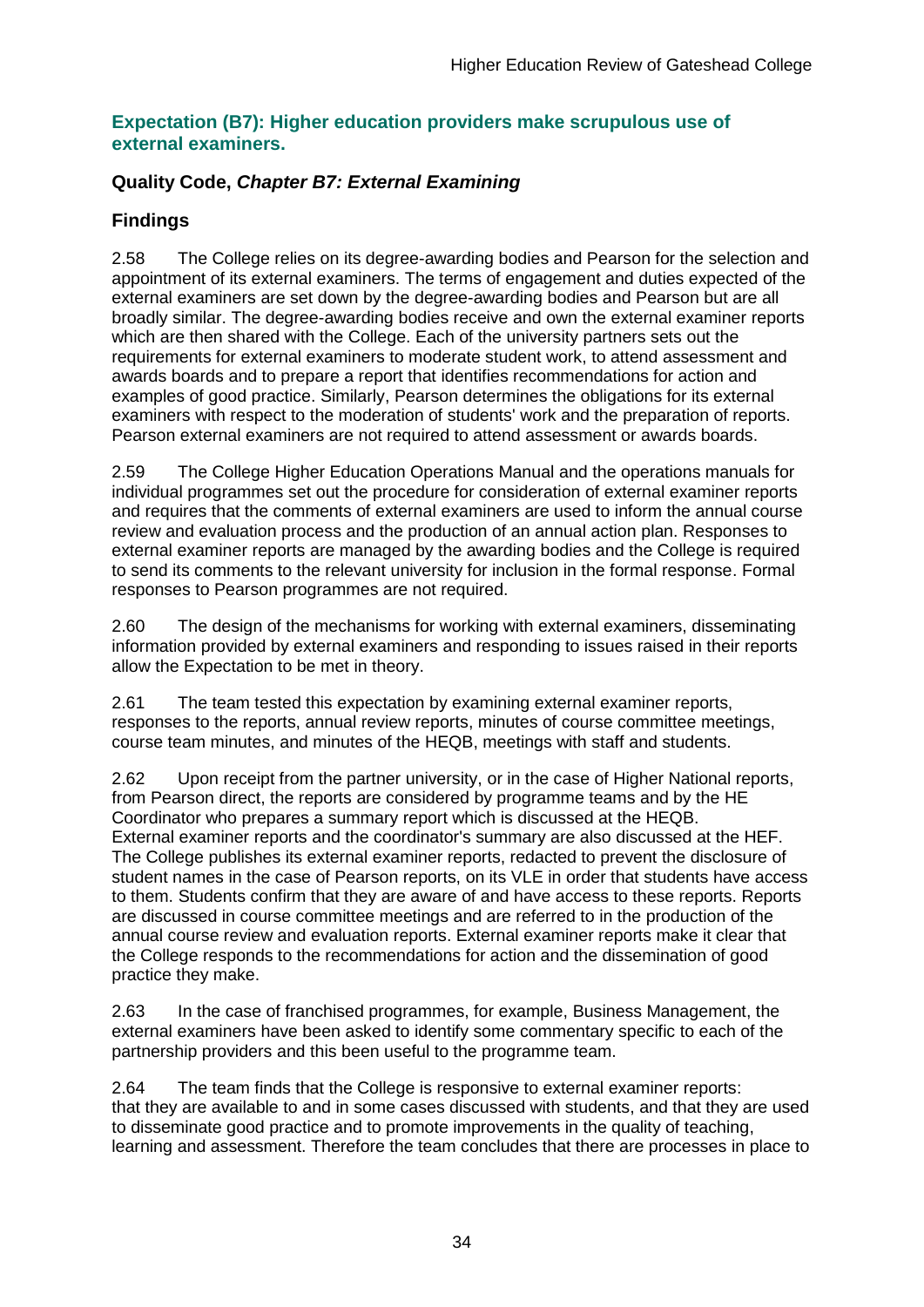**Expectation (B7): Higher education providers make scrupulous use of external examiners.**

**Quality Code, *Chapter B7: External Examining***

**Findings**

2.58 The College relies on its degree-awarding bodies and Pearson for the selection and appointment of its external examiners. The terms of engagement and duties expected of the external examiners are set down by the degree-awarding bodies and Pearson but are all broadly similar. The degree-awarding bodies receive and own the external examiner reports which are then shared with the College. Each of the university partners sets out the requirements for external examiners to moderate student work, to attend assessment and awards boards and to prepare a report that identifies recommendations for action and examples of good practice. Similarly, Pearson determines the obligations for its external examiners with respect to the moderation of students' work and the preparation of reports. Pearson external examiners are not required to attend assessment or awards boards.

2.59 The College Higher Education Operations Manual and the operations manuals for individual programmes set out the procedure for consideration of external examiner reports and requires that the comments of external examiners are used to inform the annual course review and evaluation process and the production of an annual action plan. Responses to external examiner reports are managed by the awarding bodies and the College is required to send its comments to the relevant university for inclusion in the formal response. Formal responses to Pearson programmes are not required.

2.60 The design of the mechanisms for working with external examiners, disseminating information provided by external examiners and responding to issues raised in their reports allow the Expectation to be met in theory.

2.61 The team tested this expectation by examining external examiner reports, responses to the reports, annual review reports, minutes of course committee meetings, course team minutes, and minutes of the HEQB, meetings with staff and students.

2.62 Upon receipt from the partner university, or in the case of Higher National reports, from Pearson direct, the reports are considered by programme teams and by the HE Coordinator who prepares a summary report which is discussed at the HEQB. External examiner reports and the coordinator's summary are also discussed at the HEF. The College publishes its external examiner reports, redacted to prevent the disclosure of student names in the case of Pearson reports, on its VLE in order that students have access to them. Students confirm that they are aware of and have access to these reports. Reports are discussed in course committee meetings and are referred to in the production of the annual course review and evaluation reports. External examiner reports make it clear that the College responds to the recommendations for action and the dissemination of good practice they make.

2.63 In the case of franchised programmes, for example, Business Management, the external examiners have been asked to identify some commentary specific to each of the partnership providers and this been useful to the programme team.

2.64 The team finds that the College is responsive to external examiner reports: that they are available to and in some cases discussed with students, and that they are used to disseminate good practice and to promote improvements in the quality of teaching, learning and assessment. Therefore the team concludes that there are processes in place to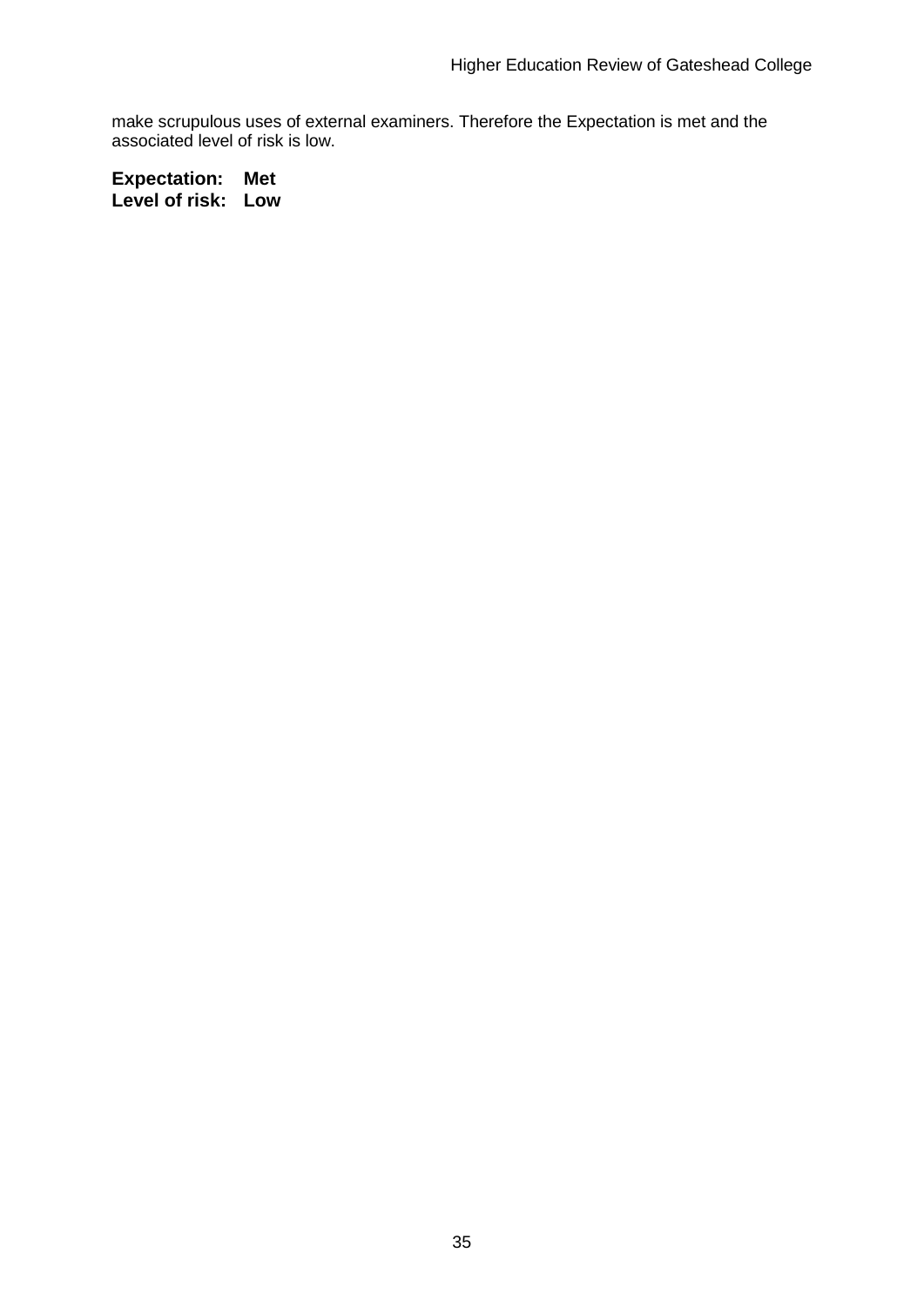make scrupulous uses of external examiners. Therefore the Expectation is met and the associated level of risk is low.

**Expectation: Met**
**Level of risk: Low**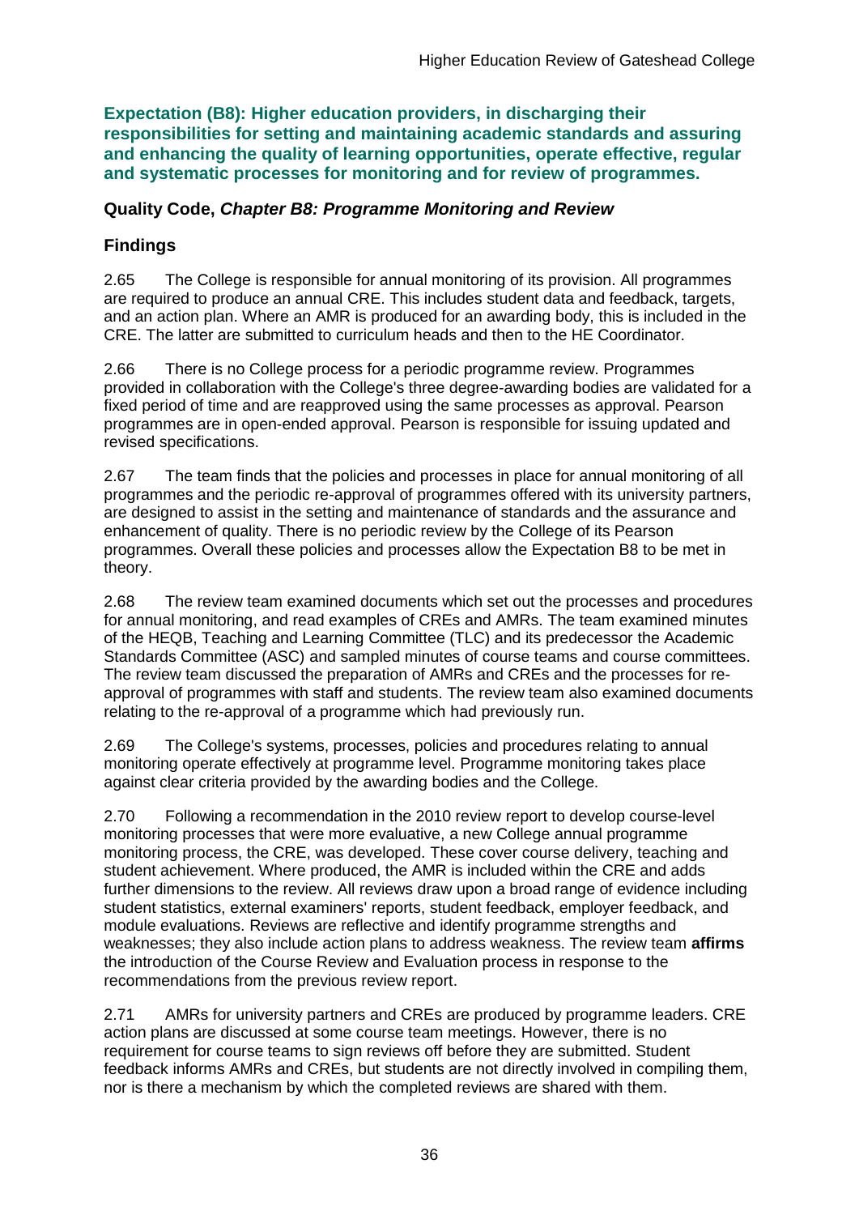### Expectation (B8): Higher education providers, in discharging their responsibilities for setting and maintaining academic standards and assuring and enhancing the quality of learning opportunities, operate effective, regular and systematic processes for monitoring and for review of programmes.

### Quality Code, *Chapter B8: Programme Monitoring and Review*

### Findings

2.65 The College is responsible for annual monitoring of its provision. All programmes are required to produce an annual CRE. This includes student data and feedback, targets, and an action plan. Where an AMR is produced for an awarding body, this is included in the CRE. The latter are submitted to curriculum heads and then to the HE Coordinator.

2.66 There is no College process for a periodic programme review. Programmes provided in collaboration with the College's three degree-awarding bodies are validated for a fixed period of time and are reapproved using the same processes as approval. Pearson programmes are in open-ended approval. Pearson is responsible for issuing updated and revised specifications.

2.67 The team finds that the policies and processes in place for annual monitoring of all programmes and the periodic re-approval of programmes offered with its university partners, are designed to assist in the setting and maintenance of standards and the assurance and enhancement of quality. There is no periodic review by the College of its Pearson programmes. Overall these policies and processes allow the Expectation B8 to be met in theory.

2.68 The review team examined documents which set out the processes and procedures for annual monitoring, and read examples of CREs and AMRs. The team examined minutes of the HEQB, Teaching and Learning Committee (TLC) and its predecessor the Academic Standards Committee (ASC) and sampled minutes of course teams and course committees. The review team discussed the preparation of AMRs and CREs and the processes for re-approval of programmes with staff and students. The review team also examined documents relating to the re-approval of a programme which had previously run.

2.69 The College's systems, processes, policies and procedures relating to annual monitoring operate effectively at programme level. Programme monitoring takes place against clear criteria provided by the awarding bodies and the College.

2.70 Following a recommendation in the 2010 review report to develop course-level monitoring processes that were more evaluative, a new College annual programme monitoring process, the CRE, was developed. These cover course delivery, teaching and student achievement. Where produced, the AMR is included within the CRE and adds further dimensions to the review. All reviews draw upon a broad range of evidence including student statistics, external examiners' reports, student feedback, employer feedback, and module evaluations. Reviews are reflective and identify programme strengths and weaknesses; they also include action plans to address weakness. The review team **affirms** the introduction of the Course Review and Evaluation process in response to the recommendations from the previous review report.

2.71 AMRs for university partners and CREs are produced by programme leaders. CRE action plans are discussed at some course team meetings. However, there is no requirement for course teams to sign reviews off before they are submitted. Student feedback informs AMRs and CREs, but students are not directly involved in compiling them, nor is there a mechanism by which the completed reviews are shared with them.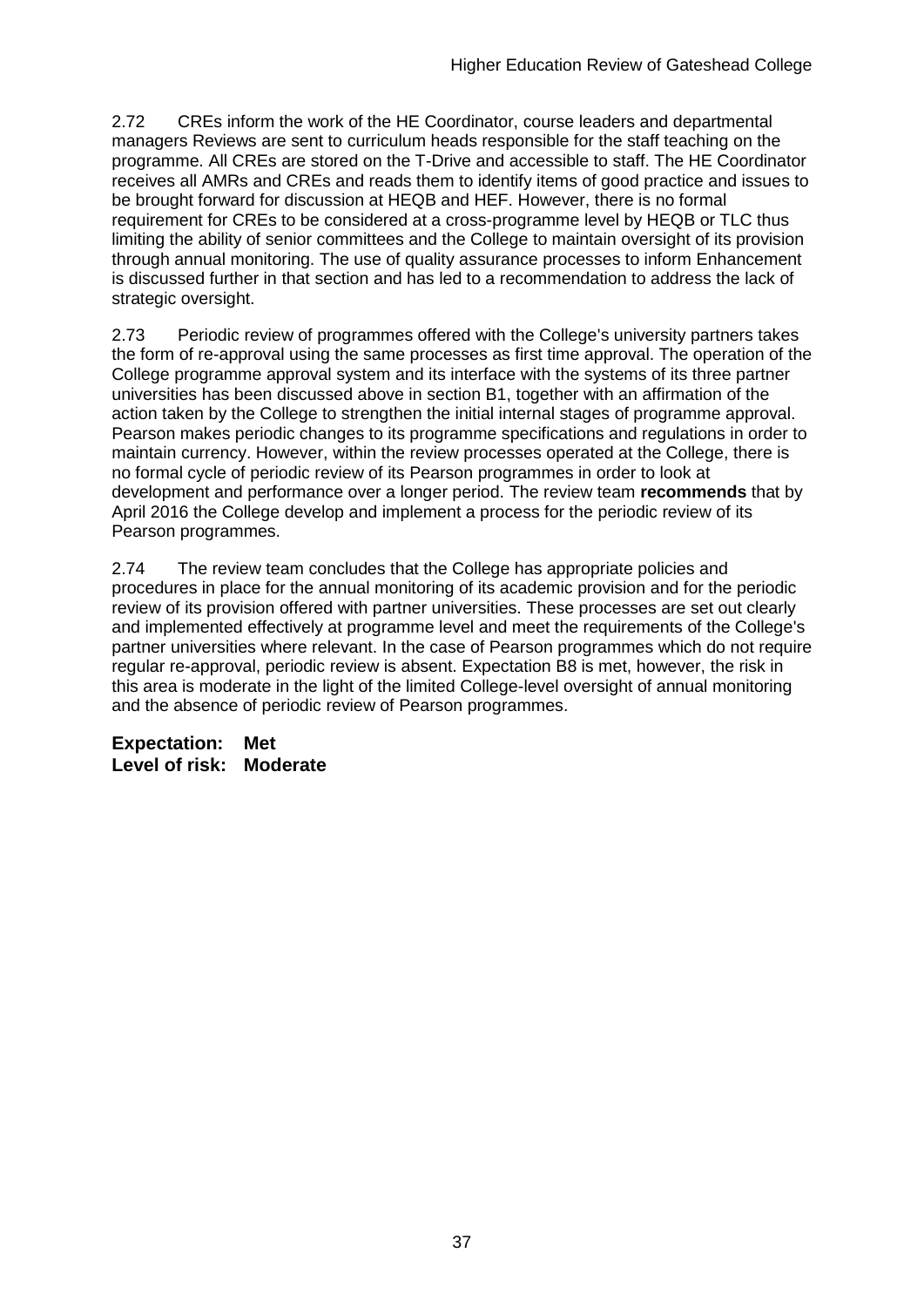2.72 CREs inform the work of the HE Coordinator, course leaders and departmental managers Reviews are sent to curriculum heads responsible for the staff teaching on the programme. All CREs are stored on the T-Drive and accessible to staff. The HE Coordinator receives all AMRs and CREs and reads them to identify items of good practice and issues to be brought forward for discussion at HEQB and HEF. However, there is no formal requirement for CREs to be considered at a cross-programme level by HEQB or TLC thus limiting the ability of senior committees and the College to maintain oversight of its provision through annual monitoring. The use of quality assurance processes to inform Enhancement is discussed further in that section and has led to a recommendation to address the lack of strategic oversight.

2.73 Periodic review of programmes offered with the College's university partners takes the form of re-approval using the same processes as first time approval. The operation of the College programme approval system and its interface with the systems of its three partner universities has been discussed above in section B1, together with an affirmation of the action taken by the College to strengthen the initial internal stages of programme approval. Pearson makes periodic changes to its programme specifications and regulations in order to maintain currency. However, within the review processes operated at the College, there is no formal cycle of periodic review of its Pearson programmes in order to look at development and performance over a longer period. The review team **recommends** that by April 2016 the College develop and implement a process for the periodic review of its Pearson programmes.

2.74 The review team concludes that the College has appropriate policies and procedures in place for the annual monitoring of its academic provision and for the periodic review of its provision offered with partner universities. These processes are set out clearly and implemented effectively at programme level and meet the requirements of the College's partner universities where relevant. In the case of Pearson programmes which do not require regular re-approval, periodic review is absent. Expectation B8 is met, however, the risk in this area is moderate in the light of the limited College-level oversight of annual monitoring and the absence of periodic review of Pearson programmes.

**Expectation: Met**
**Level of risk: Moderate**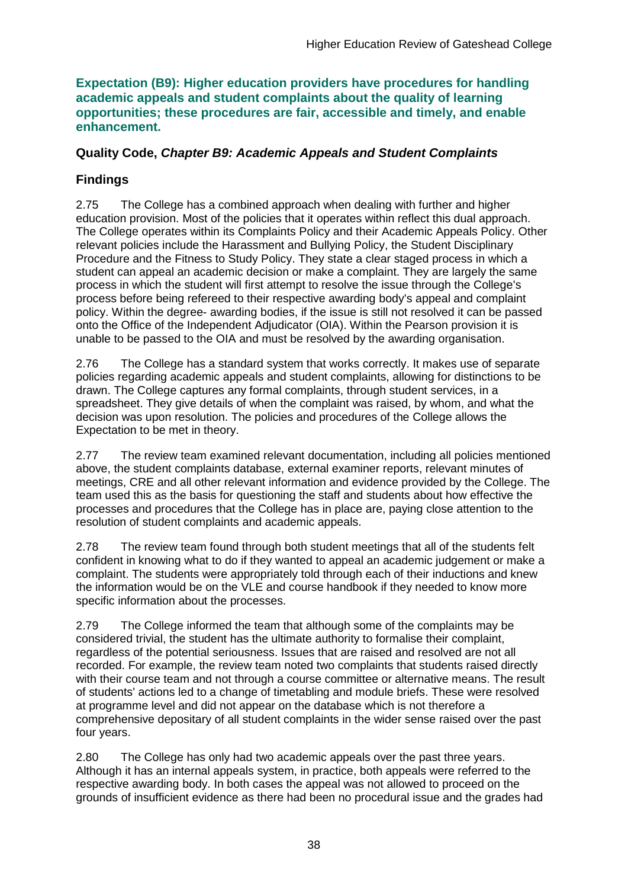### Expectation (B9): Higher education providers have procedures for handling academic appeals and student complaints about the quality of learning opportunities; these procedures are fair, accessible and timely, and enable enhancement.

### Quality Code, *Chapter B9: Academic Appeals and Student Complaints*

### Findings

2.75 The College has a combined approach when dealing with further and higher education provision. Most of the policies that it operates within reflect this dual approach. The College operates within its Complaints Policy and their Academic Appeals Policy. Other relevant policies include the Harassment and Bullying Policy, the Student Disciplinary Procedure and the Fitness to Study Policy. They state a clear staged process in which a student can appeal an academic decision or make a complaint. They are largely the same process in which the student will first attempt to resolve the issue through the College's process before being refereed to their respective awarding body's appeal and complaint policy. Within the degree- awarding bodies, if the issue is still not resolved it can be passed onto the Office of the Independent Adjudicator (OIA). Within the Pearson provision it is unable to be passed to the OIA and must be resolved by the awarding organisation.

2.76 The College has a standard system that works correctly. It makes use of separate policies regarding academic appeals and student complaints, allowing for distinctions to be drawn. The College captures any formal complaints, through student services, in a spreadsheet. They give details of when the complaint was raised, by whom, and what the decision was upon resolution. The policies and procedures of the College allows the Expectation to be met in theory.

2.77 The review team examined relevant documentation, including all policies mentioned above, the student complaints database, external examiner reports, relevant minutes of meetings, CRE and all other relevant information and evidence provided by the College. The team used this as the basis for questioning the staff and students about how effective the processes and procedures that the College has in place are, paying close attention to the resolution of student complaints and academic appeals.

2.78 The review team found through both student meetings that all of the students felt confident in knowing what to do if they wanted to appeal an academic judgement or make a complaint. The students were appropriately told through each of their inductions and knew the information would be on the VLE and course handbook if they needed to know more specific information about the processes.

2.79 The College informed the team that although some of the complaints may be considered trivial, the student has the ultimate authority to formalise their complaint, regardless of the potential seriousness. Issues that are raised and resolved are not all recorded. For example, the review team noted two complaints that students raised directly with their course team and not through a course committee or alternative means. The result of students' actions led to a change of timetabling and module briefs. These were resolved at programme level and did not appear on the database which is not therefore a comprehensive depositary of all student complaints in the wider sense raised over the past four years.

2.80 The College has only had two academic appeals over the past three years. Although it has an internal appeals system, in practice, both appeals were referred to the respective awarding body. In both cases the appeal was not allowed to proceed on the grounds of insufficient evidence as there had been no procedural issue and the grades had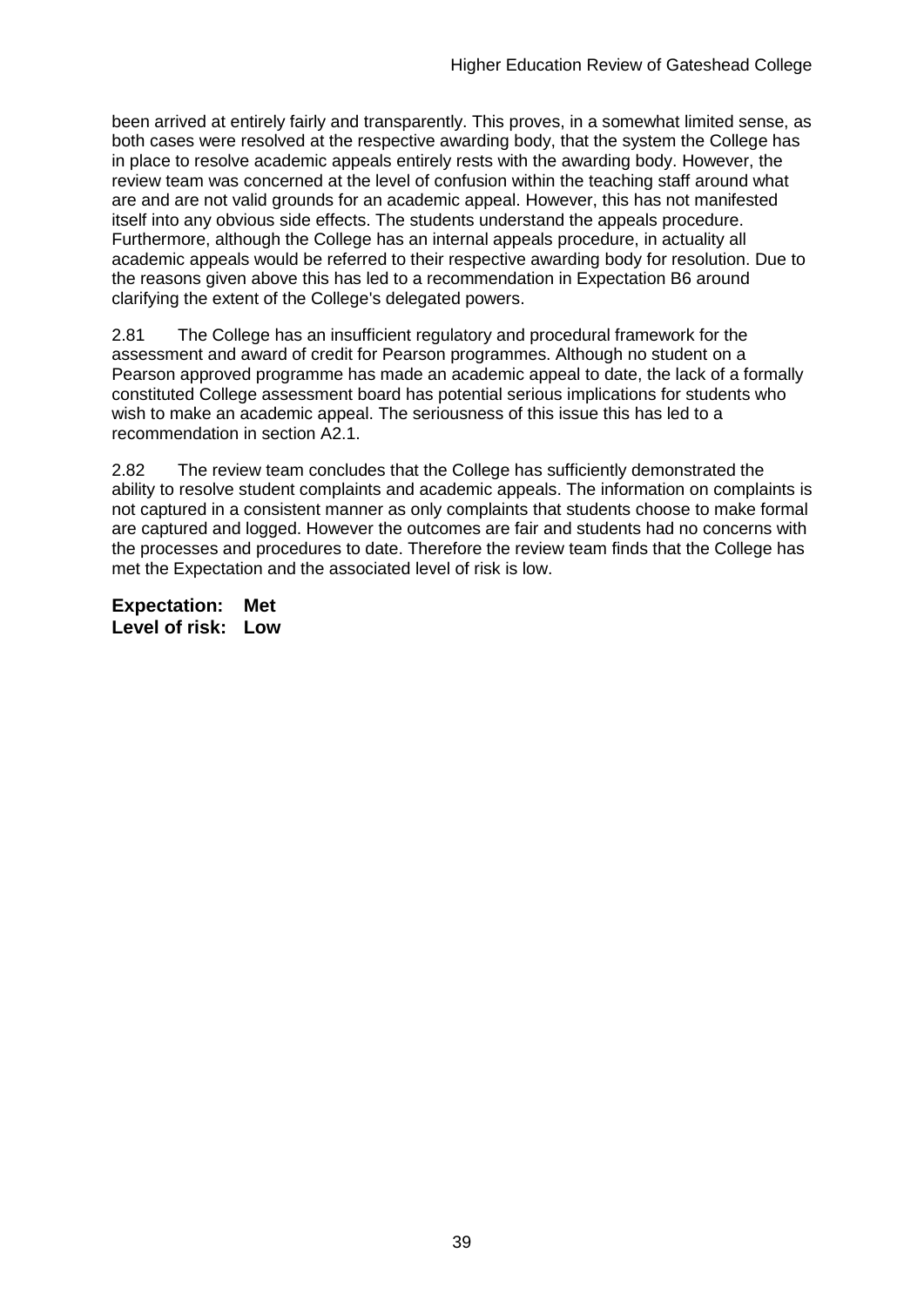been arrived at entirely fairly and transparently. This proves, in a somewhat limited sense, as both cases were resolved at the respective awarding body, that the system the College has in place to resolve academic appeals entirely rests with the awarding body. However, the review team was concerned at the level of confusion within the teaching staff around what are and are not valid grounds for an academic appeal. However, this has not manifested itself into any obvious side effects. The students understand the appeals procedure. Furthermore, although the College has an internal appeals procedure, in actuality all academic appeals would be referred to their respective awarding body for resolution. Due to the reasons given above this has led to a recommendation in Expectation B6 around clarifying the extent of the College's delegated powers.

2.81 The College has an insufficient regulatory and procedural framework for the assessment and award of credit for Pearson programmes. Although no student on a Pearson approved programme has made an academic appeal to date, the lack of a formally constituted College assessment board has potential serious implications for students who wish to make an academic appeal. The seriousness of this issue this has led to a recommendation in section A2.1.

2.82 The review team concludes that the College has sufficiently demonstrated the ability to resolve student complaints and academic appeals. The information on complaints is not captured in a consistent manner as only complaints that students choose to make formal are captured and logged. However the outcomes are fair and students had no concerns with the processes and procedures to date. Therefore the review team finds that the College has met the Expectation and the associated level of risk is low.

**Expectation: Met**
**Level of risk: Low**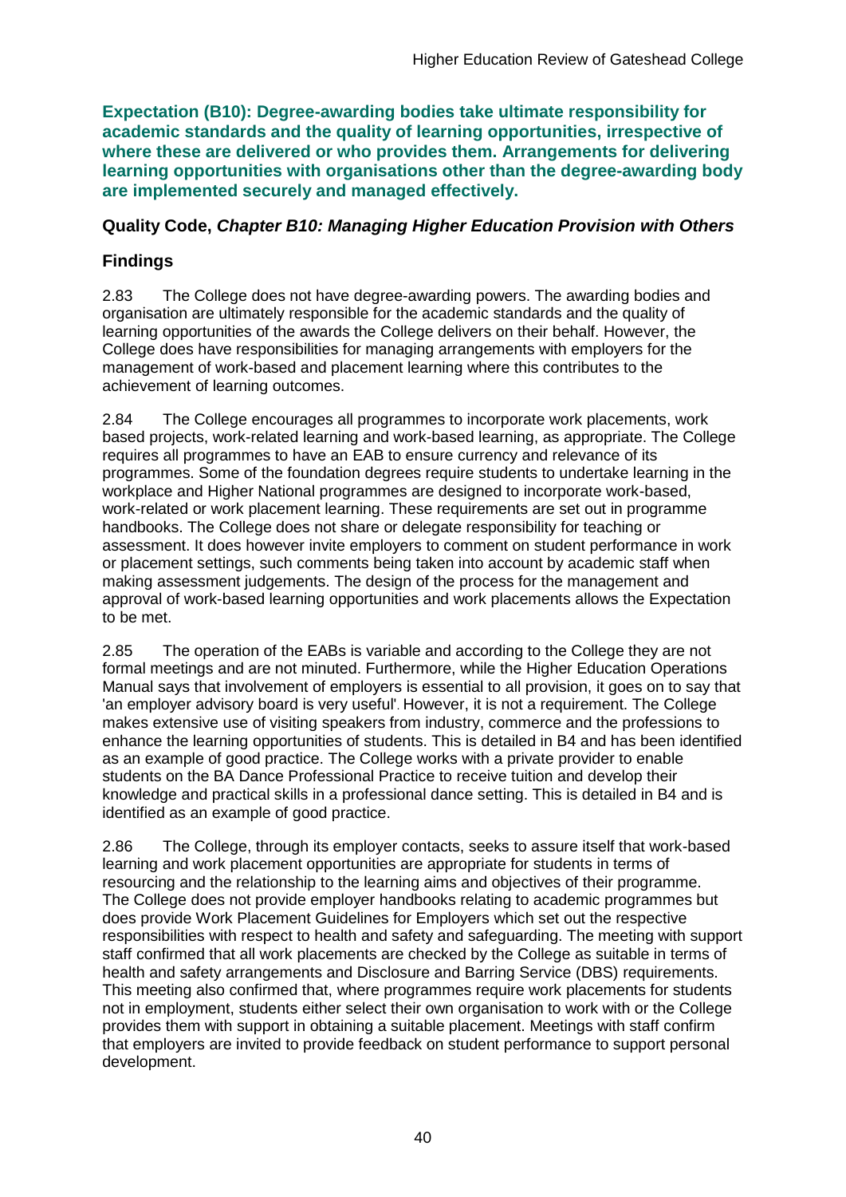**Expectation (B10): Degree-awarding bodies take ultimate responsibility for academic standards and the quality of learning opportunities, irrespective of where these are delivered or who provides them. Arrangements for delivering learning opportunities with organisations other than the degree-awarding body are implemented securely and managed effectively.**

### Quality Code, *Chapter B10: Managing Higher Education Provision with Others*

### Findings

2.83 The College does not have degree-awarding powers. The awarding bodies and organisation are ultimately responsible for the academic standards and the quality of learning opportunities of the awards the College delivers on their behalf. However, the College does have responsibilities for managing arrangements with employers for the management of work-based and placement learning where this contributes to the achievement of learning outcomes.

2.84 The College encourages all programmes to incorporate work placements, work based projects, work-related learning and work-based learning, as appropriate. The College requires all programmes to have an EAB to ensure currency and relevance of its programmes. Some of the foundation degrees require students to undertake learning in the workplace and Higher National programmes are designed to incorporate work-based, work-related or work placement learning. These requirements are set out in programme handbooks. The College does not share or delegate responsibility for teaching or assessment. It does however invite employers to comment on student performance in work or placement settings, such comments being taken into account by academic staff when making assessment judgements. The design of the process for the management and approval of work-based learning opportunities and work placements allows the Expectation to be met.

2.85 The operation of the EABs is variable and according to the College they are not formal meetings and are not minuted. Furthermore, while the Higher Education Operations Manual says that involvement of employers is essential to all provision, it goes on to say that 'an employer advisory board is very useful'. However, it is not a requirement. The College makes extensive use of visiting speakers from industry, commerce and the professions to enhance the learning opportunities of students. This is detailed in B4 and has been identified as an example of good practice. The College works with a private provider to enable students on the BA Dance Professional Practice to receive tuition and develop their knowledge and practical skills in a professional dance setting. This is detailed in B4 and is identified as an example of good practice.

2.86 The College, through its employer contacts, seeks to assure itself that work-based learning and work placement opportunities are appropriate for students in terms of resourcing and the relationship to the learning aims and objectives of their programme. The College does not provide employer handbooks relating to academic programmes but does provide Work Placement Guidelines for Employers which set out the respective responsibilities with respect to health and safety and safeguarding. The meeting with support staff confirmed that all work placements are checked by the College as suitable in terms of health and safety arrangements and Disclosure and Barring Service (DBS) requirements. This meeting also confirmed that, where programmes require work placements for students not in employment, students either select their own organisation to work with or the College provides them with support in obtaining a suitable placement. Meetings with staff confirm that employers are invited to provide feedback on student performance to support personal development.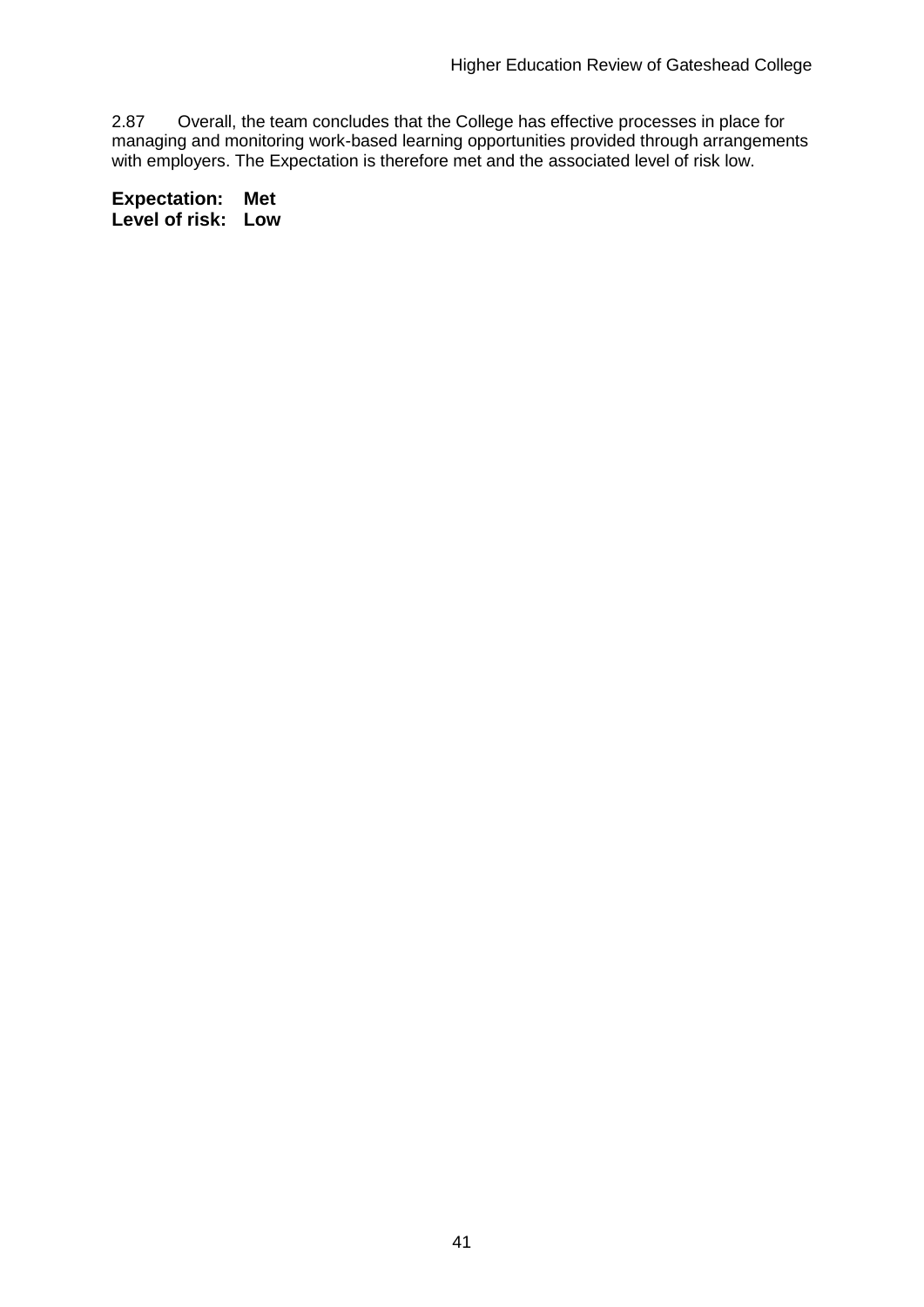2.87 Overall, the team concludes that the College has effective processes in place for managing and monitoring work-based learning opportunities provided through arrangements with employers. The Expectation is therefore met and the associated level of risk low.

**Expectation: Met**
**Level of risk: Low**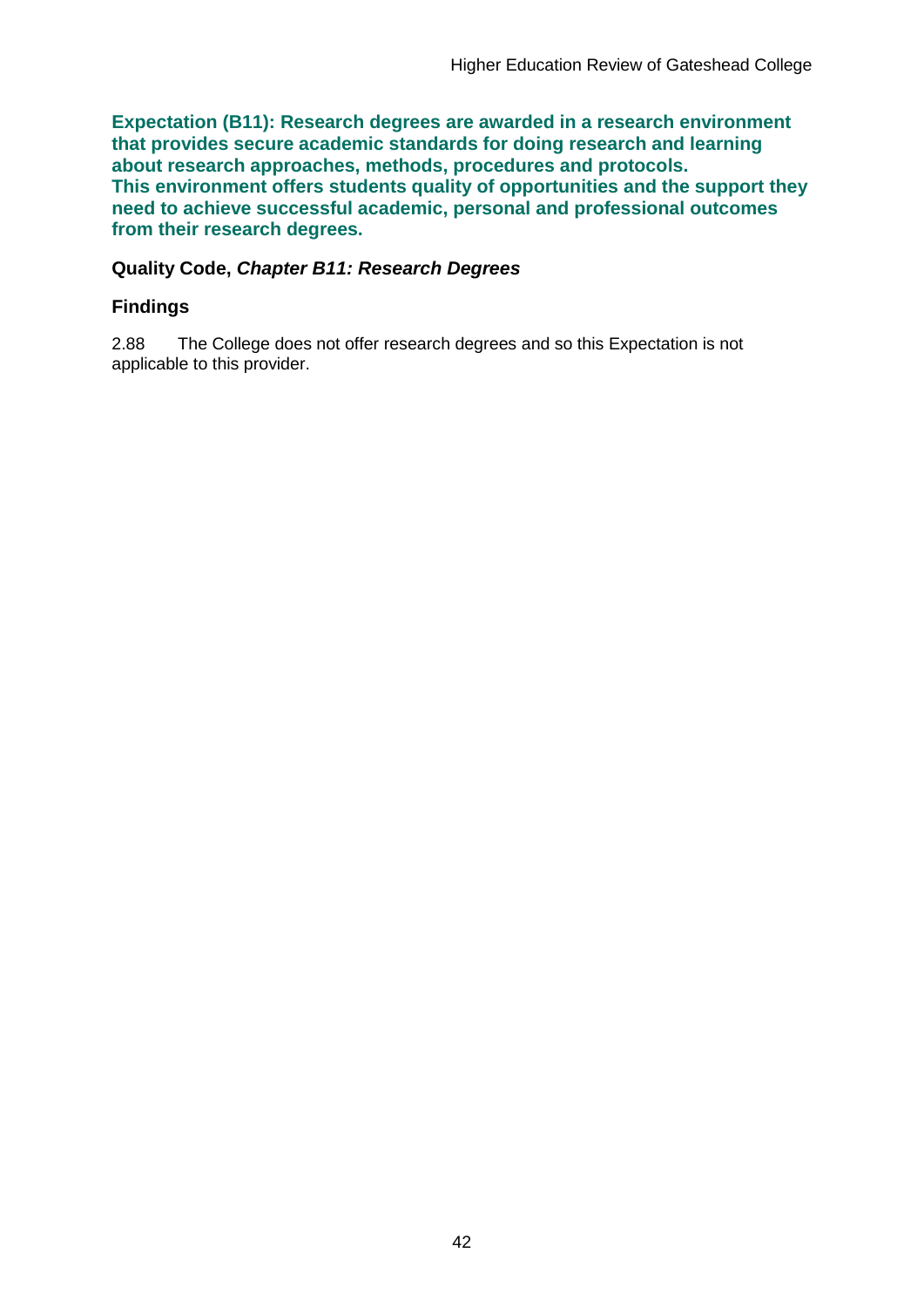**Expectation (B11): Research degrees are awarded in a research environment that provides secure academic standards for doing research and learning about research approaches, methods, procedures and protocols. This environment offers students quality of opportunities and the support they need to achieve successful academic, personal and professional outcomes from their research degrees.**

**Quality Code, *Chapter B11: Research Degrees***

### Findings

2.88 The College does not offer research degrees and so this Expectation is not applicable to this provider.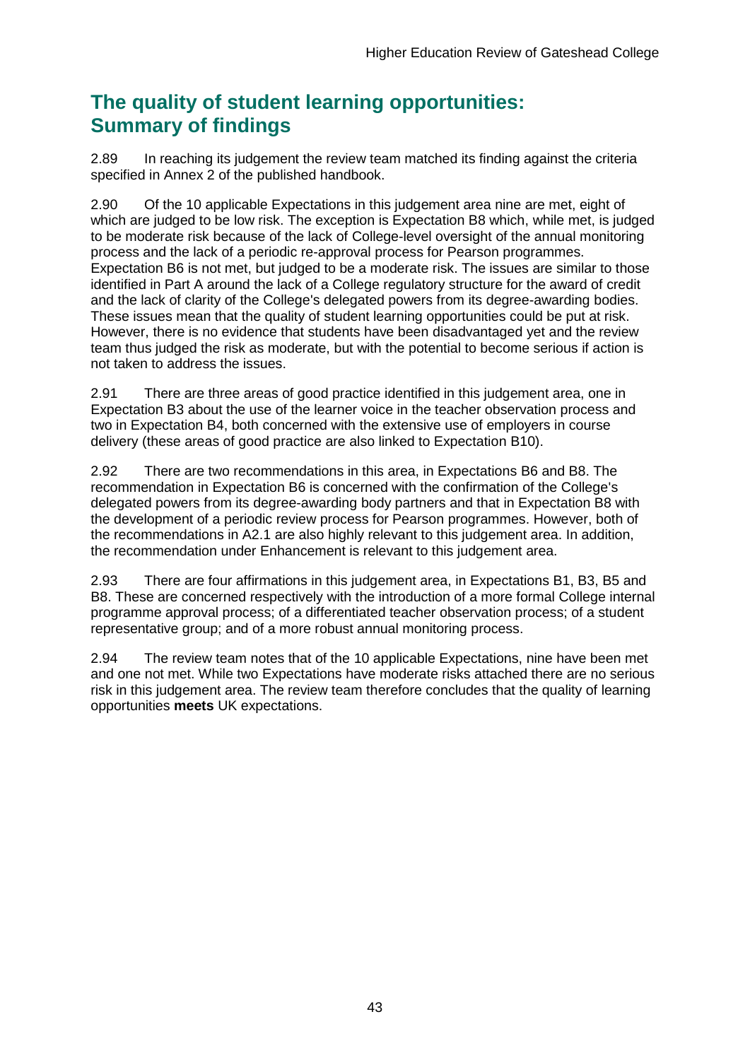## The quality of student learning opportunities: Summary of findings

2.89 In reaching its judgement the review team matched its finding against the criteria specified in Annex 2 of the published handbook.

2.90 Of the 10 applicable Expectations in this judgement area nine are met, eight of which are judged to be low risk. The exception is Expectation B8 which, while met, is judged to be moderate risk because of the lack of College-level oversight of the annual monitoring process and the lack of a periodic re-approval process for Pearson programmes. Expectation B6 is not met, but judged to be a moderate risk. The issues are similar to those identified in Part A around the lack of a College regulatory structure for the award of credit and the lack of clarity of the College's delegated powers from its degree-awarding bodies. These issues mean that the quality of student learning opportunities could be put at risk. However, there is no evidence that students have been disadvantaged yet and the review team thus judged the risk as moderate, but with the potential to become serious if action is not taken to address the issues.

2.91 There are three areas of good practice identified in this judgement area, one in Expectation B3 about the use of the learner voice in the teacher observation process and two in Expectation B4, both concerned with the extensive use of employers in course delivery (these areas of good practice are also linked to Expectation B10).

2.92 There are two recommendations in this area, in Expectations B6 and B8. The recommendation in Expectation B6 is concerned with the confirmation of the College's delegated powers from its degree-awarding body partners and that in Expectation B8 with the development of a periodic review process for Pearson programmes. However, both of the recommendations in A2.1 are also highly relevant to this judgement area. In addition, the recommendation under Enhancement is relevant to this judgement area.

2.93 There are four affirmations in this judgement area, in Expectations B1, B3, B5 and B8. These are concerned respectively with the introduction of a more formal College internal programme approval process; of a differentiated teacher observation process; of a student representative group; and of a more robust annual monitoring process.

2.94 The review team notes that of the 10 applicable Expectations, nine have been met and one not met. While two Expectations have moderate risks attached there are no serious risk in this judgement area. The review team therefore concludes that the quality of learning opportunities **meets** UK expectations.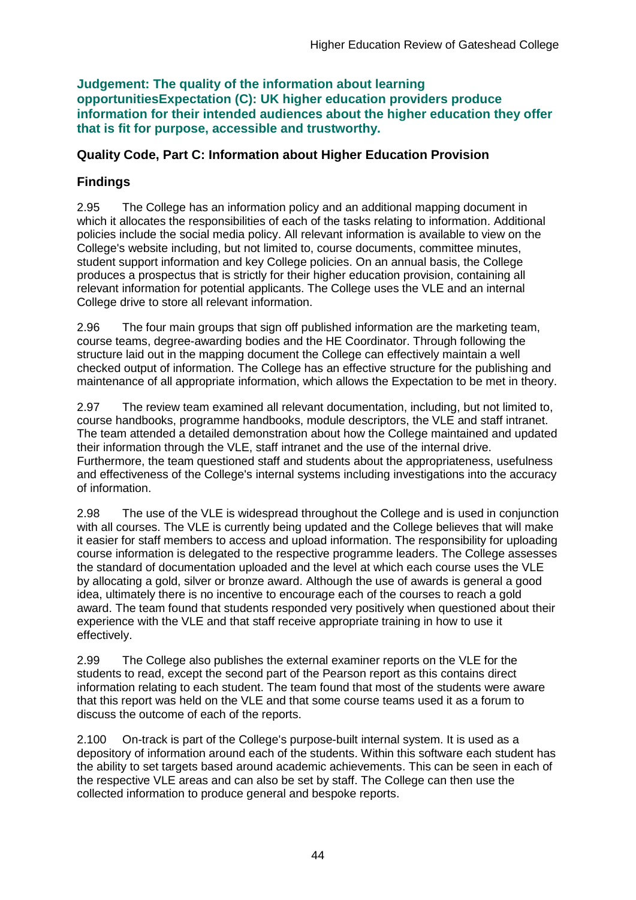**Judgement: The quality of the information about learning opportunitiesExpectation (C): UK higher education providers produce information for their intended audiences about the higher education they offer that is fit for purpose, accessible and trustworthy.**

### Quality Code, Part C: Information about Higher Education Provision

### Findings

2.95 The College has an information policy and an additional mapping document in which it allocates the responsibilities of each of the tasks relating to information. Additional policies include the social media policy. All relevant information is available to view on the College's website including, but not limited to, course documents, committee minutes, student support information and key College policies. On an annual basis, the College produces a prospectus that is strictly for their higher education provision, containing all relevant information for potential applicants. The College uses the VLE and an internal College drive to store all relevant information.

2.96 The four main groups that sign off published information are the marketing team, course teams, degree-awarding bodies and the HE Coordinator. Through following the structure laid out in the mapping document the College can effectively maintain a well checked output of information. The College has an effective structure for the publishing and maintenance of all appropriate information, which allows the Expectation to be met in theory.

2.97 The review team examined all relevant documentation, including, but not limited to, course handbooks, programme handbooks, module descriptors, the VLE and staff intranet. The team attended a detailed demonstration about how the College maintained and updated their information through the VLE, staff intranet and the use of the internal drive. Furthermore, the team questioned staff and students about the appropriateness, usefulness and effectiveness of the College's internal systems including investigations into the accuracy of information.

2.98 The use of the VLE is widespread throughout the College and is used in conjunction with all courses. The VLE is currently being updated and the College believes that will make it easier for staff members to access and upload information. The responsibility for uploading course information is delegated to the respective programme leaders. The College assesses the standard of documentation uploaded and the level at which each course uses the VLE by allocating a gold, silver or bronze award. Although the use of awards is general a good idea, ultimately there is no incentive to encourage each of the courses to reach a gold award. The team found that students responded very positively when questioned about their experience with the VLE and that staff receive appropriate training in how to use it effectively.

2.99 The College also publishes the external examiner reports on the VLE for the students to read, except the second part of the Pearson report as this contains direct information relating to each student. The team found that most of the students were aware that this report was held on the VLE and that some course teams used it as a forum to discuss the outcome of each of the reports.

2.100 On-track is part of the College's purpose-built internal system. It is used as a depository of information around each of the students. Within this software each student has the ability to set targets based around academic achievements. This can be seen in each of the respective VLE areas and can also be set by staff. The College can then use the collected information to produce general and bespoke reports.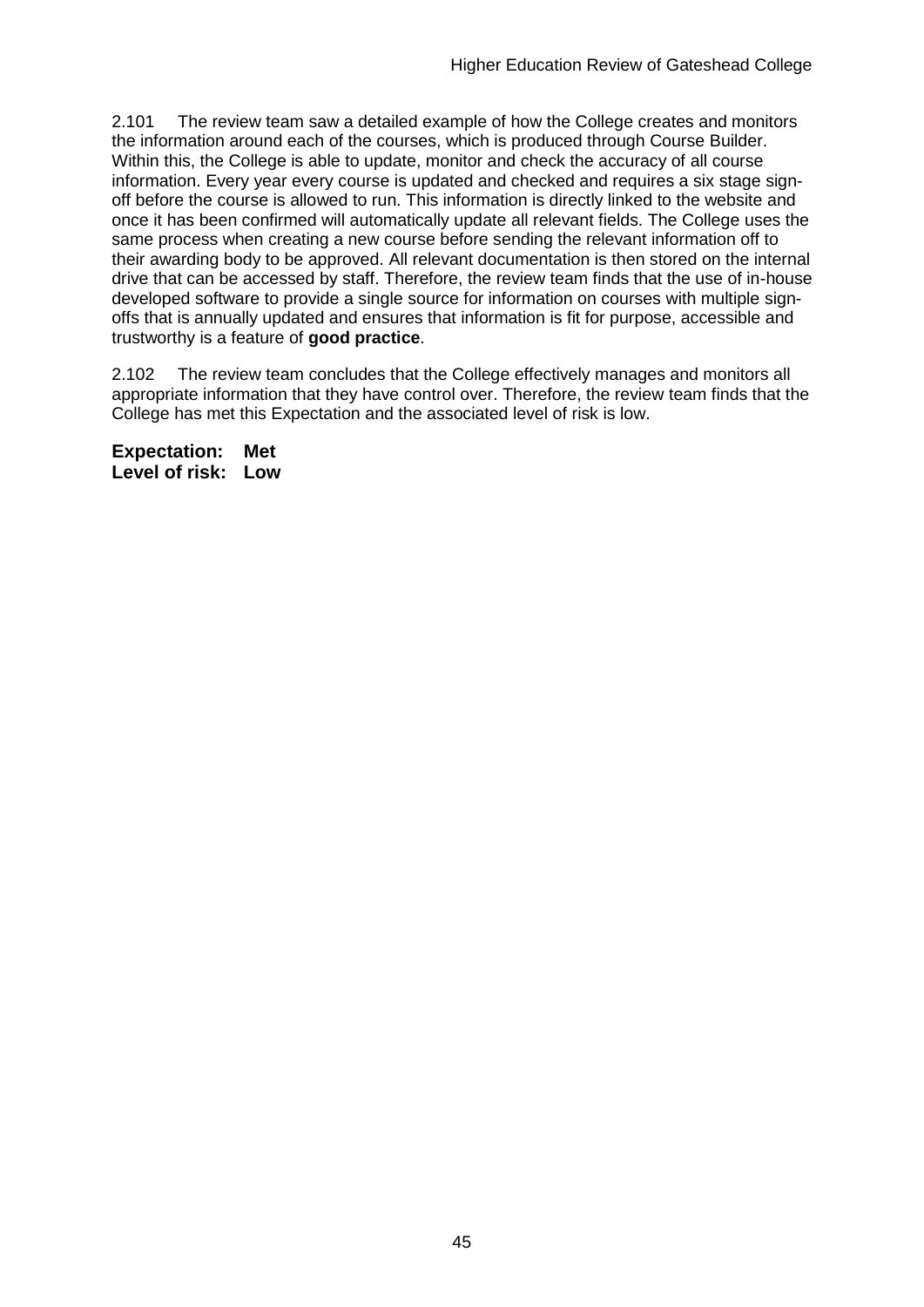2.101 The review team saw a detailed example of how the College creates and monitors the information around each of the courses, which is produced through Course Builder. Within this, the College is able to update, monitor and check the accuracy of all course information. Every year every course is updated and checked and requires a six stage sign-off before the course is allowed to run. This information is directly linked to the website and once it has been confirmed will automatically update all relevant fields. The College uses the same process when creating a new course before sending the relevant information off to their awarding body to be approved. All relevant documentation is then stored on the internal drive that can be accessed by staff. Therefore, the review team finds that the use of in-house developed software to provide a single source for information on courses with multiple sign-offs that is annually updated and ensures that information is fit for purpose, accessible and trustworthy is a feature of **good practice**.

2.102 The review team concludes that the College effectively manages and monitors all appropriate information that they have control over. Therefore, the review team finds that the College has met this Expectation and the associated level of risk is low.

**Expectation: Met**
**Level of risk: Low**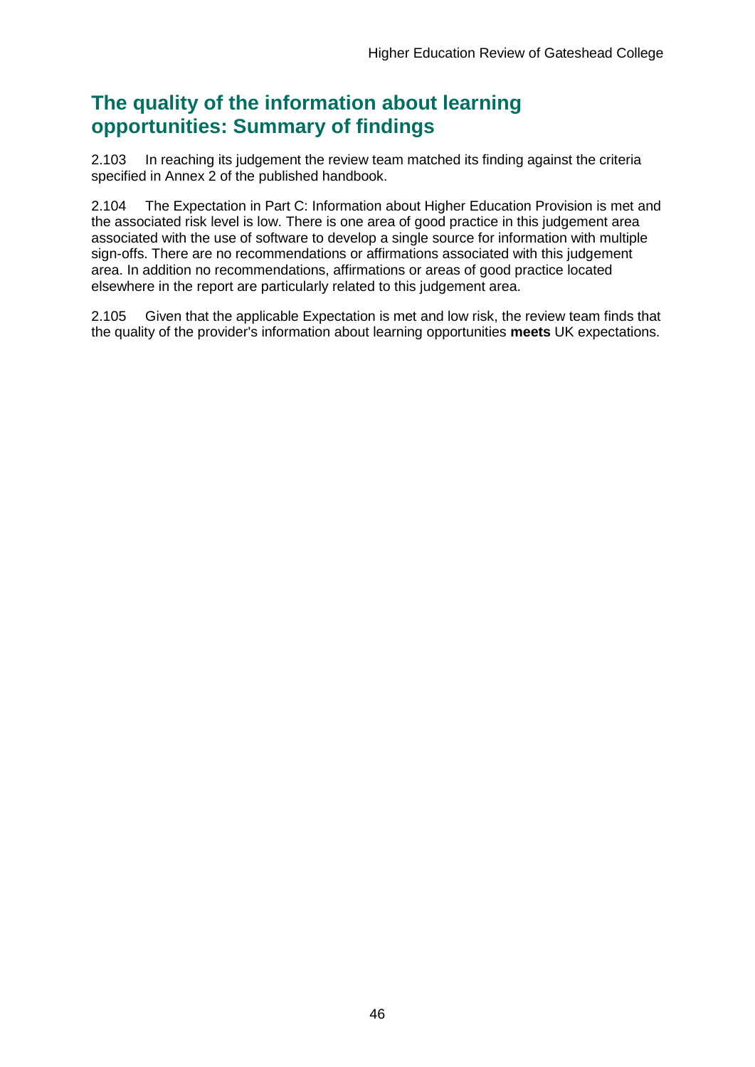## The quality of the information about learning opportunities: Summary of findings

2.103 In reaching its judgement the review team matched its finding against the criteria specified in Annex 2 of the published handbook.

2.104 The Expectation in Part C: Information about Higher Education Provision is met and the associated risk level is low. There is one area of good practice in this judgement area associated with the use of software to develop a single source for information with multiple sign-offs. There are no recommendations or affirmations associated with this judgement area. In addition no recommendations, affirmations or areas of good practice located elsewhere in the report are particularly related to this judgement area.

2.105 Given that the applicable Expectation is met and low risk, the review team finds that the quality of the provider's information about learning opportunities **meets** UK expectations.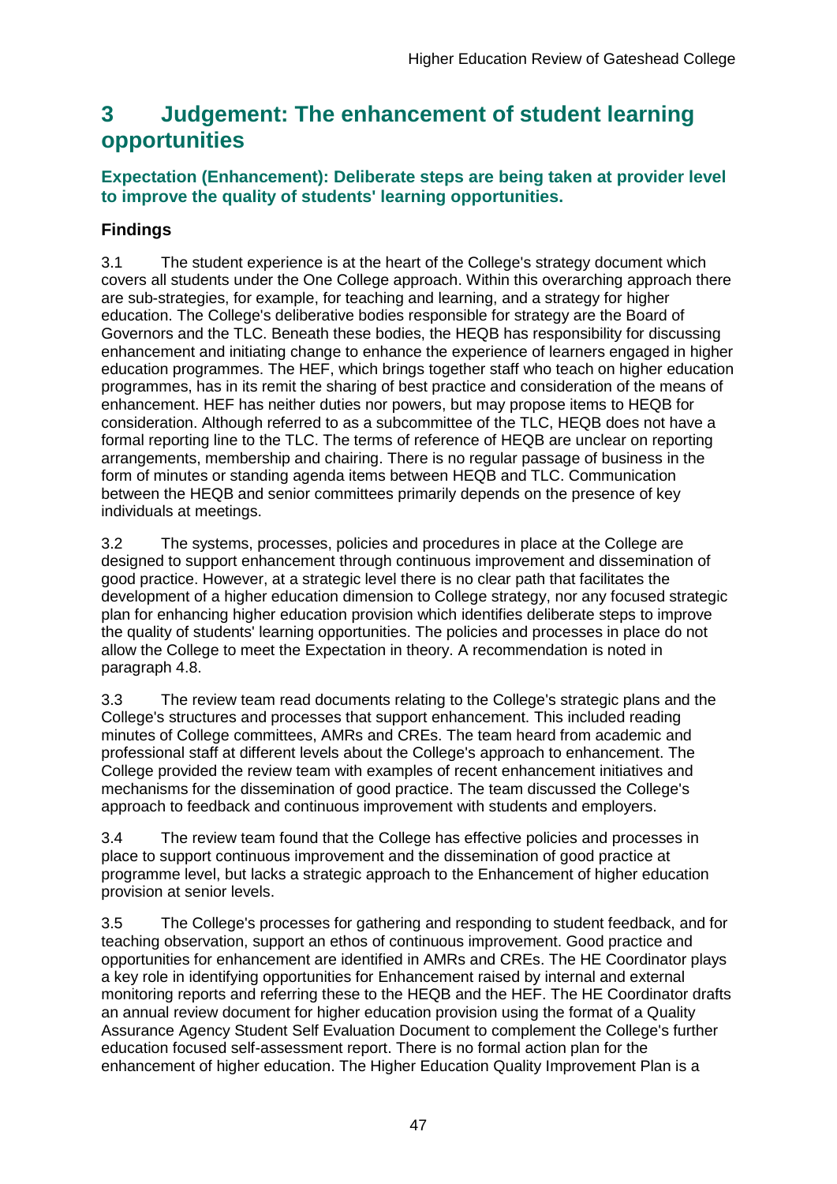# 3 Judgement: The enhancement of student learning opportunities

### Expectation (Enhancement): Deliberate steps are being taken at provider level to improve the quality of students' learning opportunities.

### Findings

3.1 The student experience is at the heart of the College's strategy document which covers all students under the One College approach. Within this overarching approach there are sub-strategies, for example, for teaching and learning, and a strategy for higher education. The College's deliberative bodies responsible for strategy are the Board of Governors and the TLC. Beneath these bodies, the HEQB has responsibility for discussing enhancement and initiating change to enhance the experience of learners engaged in higher education programmes. The HEF, which brings together staff who teach on higher education programmes, has in its remit the sharing of best practice and consideration of the means of enhancement. HEF has neither duties nor powers, but may propose items to HEQB for consideration. Although referred to as a subcommittee of the TLC, HEQB does not have a formal reporting line to the TLC. The terms of reference of HEQB are unclear on reporting arrangements, membership and chairing. There is no regular passage of business in the form of minutes or standing agenda items between HEQB and TLC. Communication between the HEQB and senior committees primarily depends on the presence of key individuals at meetings.

3.2 The systems, processes, policies and procedures in place at the College are designed to support enhancement through continuous improvement and dissemination of good practice. However, at a strategic level there is no clear path that facilitates the development of a higher education dimension to College strategy, nor any focused strategic plan for enhancing higher education provision which identifies deliberate steps to improve the quality of students' learning opportunities. The policies and processes in place do not allow the College to meet the Expectation in theory. A recommendation is noted in paragraph 4.8.

3.3 The review team read documents relating to the College's strategic plans and the College's structures and processes that support enhancement. This included reading minutes of College committees, AMRs and CREs. The team heard from academic and professional staff at different levels about the College's approach to enhancement. The College provided the review team with examples of recent enhancement initiatives and mechanisms for the dissemination of good practice. The team discussed the College's approach to feedback and continuous improvement with students and employers.

3.4 The review team found that the College has effective policies and processes in place to support continuous improvement and the dissemination of good practice at programme level, but lacks a strategic approach to the Enhancement of higher education provision at senior levels.

3.5 The College's processes for gathering and responding to student feedback, and for teaching observation, support an ethos of continuous improvement. Good practice and opportunities for enhancement are identified in AMRs and CREs. The HE Coordinator plays a key role in identifying opportunities for Enhancement raised by internal and external monitoring reports and referring these to the HEQB and the HEF. The HE Coordinator drafts an annual review document for higher education provision using the format of a Quality Assurance Agency Student Self Evaluation Document to complement the College's further education focused self-assessment report. There is no formal action plan for the enhancement of higher education. The Higher Education Quality Improvement Plan is a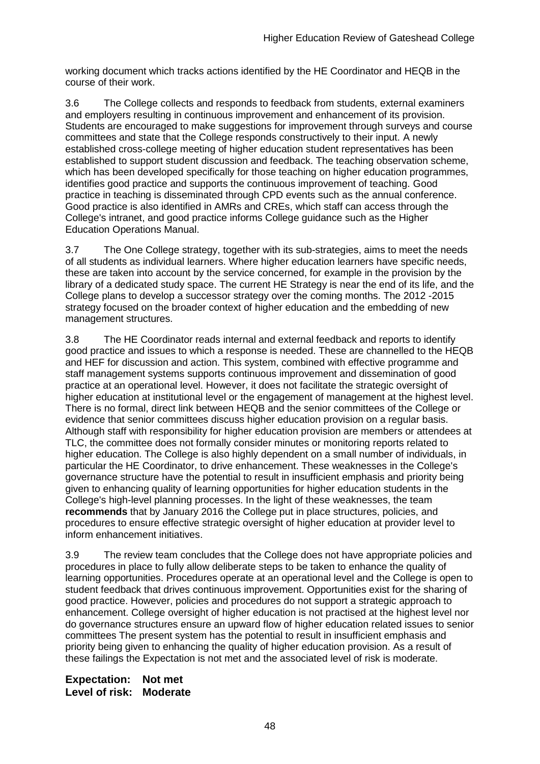working document which tracks actions identified by the HE Coordinator and HEQB in the course of their work.

3.6 The College collects and responds to feedback from students, external examiners and employers resulting in continuous improvement and enhancement of its provision. Students are encouraged to make suggestions for improvement through surveys and course committees and state that the College responds constructively to their input. A newly established cross-college meeting of higher education student representatives has been established to support student discussion and feedback. The teaching observation scheme, which has been developed specifically for those teaching on higher education programmes, identifies good practice and supports the continuous improvement of teaching. Good practice in teaching is disseminated through CPD events such as the annual conference. Good practice is also identified in AMRs and CREs, which staff can access through the College's intranet, and good practice informs College guidance such as the Higher Education Operations Manual.

3.7 The One College strategy, together with its sub-strategies, aims to meet the needs of all students as individual learners. Where higher education learners have specific needs, these are taken into account by the service concerned, for example in the provision by the library of a dedicated study space. The current HE Strategy is near the end of its life, and the College plans to develop a successor strategy over the coming months. The 2012 -2015 strategy focused on the broader context of higher education and the embedding of new management structures.

3.8 The HE Coordinator reads internal and external feedback and reports to identify good practice and issues to which a response is needed. These are channelled to the HEQB and HEF for discussion and action. This system, combined with effective programme and staff management systems supports continuous improvement and dissemination of good practice at an operational level. However, it does not facilitate the strategic oversight of higher education at institutional level or the engagement of management at the highest level. There is no formal, direct link between HEQB and the senior committees of the College or evidence that senior committees discuss higher education provision on a regular basis. Although staff with responsibility for higher education provision are members or attendees at TLC, the committee does not formally consider minutes or monitoring reports related to higher education. The College is also highly dependent on a small number of individuals, in particular the HE Coordinator, to drive enhancement. These weaknesses in the College's governance structure have the potential to result in insufficient emphasis and priority being given to enhancing quality of learning opportunities for higher education students in the College's high-level planning processes. In the light of these weaknesses, the team **recommends** that by January 2016 the College put in place structures, policies, and procedures to ensure effective strategic oversight of higher education at provider level to inform enhancement initiatives.

3.9 The review team concludes that the College does not have appropriate policies and procedures in place to fully allow deliberate steps to be taken to enhance the quality of learning opportunities. Procedures operate at an operational level and the College is open to student feedback that drives continuous improvement. Opportunities exist for the sharing of good practice. However, policies and procedures do not support a strategic approach to enhancement. College oversight of higher education is not practised at the highest level nor do governance structures ensure an upward flow of higher education related issues to senior committees The present system has the potential to result in insufficient emphasis and priority being given to enhancing the quality of higher education provision. As a result of these failings the Expectation is not met and the associated level of risk is moderate.

**Expectation: Not met**
**Level of risk: Moderate**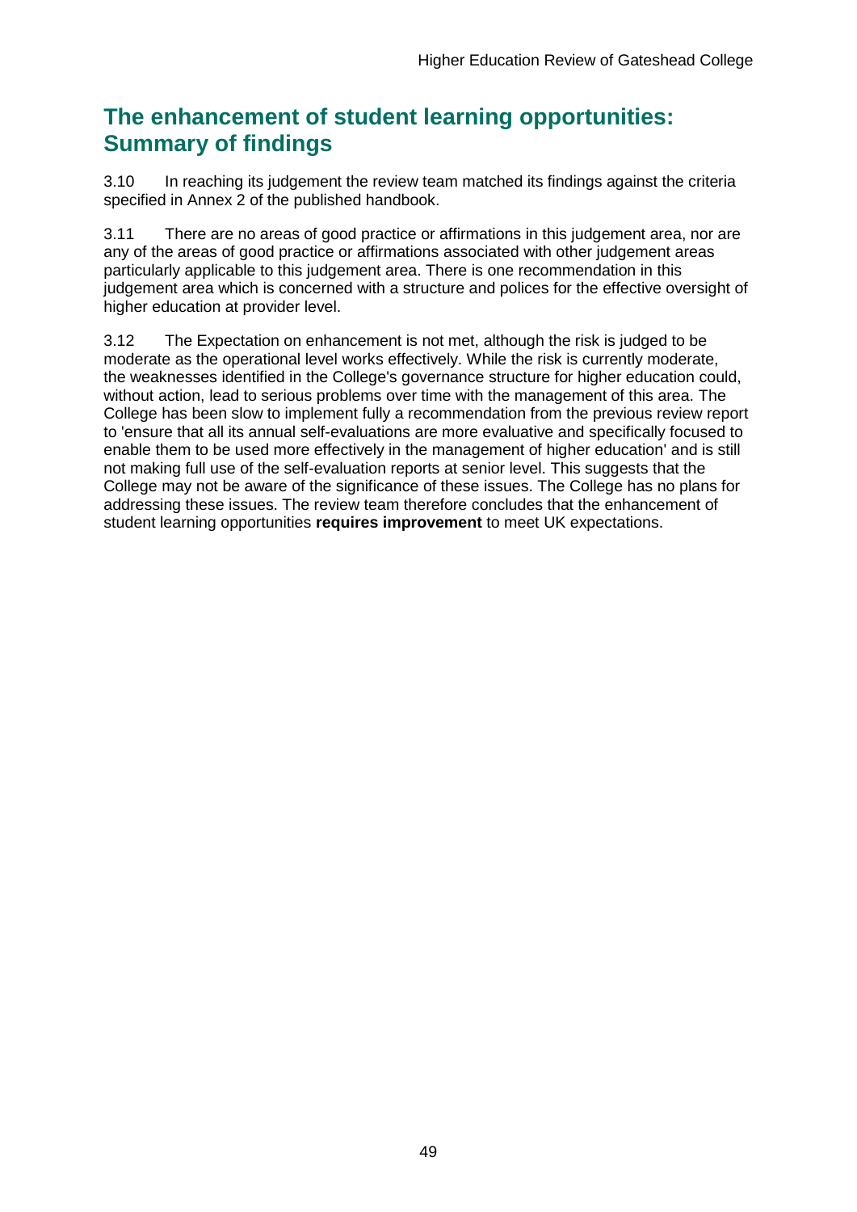## The enhancement of student learning opportunities: Summary of findings

3.10 In reaching its judgement the review team matched its findings against the criteria specified in Annex 2 of the published handbook.

3.11 There are no areas of good practice or affirmations in this judgement area, nor are any of the areas of good practice or affirmations associated with other judgement areas particularly applicable to this judgement area. There is one recommendation in this judgement area which is concerned with a structure and polices for the effective oversight of higher education at provider level.

3.12 The Expectation on enhancement is not met, although the risk is judged to be moderate as the operational level works effectively. While the risk is currently moderate, the weaknesses identified in the College's governance structure for higher education could, without action, lead to serious problems over time with the management of this area. The College has been slow to implement fully a recommendation from the previous review report to 'ensure that all its annual self-evaluations are more evaluative and specifically focused to enable them to be used more effectively in the management of higher education' and is still not making full use of the self-evaluation reports at senior level. This suggests that the College may not be aware of the significance of these issues. The College has no plans for addressing these issues. The review team therefore concludes that the enhancement of student learning opportunities **requires improvement** to meet UK expectations.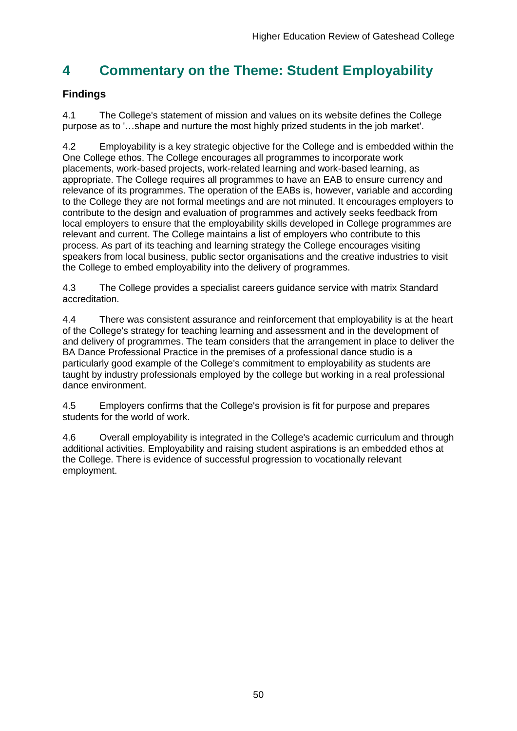# 4 Commentary on the Theme: Student Employability

### Findings

4.1 The College's statement of mission and values on its website defines the College purpose as to '…shape and nurture the most highly prized students in the job market'.

4.2 Employability is a key strategic objective for the College and is embedded within the One College ethos. The College encourages all programmes to incorporate work placements, work-based projects, work-related learning and work-based learning, as appropriate. The College requires all programmes to have an EAB to ensure currency and relevance of its programmes. The operation of the EABs is, however, variable and according to the College they are not formal meetings and are not minuted. It encourages employers to contribute to the design and evaluation of programmes and actively seeks feedback from local employers to ensure that the employability skills developed in College programmes are relevant and current. The College maintains a list of employers who contribute to this process. As part of its teaching and learning strategy the College encourages visiting speakers from local business, public sector organisations and the creative industries to visit the College to embed employability into the delivery of programmes.

4.3 The College provides a specialist careers guidance service with matrix Standard accreditation.

4.4 There was consistent assurance and reinforcement that employability is at the heart of the College's strategy for teaching learning and assessment and in the development of and delivery of programmes. The team considers that the arrangement in place to deliver the BA Dance Professional Practice in the premises of a professional dance studio is a particularly good example of the College's commitment to employability as students are taught by industry professionals employed by the college but working in a real professional dance environment.

4.5 Employers confirms that the College's provision is fit for purpose and prepares students for the world of work.

4.6 Overall employability is integrated in the College's academic curriculum and through additional activities. Employability and raising student aspirations is an embedded ethos at the College. There is evidence of successful progression to vocationally relevant employment.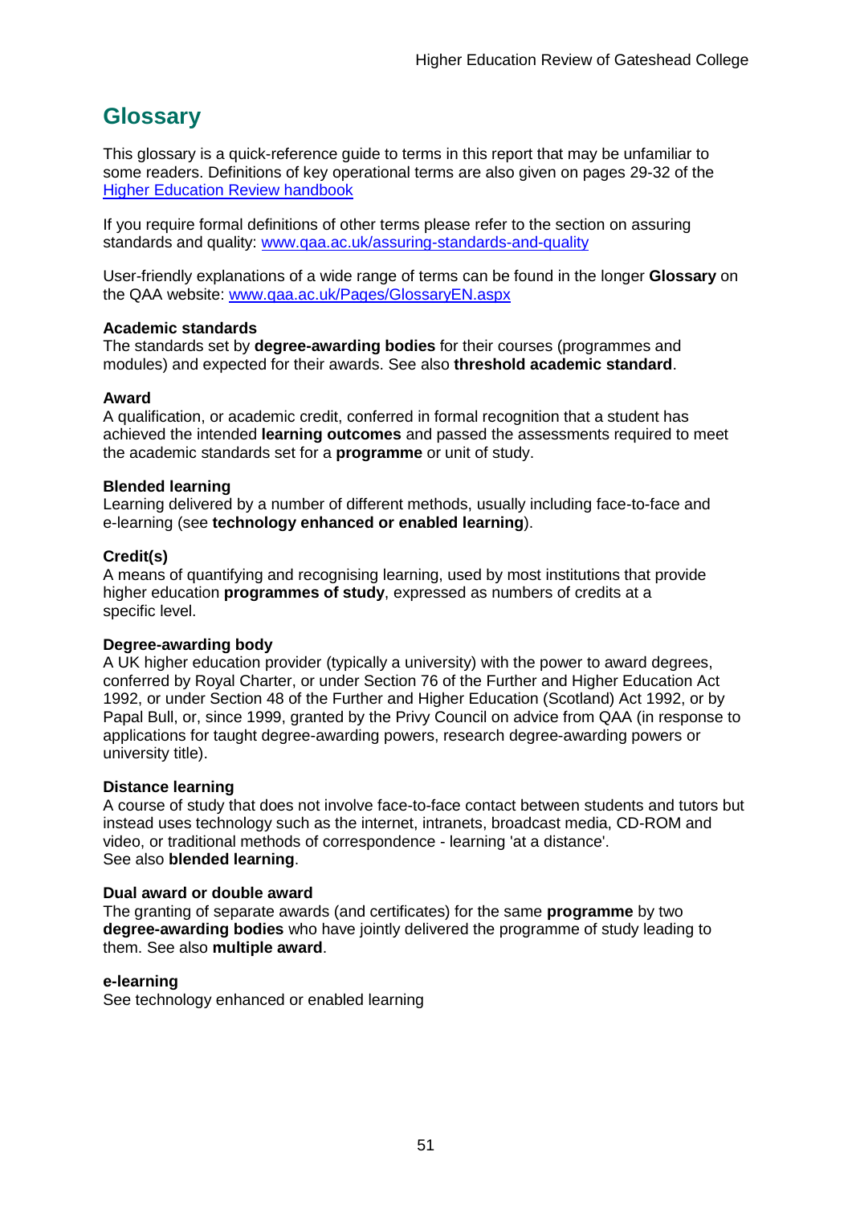## Glossary

This glossary is a quick-reference guide to terms in this report that may be unfamiliar to some readers. Definitions of key operational terms are also given on pages 29-32 of the [Higher Education Review handbook](Higher Education Review handbook)

If you require formal definitions of other terms please refer to the section on assuring standards and quality: [www.qaa.ac.uk/assuring-standards-and-quality](www.qaa.ac.uk/assuring-standards-and-quality)

User-friendly explanations of a wide range of terms can be found in the longer **Glossary** on the QAA website: [www.qaa.ac.uk/Pages/GlossaryEN.aspx](www.qaa.ac.uk/Pages/GlossaryEN.aspx)

**Academic standards**
The standards set by **degree-awarding bodies** for their courses (programmes and modules) and expected for their awards. See also **threshold academic standard**.

**Award**
A qualification, or academic credit, conferred in formal recognition that a student has achieved the intended **learning outcomes** and passed the assessments required to meet the academic standards set for a **programme** or unit of study.

**Blended learning**
Learning delivered by a number of different methods, usually including face-to-face and e-learning (see **technology enhanced or enabled learning**).

**Credit(s)**
A means of quantifying and recognising learning, used by most institutions that provide higher education **programmes of study**, expressed as numbers of credits at a specific level.

**Degree-awarding body**
A UK higher education provider (typically a university) with the power to award degrees, conferred by Royal Charter, or under Section 76 of the Further and Higher Education Act 1992, or under Section 48 of the Further and Higher Education (Scotland) Act 1992, or by Papal Bull, or, since 1999, granted by the Privy Council on advice from QAA (in response to applications for taught degree-awarding powers, research degree-awarding powers or university title).

**Distance learning**
A course of study that does not involve face-to-face contact between students and tutors but instead uses technology such as the internet, intranets, broadcast media, CD-ROM and video, or traditional methods of correspondence - learning 'at a distance'.
See also **blended learning**.

**Dual award or double award**
The granting of separate awards (and certificates) for the same **programme** by two **degree-awarding bodies** who have jointly delivered the programme of study leading to them. See also **multiple award**.

**e-learning**
See technology enhanced or enabled learning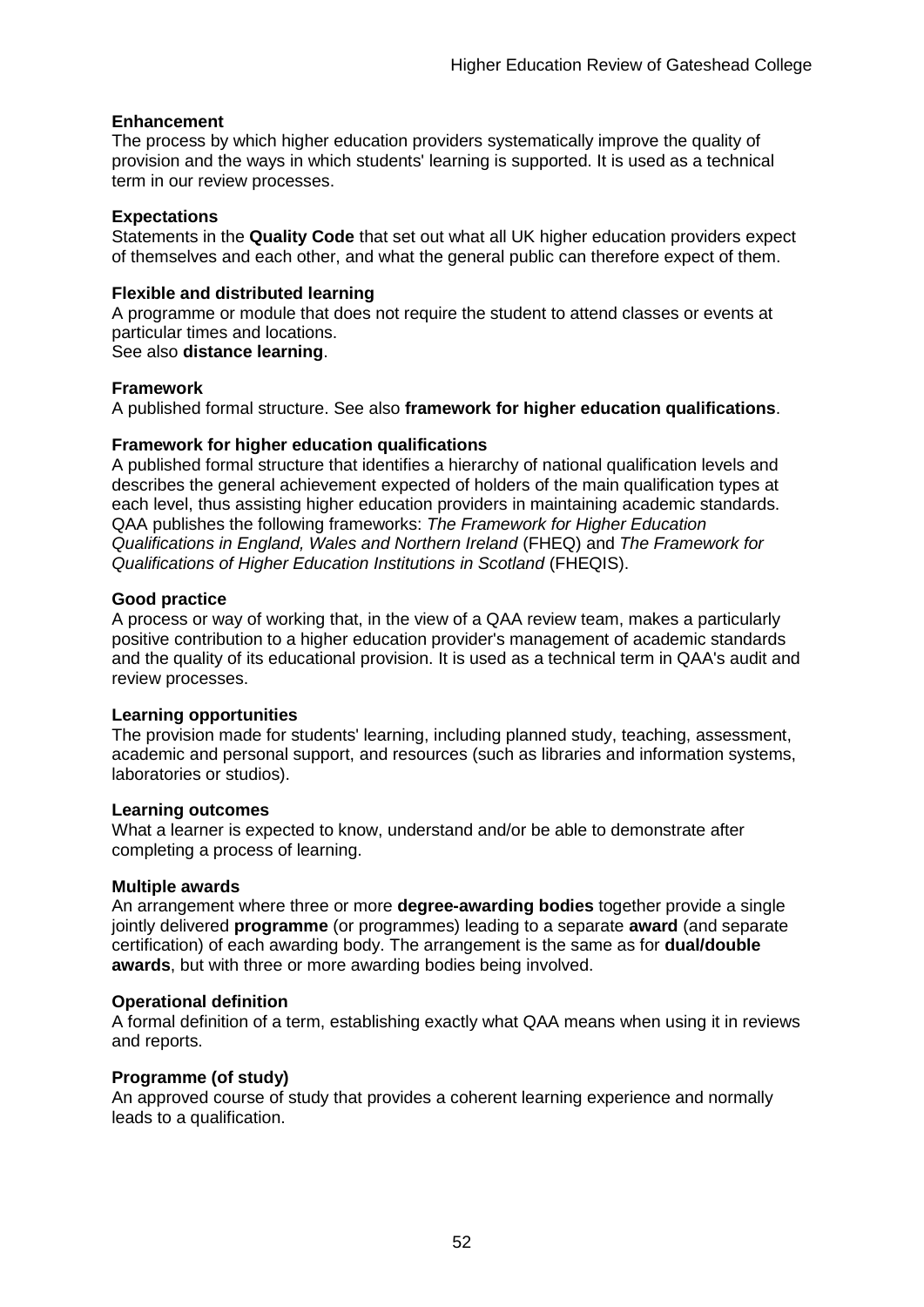**Enhancement**
The process by which higher education providers systematically improve the quality of provision and the ways in which students' learning is supported. It is used as a technical term in our review processes.

**Expectations**
Statements in the **Quality Code** that set out what all UK higher education providers expect of themselves and each other, and what the general public can therefore expect of them.

**Flexible and distributed learning**
A programme or module that does not require the student to attend classes or events at particular times and locations.
See also **distance learning**.

**Framework**
A published formal structure. See also **framework for higher education qualifications**.

**Framework for higher education qualifications**
A published formal structure that identifies a hierarchy of national qualification levels and describes the general achievement expected of holders of the main qualification types at each level, thus assisting higher education providers in maintaining academic standards. QAA publishes the following frameworks: *The Framework for Higher Education Qualifications in England, Wales and Northern Ireland* (FHEQ) and *The Framework for Qualifications of Higher Education Institutions in Scotland* (FHEQIS).

**Good practice**
A process or way of working that, in the view of a QAA review team, makes a particularly positive contribution to a higher education provider's management of academic standards and the quality of its educational provision. It is used as a technical term in QAA's audit and review processes.

**Learning opportunities**
The provision made for students' learning, including planned study, teaching, assessment, academic and personal support, and resources (such as libraries and information systems, laboratories or studios).

**Learning outcomes**
What a learner is expected to know, understand and/or be able to demonstrate after completing a process of learning.

**Multiple awards**
An arrangement where three or more **degree-awarding bodies** together provide a single jointly delivered **programme** (or programmes) leading to a separate **award** (and separate certification) of each awarding body. The arrangement is the same as for **dual/double awards**, but with three or more awarding bodies being involved.

**Operational definition**
A formal definition of a term, establishing exactly what QAA means when using it in reviews and reports.

**Programme (of study)**
An approved course of study that provides a coherent learning experience and normally leads to a qualification.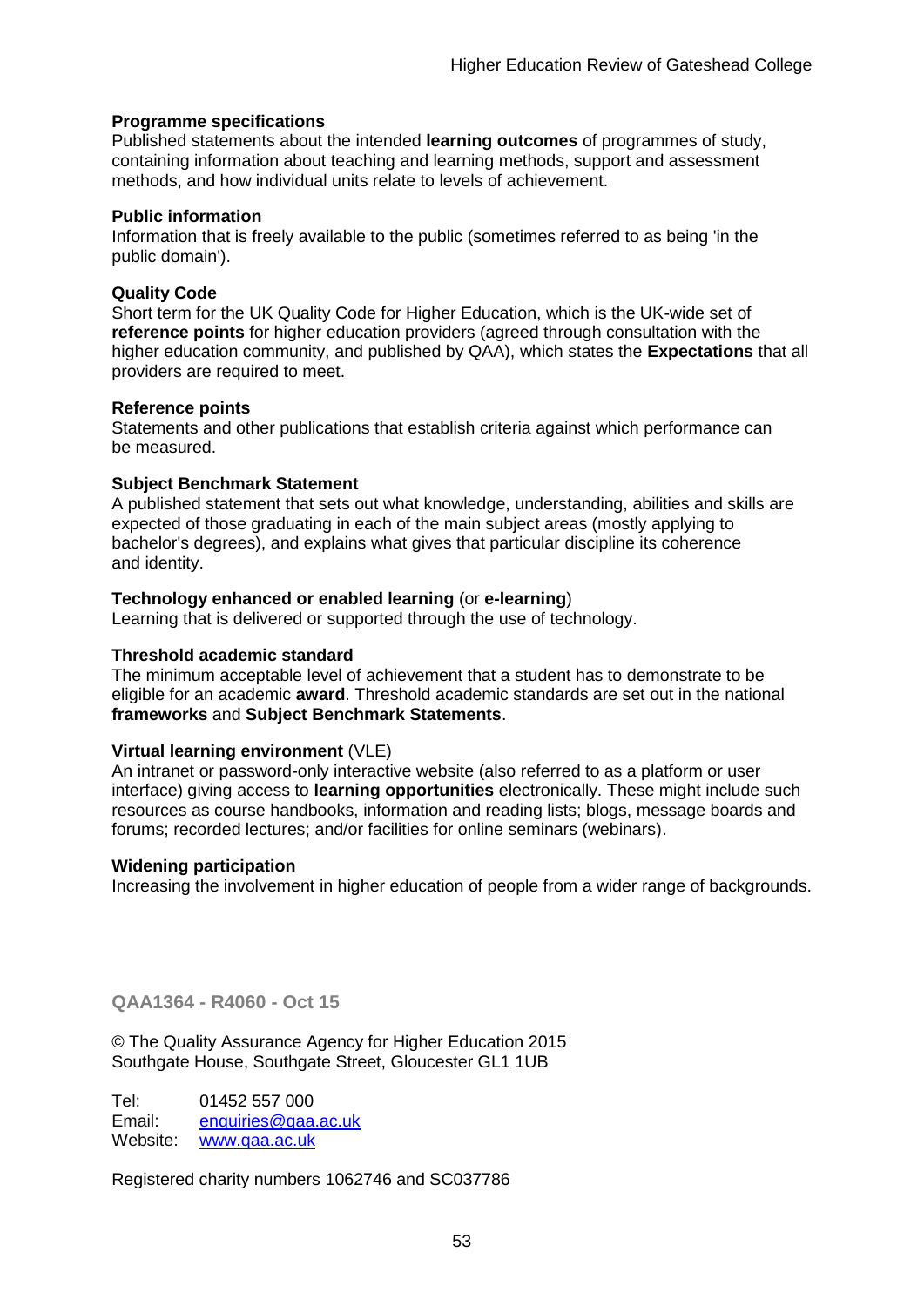**Programme specifications**
Published statements about the intended **learning outcomes** of programmes of study, containing information about teaching and learning methods, support and assessment methods, and how individual units relate to levels of achievement.

**Public information**
Information that is freely available to the public (sometimes referred to as being 'in the public domain').

**Quality Code**
Short term for the UK Quality Code for Higher Education, which is the UK-wide set of **reference points** for higher education providers (agreed through consultation with the higher education community, and published by QAA), which states the **Expectations** that all providers are required to meet.

**Reference points**
Statements and other publications that establish criteria against which performance can be measured.

**Subject Benchmark Statement**
A published statement that sets out what knowledge, understanding, abilities and skills are expected of those graduating in each of the main subject areas (mostly applying to bachelor's degrees), and explains what gives that particular discipline its coherence and identity.

**Technology enhanced or enabled learning** (or **e-learning**)
Learning that is delivered or supported through the use of technology.

**Threshold academic standard**
The minimum acceptable level of achievement that a student has to demonstrate to be eligible for an academic **award**. Threshold academic standards are set out in the national **frameworks** and **Subject Benchmark Statements**.

**Virtual learning environment** (VLE)
An intranet or password-only interactive website (also referred to as a platform or user interface) giving access to **learning opportunities** electronically. These might include such resources as course handbooks, information and reading lists; blogs, message boards and forums; recorded lectures; and/or facilities for online seminars (webinars).

**Widening participation**
Increasing the involvement in higher education of people from a wider range of backgrounds.

**QAA1364 - R4060 - Oct 15**

© The Quality Assurance Agency for Higher Education 2015
Southgate House, Southgate Street, Gloucester GL1 1UB

Tel: 01452 557 000
Email: enquiries@qaa.ac.uk
Website: www.qaa.ac.uk

Registered charity numbers 1062746 and SC037786